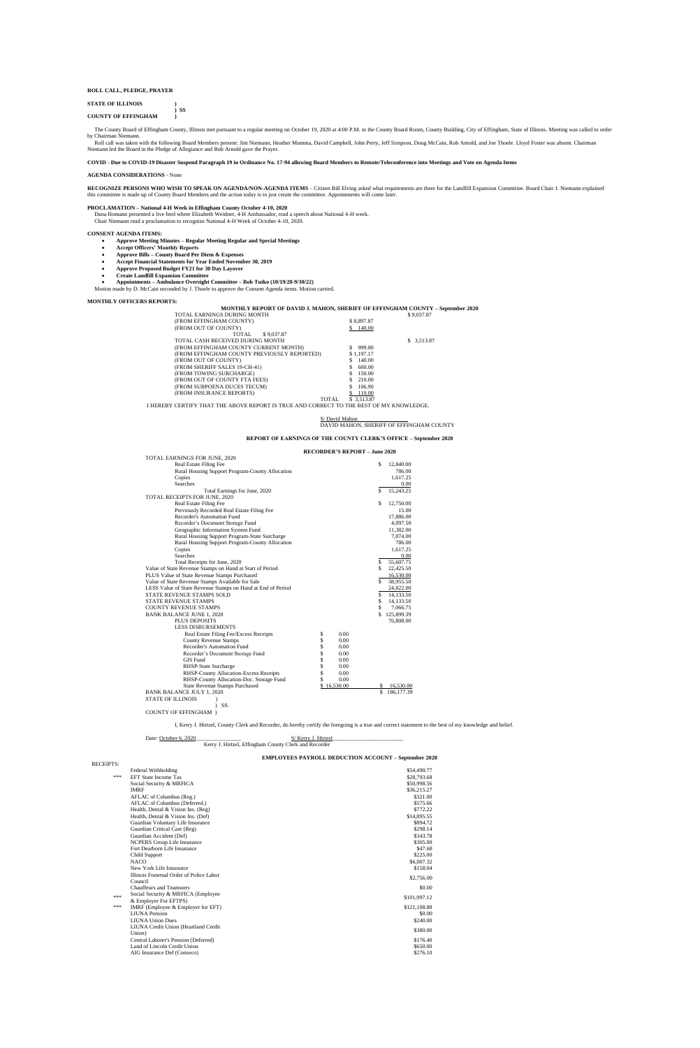**ROLL CALL, PLEDGE, PRAYER**

**STATE OF ILLINOIS )**
**) SS**
**COUNTY OF EFFINGHAM )**

The County Board of Effingham County, Illinois met pursuant to a regular meeting on October 19, 2020 at 4:00 P.M. in the County Board Room, County Building, City of Effingham, State of Illinois. Meeting was called to order by Chairman Niemann.

Roll call was taken with the following Board Members present: Jim Niemann, Heather Mumma, David Campbell, John Perry, Jeff Simpson, Doug McCain, Rob Arnold, and Joe Thoele. Lloyd Foster was absent. Chairman Niemann led the Board in the Pledge of Allegiance and Rob Arnold gave the Prayer.

**COVID - Due to COVID-19 Disaster Suspend Paragraph 19 in Ordinance No. 17-94 allowing Board Members to Remote/Teleconference into Meetings and Vote on Agenda Items**

**AGENDA CONSIDERATIONS** - None

**RECOGNIZE PERSONS WHO WISH TO SPEAK ON AGENDA/NON-AGENDA ITEMS** – Citizen Bill Elving asked what requirements are there for the Landfill Expansion Committee. Board Chair J. Niemann explained this committee is made up of County Board Members and the action today is to just create the committee. Appointments will come later.

**PROCLAMATION – National 4-H Week in Effingham County October 4-10, 2020**

Dana Homann presented a live feed where Elizabeth Weidner, 4-H Ambassador, read a speech about National 4-H week.
Chair Niemann read a proclamation to recognize National 4-H Week of October 4-10, 2020.

**CONSENT AGENDA ITEMS:**

- **Approve Meeting Minutes – Regular Meeting Regular and Special Meetings**
- **Accept Officers' Monthly Reports**
- **Approve Bills – County Board Per Diem & Expenses**
- **Accept Financial Statements for Year Ended November 30, 2019**
- **Approve Proposed Budget FY21 for 30 Day Layover**
- **Create Landfill Expansion Committee**
- **Appointments – Ambulance Oversight Committee – Bob Tutko (10/19/20-9/30/22)**

Motion made by D. McCain seconded by J. Thoele to approve the Consent Agenda items. Motion carried.

**MONTHLY OFFICERS REPORTS:**

**MONTHLY REPORT OF DAVID J. MAHON, SHERIFF OF EFFINGHAM COUNTY – September 2020**

| | | |
|---|---|---|
| TOTAL EARNINGS DURING MONTH | | $ 9,037.87 |
| (FROM EFFINGHAM COUNTY) | $ 8,897.87 | |
| (FROM OUT OF COUNTY) | $ 140.00 | |
| TOTAL $ 9,037.87 | | |
| TOTAL CASH RECEIVED DURING MONTH | | $ 3,513.87 |
| (FROM EFFINGHAM COUNTY CURRENT MONTH) | $ 999.80 | |
| (FROM EFFINGHAM COUNTY PREVIOUSLY REPORTED) | $ 1,197.17 | |
| (FROM OUT OF COUNTY) | $ 140.00 | |
| (FROM SHERIFF SALES 19-CH-41) | $ 600.00 | |
| (FROM TOWING SURCHARGE) | $ 150.00 | |
| (FROM OUT OF COUNTY FTA FEES) | $ 210.00 | |
| (FROM SUBPOENA DUCES TECUM) | $ 106.90 | |
| (FROM INSURANCE REPORTS) | $ 110.00 | |
| TOTAL | $ 3,513.87 | |

I HEREBY CERTIFY THAT THE ABOVE REPORT IS TRUE AND CORRECT TO THE BEST OF MY KNOWLEDGE.

S/ David Mahon
DAVID MAHON, SHERIFF OF EFFINGHAM COUNTY

**REPORT OF EARNINGS OF THE COUNTY CLERK'S OFFICE – September 2020**

**RECORDER'S REPORT – June 2020**

| | | |
|---|---|---|
| TOTAL EARNINGS FOR JUNE, 2020 | | |
| Real Estate Filing Fee | | $ 12,840.00 |
| Rural Housing Support Program-County Allocation | | 786.00 |
| Copies | | 1,617.25 |
| Searches | | 0.00 |
| Total Earnings for June, 2020 | | $ 15,243.25 |
| TOTAL RECEIPTS FOR JUNE, 2020 | | |
| Real Estate Filing Fee | | $ 12,750.00 |
| Previously Recorded Real Estate Filing Fee | | 15.00 |
| Recorder's Automation Fund | | 17,886.00 |
| Recorder's Document Storage Fund | | 4,097.50 |
| Geographic Information System Fund | | 11,382.00 |
| Rural Housing Support Program-State Surcharge | | 7,074.00 |
| Rural Housing Support Program-County Allocation | | 786.00 |
| Copies | | 1,617.25 |
| Searches | | 0.00 |
| Total Receipts for June, 2020 | | $ 55,607.75 |
| Value of State Revenue Stamps on Hand at Start of Period | | $ 22,425.50 |
| PLUS Value of State Revenue Stamps Purchased | | 16,530.00 |
| Value of State Revenue Stamps Available for Sale | | $ 38,955.50 |
| LESS Value of State Revenue Stamps on Hand at End of Period | | 24,822.00 |
| STATE REVENUE STAMPS SOLD | | $ 14,133.50 |
| STATE REVENUE STAMPS | | $ 14,133.50 |
| COUNTY REVENUE STAMPS | | $ 7,066.75 |
| BANK BALANCE JUNE 1, 2020 | | $ 125,899.39 |
| PLUS DEPOSITS | | 76,808.00 |
| LESS DISBURSEMENTS | | |
| Real Estate Filing Fee/Excess Receipts | $ 0.00 | |
| County Revenue Stamps | $ 0.00 | |
| Recorder's Automation Fund | $ 0.00 | |
| Recorder's Document Storage Fund | $ 0.00 | |
| GIS Fund | $ 0.00 | |
| RHSP-State Surcharge | $ 0.00 | |
| RHSP-County Allocation-Excess Receipts | $ 0.00 | |
| RHSP-County Allocation-Doc. Storage Fund | $ 0.00 | |
| State Revenue Stamps Purchased | $ 16,530.00 | $ 16,530.00 |
| BANK BALANCE JULY 1, 2020 | | $ 186,177.39 |

STATE OF ILLINOIS )
) SS.
COUNTY OF EFFINGHAM )

I, Kerry J. Hirtzel, County Clerk and Recorder, do hereby certify the foregoing is a true and correct statement to the best of my knowledge and belief.

Date: October 6, 2020 S/ Kerry J. Hirtzel
Kerry J. Hirtzel, Effingham County Clerk and Recorder

**EMPLOYEES PAYROLL DEDUCTION ACCOUNT – September 2020**

RECEIPTS:

| | | |
|---|---|---|
| | Federal Withholding | $54,490.77 |
| *** | EFT State Income Tax | $28,793.68 |
| | Social Security & MRFICA | $50,998.56 |
| | IMRF | $36,215.27 |
| | AFLAC of Columbus (Reg.) | $321.00 |
| | AFLAC of Columbus (Deferred.) | $575.66 |
| | Health, Dental & Vision Ins. (Reg) | $772.22 |
| | Health, Dental & Vision Ins. (Def) | $14,895.55 |
| | Guardian Voluntary Life Insurance | $894.72 |
| | Guardian Critical Care (Reg) | $298.14 |
| | Guardian Accident (Def) | $343.78 |
| | NCPERS Group Life Insurance | $305.00 |
| | Fort Dearborn Life Insurance | $47.68 |
| | Child Support | $225.00 |
| | NACO | $6,007.32 |
| | New York Life Insurance | $158.04 |
| | Illinois Fraternal Order of Police Labor Council | $2,756.00 |
| | Chauffeurs and Teamsters | $0.00 |
| *** | Social Security & MRFICA (Employee & Employer For EFTPS) | $101,997.12 |
| *** | IMRF (Employee & Employer for EFT) | $121,108.88 |
| | LIUNA Pension | $0.00 |
| | LIUNA Union Dues | $240.00 |
| | LIUNA Credit Union (Heartland Credit Union) | $380.00 |
| | Central Laborer's Pension (Deferred) | $176.40 |
| | Land of Lincoln Credit Union | $650.00 |
| | AIG Insurance Def (Conseco) | $276.10 |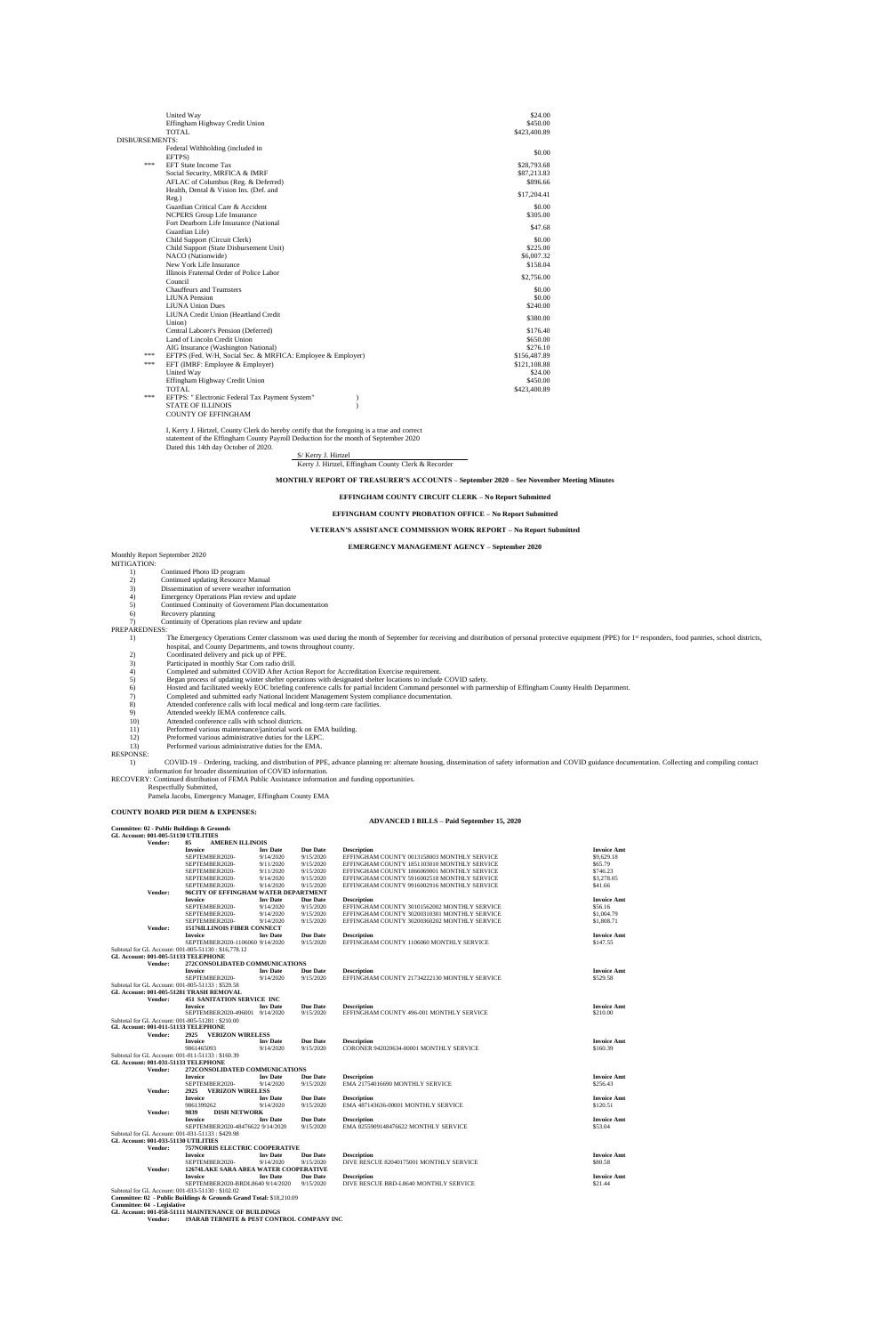| | | |
|---|---|---|
| | United Way | $24.00 |
| | Effingham Highway Credit Union | $450.00 |
| | TOTAL | $423,400.89 |
| DISBURSEMENTS: | | |
| | Federal Withholding (included in EFTPS) | $0.00 |
| *** | EFT State Income Tax | $28,793.68 |
| | Social Security, MRFICA & IMRF | $87,213.83 |
| | AFLAC of Columbus (Reg. & Deferred) | $896.66 |
| | Health, Dental & Vision Ins. (Def. and Reg.) | $17,204.41 |
| | Guardian Critical Care & Accident | $0.00 |
| | NCPERS Group Life Insurance | $305.00 |
| | Fort Dearborn Life Insurance (National Guardian Life) | $47.68 |
| | Child Support (Circuit Clerk) | $0.00 |
| | Child Support (State Disbursement Unit) | $225.00 |
| | NACO (Nationwide) | $6,007.32 |
| | New York Life Insurance | $158.04 |
| | Illinois Fraternal Order of Police Labor Council | $2,756.00 |
| | Chauffeurs and Teamsters | $0.00 |
| | LIUNA Pension | $0.00 |
| | LIUNA Union Dues | $240.00 |
| | LIUNA Credit Union (Heartland Credit Union) | $380.00 |
| | Central Laborer's Pension (Deferred) | $176.40 |
| | Land of Lincoln Credit Union | $650.00 |
| | AIG Insurance (Washington National) | $276.10 |
| *** | EFTPS (Fed. W/H, Social Sec. & MRFICA: Employee & Employer) | $156,487.89 |
| *** | EFT (IMRF: Employee & Employer) | $121,108.88 |
| | United Way | $24.00 |
| | Effingham Highway Credit Union | $450.00 |
| | TOTAL | $423,400.89 |

*** EFTPS: " Electronic Federal Tax Payment System" )
STATE OF ILLINOIS )
COUNTY OF EFFINGHAM

I, Kerry J. Hirtzel, County Clerk do hereby certify that the foregoing is a true and correct statement of the Effingham County Payroll Deduction for the month of September 2020
Dated this 14th day of October of 2020.

S/ Kerry J. Hirtzel
Kerry J. Hirtzel, Effingham County Clerk & Recorder

**MONTHLY REPORT OF TREASURER'S ACCOUNTS – September 2020 – See November Meeting Minutes**

**EFFINGHAM COUNTY CIRCUIT CLERK – No Report Submitted**

**EFFINGHAM COUNTY PROBATION OFFICE – No Report Submitted**

**VETERAN'S ASSISTANCE COMMISSION WORK REPORT – No Report Submitted**

**EMERGENCY MANAGEMENT AGENCY – September 2020**

Monthly Report September 2020

MITIGATION:

1) Continued Photo ID program
2) Continued updating Resource Manual
3) Dissemination of severe weather information
4) Emergency Operations Plan review and update
5) Continued Continuity of Government Plan documentation
6) Recovery planning
7) Continuity of Operations plan review and update

PREPAREDNESS:

1) The Emergency Operations Center classroom was used during the month of September for receiving and distribution of personal protective equipment (PPE) for 1st responders, food pantries, school districts, hospital, and County Departments, and towns throughout county.
2) Coordinated delivery and pick up of PPE.
3) Participated in monthly Star Com radio drill.
4) Completed and submitted COVID After Action Report for Accreditation Exercise requirement.
5) Began process of updating winter shelter operations with designated shelter locations to include COVID safety.
6) Hosted and facilitated weekly EOC briefing conference calls for partial Incident Command personnel with partnership of Effingham County Health Department.
7) Completed and submitted early National Incident Management System compliance documentation.
8) Attended conference calls with local medical and long-term care facilities.
9) Attended weekly IEMA conference calls.
10) Attended conference calls with school districts.
11) Performed various maintenance/janitorial work on EMA building.
12) Preformed various administrative duties for the LEPC.
13) Performed various administrative duties for the EMA.

RESPONSE:

1) COVID-19 – Ordering, tracking, and distribution of PPE, advance planning re: alternate housing, dissemination of safety information and COVID guidance documentation. Collecting and compiling contact information for broader dissemination of COVID information.

RECOVERY: Continued distribution of FEMA Public Assistance information and funding opportunities.

Respectfully Submitted,
Pamela Jacobs, Emergency Manager, Effingham County EMA

**COUNTY BOARD PER DIEM & EXPENSES:**

**ADVANCED I BILLS – Paid September 15, 2020**

**Committee: 02 - Public Buildings & Grounds**
**GL Account: 001-005-51130 UTILITIES**

**Vendor: 85 AMEREN ILLINOIS**

| Invoice | Inv Date | Due Date | Description | Invoice Amt |
|---|---|---|---|---|
| SEPTEMBER2020- | 9/14/2020 | 9/15/2020 | EFFINGHAM COUNTY 0013158003 MONTHLY SERVICE | $9,629.18 |
| SEPTEMBER2020- | 9/11/2020 | 9/15/2020 | EFFINGHAM COUNTY 1851103010 MONTHLY SERVICE | $65.79 |
| SEPTEMBER2020- | 9/11/2020 | 9/15/2020 | EFFINGHAM COUNTY 1866069001 MONTHLY SERVICE | $746.23 |
| SEPTEMBER2020- | 9/14/2020 | 9/15/2020 | EFFINGHAM COUNTY 5916002518 MONTHLY SERVICE | $3,278.05 |
| SEPTEMBER2020- | 9/14/2020 | 9/15/2020 | EFFINGHAM COUNTY 9916002916 MONTHLY SERVICE | $41.66 |

**Vendor: 96CITY OF EFFINGHAM WATER DEPARTMENT**

| Invoice | Inv Date | Due Date | Description | Invoice Amt |
|---|---|---|---|---|
| SEPTEMBER2020- | 9/14/2020 | 9/15/2020 | EFFINGHAM COUNTY 30101562002 MONTHLY SERVICE | $56.16 |
| SEPTEMBER2020- | 9/14/2020 | 9/15/2020 | EFFINGHAM COUNTY 30200310301 MONTHLY SERVICE | $1,004.79 |
| SEPTEMBER2020- | 9/14/2020 | 9/15/2020 | EFFINGHAM COUNTY 30200360202 MONTHLY SERVICE | $1,808.71 |

**Vendor: 15176ILLINOIS FIBER CONNECT**

| Invoice | Inv Date | Due Date | Description | Invoice Amt |
|---|---|---|---|---|
| SEPTEMBER2020-1106060 | 9/14/2020 | 9/15/2020 | EFFINGHAM COUNTY 1106060 MONTHLY SERVICE | $147.55 |

Subtotal for GL Account: 001-005-51130 : $16,778.12

**GL Account: 001-005-51133 TELEPHONE**

**Vendor: 272CONSOLIDATED COMMUNICATIONS**

| Invoice | Inv Date | Due Date | Description | Invoice Amt |
|---|---|---|---|---|
| SEPTEMBER2020- | 9/14/2020 | 9/15/2020 | EFFINGHAM COUNTY 21734222130 MONTHLY SERVICE | $529.58 |

Subtotal for GL Account: 001-005-51133 : $529.58

**GL Account: 001-005-51281 TRASH REMOVAL**

**Vendor: 451 SANITATION SERVICE INC**

| Invoice | Inv Date | Due Date | Description | Invoice Amt |
|---|---|---|---|---|
| SEPTEMBER2020-496001 | 9/14/2020 | 9/15/2020 | EFFINGHAM COUNTY 496-001 MONTHLY SERVICE | $210.00 |

Subtotal for GL Account: 001-005-51281 : $210.00

**GL Account: 001-011-51133 TELEPHONE**

**Vendor: 2925 VERIZON WIRELESS**

| Invoice | Inv Date | Due Date | Description | Invoice Amt |
|---|---|---|---|---|
| 9861465093 | 9/14/2020 | 9/15/2020 | CORONER 942020634-00001 MONTHLY SERVICE | $160.39 |

Subtotal for GL Account: 001-011-51133 : $160.39

**GL Account: 001-031-51133 TELEPHONE**

**Vendor: 272CONSOLIDATED COMMUNICATIONS**

| Invoice | Inv Date | Due Date | Description | Invoice Amt |
|---|---|---|---|---|
| SEPTEMBER2020- | 9/14/2020 | 9/15/2020 | EMA 21754016690 MONTHLY SERVICE | $256.43 |

**Vendor: 2925 VERIZON WIRELESS**

| Invoice | Inv Date | Due Date | Description | Invoice Amt |
|---|---|---|---|---|
| 9861399262 | 9/14/2020 | 9/15/2020 | EMA 487143636-00001 MONTHLY SERVICE | $120.51 |

**Vendor: 9839 DISH NETWORK**

| Invoice | Inv Date | Due Date | Description | Invoice Amt |
|---|---|---|---|---|
| SEPTEMBER2020-48476622 | 9/14/2020 | 9/15/2020 | EMA 8255909148476622 MONTHLY SERVICE | $53.04 |

Subtotal for GL Account: 001-031-51133 : $429.98

**GL Account: 001-033-51130 UTILITIES**

**Vendor: 757NORRIS ELECTRIC COOPERATIVE**

| Invoice | Inv Date | Due Date | Description | Invoice Amt |
|---|---|---|---|---|
| SEPTEMBER2020- | 9/14/2020 | 9/15/2020 | DIVE RESCUE 82040175001 MONTHLY SERVICE | $80.58 |

**Vendor: 12674LAKE SARA AREA WATER COOPERATIVE**

| Invoice | Inv Date | Due Date | Description | Invoice Amt |
|---|---|---|---|---|
| SEPTEMBER2020-BRDL8640 | 9/14/2020 | 9/15/2020 | DIVE RESCUE BRD-L8640 MONTHLY SERVICE | $21.44 |

Subtotal for GL Account: 001-033-51130 : $102.02

**Committee: 02 - Public Buildings & Grounds Grand Total:** $18,210.09

**Committee: 04 - Legislative**

**GL Account: 001-058-51111 MAINTENANCE OF BUILDINGS**

**Vendor: 19ARAB TERMITE & PEST CONTROL COMPANY INC**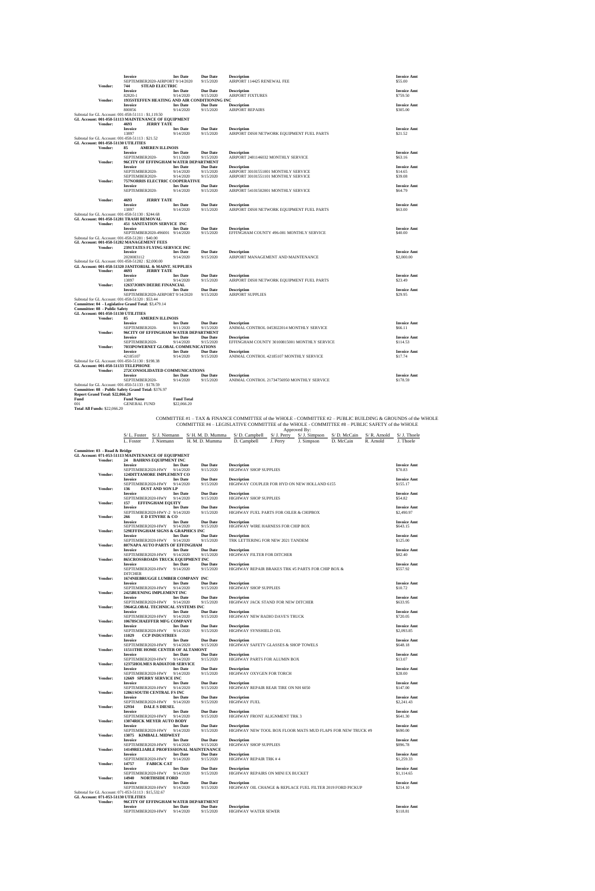| | Invoice | Inv Date | Due Date | Description | Invoice Amt |
|---|---|---|---|---|---|
| | SEPTEMBER2020-AIRPORT | 9/14/2020 | 9/15/2020 | AIRPORT 114425 RENEWAL FEE | $55.00 |
| Vendor: | 744 STEAD ELECTRIC | | | | |
| | Invoice | Inv Date | Due Date | Description | Invoice Amt |
| | 82820-1 | 9/14/2020 | 9/15/2020 | AIRPORT FIXTURES | $759.50 |
| Vendor: | 1935STEFFEN HEATING AND AIR CONDITIONING INC | | | | |
| | Invoice | Inv Date | Due Date | Description | Invoice Amt |
| | 800056 | 9/14/2020 | 9/15/2020 | AIRPORT REPAIRS | $305.00 |

Subtotal for GL Account: 001-058-51111 : $1,119.50

GL Account: 001-058-51113 MAINTENANCE OF EQUIPMENT

| | Invoice | Inv Date | Due Date | Description | Invoice Amt |
|---|---|---|---|---|---|
| Vendor: | 4693 JERRY TATE | | | | |
| | 13897 | 9/14/2020 | 9/15/2020 | AIRPORT DISH NETWORK EQUIPMENT FUEL PARTS | $21.52 |

Subtotal for GL Account: 001-058-51113 : $21.52

GL Account: 001-058-51130 UTILITIES

| | Invoice | Inv Date | Due Date | Description | Invoice Amt |
|---|---|---|---|---|---|
| Vendor: | 85 AMEREN ILLINOIS | | | | |
| | SEPTEMBER2020- | 9/11/2020 | 9/15/2020 | AIRPORT 2481146032 MONTHLY SERVICE | $63.16 |
| Vendor: | 96CITY OF EFFINGHAM WATER DEPARTMENT | | | | |
| | SEPTEMBER2020- | 9/14/2020 | 9/15/2020 | AIRPORT 30101551001 MONTHLY SERVICE | $14.65 |
| | SEPTEMBER2020- | 9/14/2020 | 9/15/2020 | AIRPORT 30101551101 MONTHLY SERVICE | $39.08 |
| Vendor: | 757NORRIS ELECTRIC COOPERATIVE | | | | |
| | SEPTEMBER2020- | 9/14/2020 | 9/15/2020 | AIRPORT 54101502001 MONTHLY SERVICE | $64.79 |
| Vendor: | 4693 JERRY TATE | | | | |
| | 13897 | 9/14/2020 | 9/15/2020 | AIRPORT DISH NETWORK EQUIPMENT FUEL PARTS | $63.00 |

Subtotal for GL Account: 001-058-51130 : $244.68

GL Account: 001-058-51281 TRASH REMOVAL

| | Invoice | Inv Date | Due Date | Description | Invoice Amt |
|---|---|---|---|---|---|
| Vendor: | 451 SANITATION SERVICE INC | | | | |
| | SEPTEMBER2020-496001 | 9/14/2020 | 9/15/2020 | EFFINGHAM COUNTY 496-001 MONTHLY SERVICE | $40.00 |

Subtotal for GL Account: 001-058-51281 : $40.00

GL Account: 001-058-51282 MANAGEMENT FEES

| | Invoice | Inv Date | Due Date | Description | Invoice Amt |
|---|---|---|---|---|---|
| Vendor: | 2391TATES FLYING SERVICE INC | | | | |
| | 2020083112 | 9/14/2020 | 9/15/2020 | AIRPORT MANAGEMENT AND MAINTENANCE | $2,000.00 |

Subtotal for GL Account: 001-058-51282 : $2,000.00

GL Account: 001-058-51320 JANITORIAL & MAINT. SUPPLIES

| | Invoice | Inv Date | Due Date | Description | Invoice Amt |
|---|---|---|---|---|---|
| Vendor: | 4693 JERRY TATE | | | | |
| | 13897 | 9/14/2020 | 9/15/2020 | AIRPORT DISH NETWORK EQUIPMENT FUEL PARTS | $23.49 |
| Vendor: | 12637JOHN DEERE FINANCIAL | | | | |
| | SEPTEMBER2020-AIRPORT | 9/14/2020 | 9/15/2020 | AIRPORT SUPPLIES | $29.95 |

Subtotal for GL Account: 001-058-51320 : $53.44

Committee: 04 - Legislative Grand Total: $3,479.14

Committee: 08 - Public Safety

GL Account: 001-050-51130 UTILITIES

| | Invoice | Inv Date | Due Date | Description | Invoice Amt |
|---|---|---|---|---|---|
| Vendor: | 85 AMEREN ILLINOIS | | | | |
| | SEPTEMBER2020- | 9/11/2020 | 9/15/2020 | ANIMAL CONTROL 0453022014 MONTHLY SERVICE | $66.11 |
| Vendor: | 96CITY OF EFFINGHAM WATER DEPARTMENT | | | | |
| | SEPTEMBER2020- | 9/14/2020 | 9/15/2020 | EFFINGHAM COUNTY 30100815001 MONTHLY SERVICE | $114.53 |
| Vendor: | 7033POWERNET GLOBAL COMMUNICATIONS | | | | |
| | 42185107 | 9/14/2020 | 9/15/2020 | ANIMAL CONTROL 42185107 MONTHLY SERVICE | $17.74 |

Subtotal for GL Account: 001-050-51130 : $198.38

GL Account: 001-050-51133 TELEPHONE

| | Invoice | Inv Date | Due Date | Description | Invoice Amt |
|---|---|---|---|---|---|
| Vendor: | 272CONSOLIDATED COMMUNICATIONS | | | | |
| | SEPTEMBER2020- | 9/14/2020 | 9/15/2020 | ANIMAL CONTROL 21734756950 MONTHLY SERVICE | $178.59 |

Subtotal for GL Account: 001-050-51133 : $178.59

Committee: 08 - Public Safety Grand Total: $376.97

Report Grand Total: $22,066.20

| Fund | Fund Name | Fund Total |
|---|---|---|
| 001 | GENERAL FUND | $22,066.20 |

Total All Funds: $22,066.20

COMMITTEE #1 – TAX & FINANCE COMMITTEE of the WHOLE - COMMITTEE #2 – PUBLIC BUILDING & GROUNDS of the WHOLE
COMMITTEE #4 – LEGISLATIVE COMMITTEE of the WHOLE - COMMITTEE #8 – PUBLIC SAFETY of the WHOLE

Approved By:

| S/ L. Foster | S/ J. Niemann | S/ H. M. D. Mumma | S/ D. Campbell | S/ J. Perry | S/ J. Simpson | S/ D. McCain | S/ R. Arnold | S/ J. Thoele |
|---|---|---|---|---|---|---|---|---|
| L. Foster | J. Niemann | H. M. D. Mumma | D. Campbell | J. Perry | J. Simpson | D. McCain | R. Arnold | J. Thoele |

Committee: 03 - Road & Bridge

GL Account: 071-053-51113 MAINTENANCE OF EQUIPMENT

| | Invoice | Inv Date | Due Date | Description | Invoice Amt |
|---|---|---|---|---|---|
| Vendor: | 24 BAHRNS EQUIPMENT INC | | | | |
| | SEPTEMBER2020-HWY | 9/14/2020 | 9/15/2020 | HIGHWAY SHOP SUPPLIES | $70.83 |
| Vendor: | 124DITTAMORE IMPLEMENT CO | | | | |
| | SEPTEMBER2020-HWY | 9/14/2020 | 9/15/2020 | HIGHWAY COUPLER FOR HYD ON NEW HOLLAND 6155 | $155.17 |
| Vendor: | 136 DUST AND SON LP | | | | |
| | SEPTEMBER2020-HWY | 9/14/2020 | 9/15/2020 | HIGHWAY SHOP SUPPLIES | $54.82 |
| Vendor: | 157 EFFINGHAM EQUITY | | | | |
| | SEPTEMBER2020-HWY-2 | 9/14/2020 | 9/15/2020 | HIGHWAY FUEL PARTS FOR OILER & CHIPBOX | $2,490.97 |
| Vendor: | 266 E D ETNYRE & CO | | | | |
| | SEPTEMBER2020-HWY | 9/14/2020 | 9/15/2020 | HIGHWAY WIRE HARNESS FOR CHIP BOX | $643.15 |
| Vendor: | 529EFFINGHAM SIGNS & GRAPHICS INC | | | | |
| | SEPTEMBER2020-HWY | 9/14/2020 | 9/15/2020 | TRK LETTERING FOR NEW 2021 TANDEM | $125.00 |
| Vendor: | 807NAPA AUTO PARTS OF EFFINGHAM | | | | |
| | SEPTEMBER2020-HWY | 9/14/2020 | 9/15/2020 | HIGHWAY FILTER FOR DITCHER | $82.40 |
| Vendor: | 865CROSSROADS TRUCK EQUIPMENT INC | | | | |
| | SEPTEMBER2020-HWY | 9/14/2020 | 9/15/2020 | HIGHWAY REPAIR BRAKES TRK #5 PARTS FOR CHIP BOX & DITCHER | $557.92 |
| Vendor: | 1674NIEBRUGGE LUMBER COMPANY INC | | | | |
| | SEPTEMBER2020-HWY | 9/14/2020 | 9/15/2020 | HIGHWAY SHOP SUPPLIES | $10.72 |
| Vendor: | 2425BUENING IMPLEMENT INC | | | | |
| | SEPTEMBER2020-HWY | 9/14/2020 | 9/15/2020 | HIGHWAY JACK STAND FOR NEW DITCHER | $633.95 |
| Vendor: | 5964GLOBAL TECHNICAL SYSTEMS INC | | | | |
| | SEPTEMBER2020-HWY | 9/14/2020 | 9/15/2020 | HIGHWAY NEW RADIO DAVE'S TRUCK | $720.05 |
| Vendor: | 10678SCHAEFFER MFG COMPANY | | | | |
| | SEPTEMBER2020-HWY | 9/14/2020 | 9/15/2020 | HIGHWAY SYNSHIELD OIL | $2,093.85 |
| Vendor: | 11029 CCP INDUSTRIES | | | | |
| | SEPTEMBER2020-HWY | 9/14/2020 | 9/15/2020 | HIGHWAY SAFETY GLASSES & SHOP TOWELS | $648.18 |
| Vendor: | 11511THE HOME CENTER OF ALTAMONT | | | | |
| | SEPTEMBER2020-HWY | 9/14/2020 | 9/15/2020 | HIGHWAY PARTS FOR ALUMIN BOX | $13.07 |
| Vendor: | 12375HOLMES RADIATOR SERVICE | | | | |
| | SEPTEMBER2020-HWY | 9/14/2020 | 9/15/2020 | HIGHWAY OXYGEN FOR TORCH | $28.00 |
| Vendor: | 12669 SPERRY SERVICE INC | | | | |
| | SEPTEMBER2020-HWY | 9/14/2020 | 9/15/2020 | HIGHWAY REPAIR REAR TIRE ON NH 6050 | $147.00 |
| Vendor: | 12861SOUTH CENTRAL FS INC | | | | |
| | SEPTEMBER2020-HWY | 9/14/2020 | 9/15/2020 | HIGHWAY FUEL | $2,241.43 |
| Vendor: | 12934 DALE S DIESEL | | | | |
| | SEPTEMBER2020-HWY | 9/14/2020 | 9/15/2020 | HIGHWAY FRONT ALIGNMENT TRK 3 | $641.30 |
| Vendor: | 13074RICK MEYER AUTO BODY | | | | |
| | SEPTEMBER2020-HWY | 9/14/2020 | 9/15/2020 | HIGHWAY NEW TOOL BOX FLOOR MATS MUD FLAPS FOR NEW TRUCK #9 | $690.00 |
| Vendor: | 13075 KIMBALL MIDWEST | | | | |
| | SEPTEMBER2020-HWY | 9/14/2020 | 9/15/2020 | HIGHWAY SHOP SUPPLIES | $896.78 |
| Vendor: | 14149RELIABLE PROFESSIONAL MAINTENANCE | | | | |
| | SEPTEMBER2020-HWY | 9/14/2020 | 9/15/2020 | HIGHWAY REPAIR TRK # 4 | $1,259.33 |
| Vendor: | 14757 FABICK CAT | | | | |
| | SEPTEMBER2020-HWY | 9/14/2020 | 9/15/2020 | HIGHWAY REPAIRS ON MINI EX BUCKET | $1,114.65 |
| Vendor: | 14940 NORTHSIDE FORD | | | | |
| | SEPTEMBER2020-HWY | 9/14/2020 | 9/15/2020 | HIGHWAY OIL CHANGE & REPLACE FUEL FILTER 2019 FORD PICKUP | $214.10 |

Subtotal for GL Account: 071-053-51113 : $15,532.67

GL Account: 071-053-51130 UTILITIES

| | Invoice | Inv Date | Due Date | Description | Invoice Amt |
|---|---|---|---|---|---|
| Vendor: | 96CITY OF EFFINGHAM WATER DEPARTMENT | | | | |
| | SEPTEMBER2020-HWY | 9/14/2020 | 9/15/2020 | HIGHWAY WATER SEWER | $118.81 |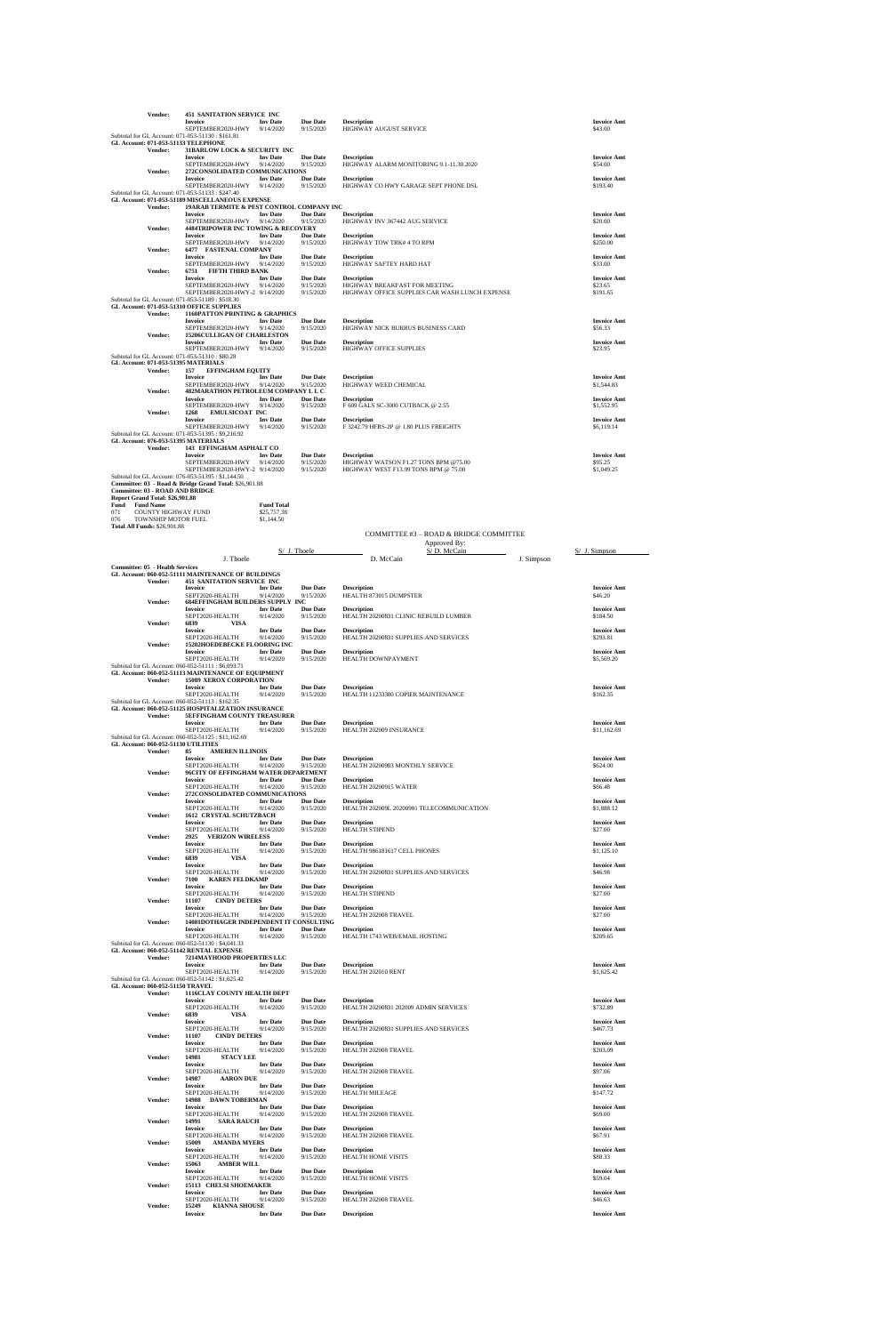**Vendor:** 451 SANITATION SERVICE INC

| Invoice | Inv Date | Due Date | Description | Invoice Amt |
|---|---|---|---|---|
| SEPTEMBER2020-HWY | 9/14/2020 | 9/15/2020 | HIGHWAY AUGUST SERVICE | $43.00 |

Subtotal for GL Account: 071-053-51130 : $161.81

**GL Account: 071-053-51133 TELEPHONE**

**Vendor:** 31BARLOW LOCK & SECURITY INC

| Invoice | Inv Date | Due Date | Description | Invoice Amt |
|---|---|---|---|---|
| SEPTEMBER2020-HWY | 9/14/2020 | 9/15/2020 | HIGHWAY ALARM MONITORING 9.1-11.30.2020 | $54.00 |

**Vendor:** 272CONSOLIDATED COMMUNICATIONS

| Invoice | Inv Date | Due Date | Description | Invoice Amt |
|---|---|---|---|---|
| SEPTEMBER2020-HWY | 9/14/2020 | 9/15/2020 | HIGHWAY CO HWY GARAGE SEPT PHONE DSL | $193.40 |

Subtotal for GL Account: 071-053-51133 : $247.40

**GL Account: 071-053-51189 MISCELLANEOUS EXPENSE**

**Vendor:** 19ARAB TERMITE & PEST CONTROL COMPANY INC

| Invoice | Inv Date | Due Date | Description | Invoice Amt |
|---|---|---|---|---|
| SEPTEMBER2020-HWY | 9/14/2020 | 9/15/2020 | HIGHWAY INV 367442 AUG SERVICE | $20.00 |

**Vendor:** 4484TRIPOWER INC TOWING & RECOVERY

| Invoice | Inv Date | Due Date | Description | Invoice Amt |
|---|---|---|---|---|
| SEPTEMBER2020-HWY | 9/14/2020 | 9/15/2020 | HIGHWAY TOW TRK# 4 TO RPM | $250.00 |

**Vendor:** 6477 FASTENAL COMPANY

| Invoice | Inv Date | Due Date | Description | Invoice Amt |
|---|---|---|---|---|
| SEPTEMBER2020-HWY | 9/14/2020 | 9/15/2020 | HIGHWAY SAFTEY HARD HAT | $33.00 |

**Vendor:** 6751 FIFTH THIRD BANK

| Invoice | Inv Date | Due Date | Description | Invoice Amt |
|---|---|---|---|---|
| SEPTEMBER2020-HWY | 9/14/2020 | 9/15/2020 | HIGHWAY BREAKFAST FOR MEETING | $23.65 |
| SEPTEMBER2020-HWY-2 | 9/14/2020 | 9/15/2020 | HIGHWAY OFFICE SUPPLIES CAR WASH LUNCH EXPENSE | $191.65 |

Subtotal for GL Account: 071-053-51189 : $518.30

**GL Account: 071-053-51310 OFFICE SUPPLIES**

**Vendor:** 1160PATTON PRINTING & GRAPHICS

| Invoice | Inv Date | Due Date | Description | Invoice Amt |
|---|---|---|---|---|
| SEPTEMBER2020-HWY | 9/14/2020 | 9/15/2020 | HIGHWAY NICK BURRUS BUSINESS CARD | $56.33 |

**Vendor:** 15206CULLIGAN OF CHARLESTON

| Invoice | Inv Date | Due Date | Description | Invoice Amt |
|---|---|---|---|---|
| SEPTEMBER2020-HWY | 9/14/2020 | 9/15/2020 | HIGHWAY OFFICE SUPPLIES | $23.95 |

Subtotal for GL Account: 071-053-51310 : $80.28

**GL Account: 071-053-51395 MATERIALS**

**Vendor:** 157 EFFINGHAM EQUITY

| Invoice | Inv Date | Due Date | Description | Invoice Amt |
|---|---|---|---|---|
| SEPTEMBER2020-HWY | 9/14/2020 | 9/15/2020 | HIGHWAY WEED CHEMICAL | $1,544.83 |

**Vendor:** 482MARATHON PETROLEUM COMPANY L L C

| Invoice | Inv Date | Due Date | Description | Invoice Amt |
|---|---|---|---|---|
| SEPTEMBER2020-HWY | 9/14/2020 | 9/15/2020 | F 609 GALS SC-3000 CUTBACK @ 2.55 | $1,552.95 |

**Vendor:** 1268 EMULSICOAT INC

| Invoice | Inv Date | Due Date | Description | Invoice Amt |
|---|---|---|---|---|
| SEPTEMBER2020-HWY | 9/14/2020 | 9/15/2020 | F 3242.79 HFRS-2P @ 1.80 PLUS FREIGHTS | $6,119.14 |

Subtotal for GL Account: 071-053-51395 : $9,216.92

**GL Account: 076-053-51395 MATERIALS**

**Vendor:** 143 EFFINGHAM ASPHALT CO

| Invoice | Inv Date | Due Date | Description | Invoice Amt |
|---|---|---|---|---|
| SEPTEMBER2020-HWY | 9/14/2020 | 9/15/2020 | HIGHWAY WATSON F1.27 TONS BPM @75.00 | $95.25 |
| SEPTEMBER2020-HWY-2 | 9/14/2020 | 9/15/2020 | HIGHWAY WEST F13.99 TONS BPM @ 75.00 | $1,049.25 |

Subtotal for GL Account: 076-053-51395 : $1,144.50

**Committee: 03 - Road & Bridge Grand Total: $26,901.88**

**Committee: 03 - ROAD AND BRIDGE**

**Report Grand Total: $26,901.88**

| Fund | Fund Name | Fund Total |
|---|---|---|
| 071 | COUNTY HIGHWAY FUND | $25,757.38 |
| 076 | TOWNSHIP MOTOR FUEL | $1,144.50 |

**Total All Funds: $26,901.88**

COMMITTEE #3 – ROAD & BRIDGE COMMITTEE

Approved By:

S/ J. Thoele — J. Thoele
S/ D. McCain — D. McCain
S/ J. Simpson — J. Simpson

**Committee: 05 - Health Services**

**GL Account: 060-052-51111 MAINTENANCE OF BUILDINGS**

**Vendor:** 451 SANITATION SERVICE INC

| Invoice | Inv Date | Due Date | Description | Invoice Amt |
|---|---|---|---|---|
| SEPT2020-HEALTH | 9/14/2020 | 9/15/2020 | HEALTH 873015 DUMPSTER | $46.20 |

**Vendor:** 684EFFINGHAM BUILDERS SUPPLY INC

| Invoice | Inv Date | Due Date | Description | Invoice Amt |
|---|---|---|---|---|
| SEPT2020-HEALTH | 9/14/2020 | 9/15/2020 | HEALTH 20200831 CLINIC REBUILD LUMBER | $184.50 |

**Vendor:** 6839 VISA

| Invoice | Inv Date | Due Date | Description | Invoice Amt |
|---|---|---|---|---|
| SEPT2020-HEALTH | 9/14/2020 | 9/15/2020 | HEALTH 20200831 SUPPLIES AND SERVICES | $293.81 |

**Vendor:** 15202HOEDEBECKE FLOORING INC

| Invoice | Inv Date | Due Date | Description | Invoice Amt |
|---|---|---|---|---|
| SEPT2020-HEALTH | 9/14/2020 | 9/15/2020 | HEALTH DOWNPAYMENT | $5,569.20 |

Subtotal for GL Account: 060-052-51111 : $6,093.71

**GL Account: 060-052-51113 MAINTENANCE OF EQUIPMENT**

**Vendor:** 15089 XEROX CORPORATION

| Invoice | Inv Date | Due Date | Description | Invoice Amt |
|---|---|---|---|---|
| SEPT2020-HEALTH | 9/14/2020 | 9/15/2020 | HEALTH 11233300 COPIER MAINTENANCE | $162.35 |

Subtotal for GL Account: 060-052-51113 : $162.35

**GL Account: 060-052-51125 HOSPITALIZATION INSURANCE**

**Vendor:** 5EFFINGHAM COUNTY TREASURER

| Invoice | Inv Date | Due Date | Description | Invoice Amt |
|---|---|---|---|---|
| SEPT2020-HEALTH | 9/14/2020 | 9/15/2020 | HEALTH 202009 INSURANCE | $11,162.69 |

Subtotal for GL Account: 060-052-51125 : $11,162.69

**GL Account: 060-052-51130 UTILITIES**

**Vendor:** 85 AMEREN ILLINOIS

| Invoice | Inv Date | Due Date | Description | Invoice Amt |
|---|---|---|---|---|
| SEPT2020-HEALTH | 9/14/2020 | 9/15/2020 | HEALTH 20200903 MONTHLY SERVICE | $624.00 |

**Vendor:** 96CITY OF EFFINGHAM WATER DEPARTMENT

| Invoice | Inv Date | Due Date | Description | Invoice Amt |
|---|---|---|---|---|
| SEPT2020-HEALTH | 9/14/2020 | 9/15/2020 | HEALTH 20200915 WATER | $66.48 |

**Vendor:** 272CONSOLIDATED COMMUNICATIONS

| Invoice | Inv Date | Due Date | Description | Invoice Amt |
|---|---|---|---|---|
| SEPT2020-HEALTH | 9/14/2020 | 9/15/2020 | HEALTH 202009L 20200901 TELECOMMUNICATION | $1,888.12 |

**Vendor:** 1612 CRYSTAL SCHUTZBACH

| Invoice | Inv Date | Due Date | Description | Invoice Amt |
|---|---|---|---|---|
| SEPT2020-HEALTH | 9/14/2020 | 9/15/2020 | HEALTH STIPEND | $27.00 |

**Vendor:** 2925 VERIZON WIRELESS

| Invoice | Inv Date | Due Date | Description | Invoice Amt |
|---|---|---|---|---|
| SEPT2020-HEALTH | 9/14/2020 | 9/15/2020 | HEALTH 986181617 CELL PHONES | $1,125.10 |

**Vendor:** 6839 VISA

| Invoice | Inv Date | Due Date | Description | Invoice Amt |
|---|---|---|---|---|
| SEPT2020-HEALTH | 9/14/2020 | 9/15/2020 | HEALTH 20200831 SUPPLIES AND SERVICES | $46.98 |

**Vendor:** 7100 KAREN FELDKAMP

| Invoice | Inv Date | Due Date | Description | Invoice Amt |
|---|---|---|---|---|
| SEPT2020-HEALTH | 9/14/2020 | 9/15/2020 | HEALTH STIPEND | $27.00 |

**Vendor:** 11107 CINDY DETERS

| Invoice | Inv Date | Due Date | Description | Invoice Amt |
|---|---|---|---|---|
| SEPT2020-HEALTH | 9/14/2020 | 9/15/2020 | HEALTH 202008 TRAVEL | $27.00 |

**Vendor:** 14081DOTHAGER INDEPENDENT IT CONSULTING

| Invoice | Inv Date | Due Date | Description | Invoice Amt |
|---|---|---|---|---|
| SEPT2020-HEALTH | 9/14/2020 | 9/15/2020 | HEALTH 1743 WEB/EMAIL HOSTING | $209.65 |

Subtotal for GL Account: 060-052-51130 : $4,041.33

**GL Account: 060-052-51142 RENTAL EXPENSE**

**Vendor:** 7214MAYHOOD PROPERTIES LLC

| Invoice | Inv Date | Due Date | Description | Invoice Amt |
|---|---|---|---|---|
| SEPT2020-HEALTH | 9/14/2020 | 9/15/2020 | HEALTH 202010 RENT | $1,625.42 |

Subtotal for GL Account: 060-052-51142 : $1,625.42

**GL Account: 060-052-51150 TRAVEL**

**Vendor:** 1116CLAY COUNTY HEALTH DEPT

| Invoice | Inv Date | Due Date | Description | Invoice Amt |
|---|---|---|---|---|
| SEPT2020-HEALTH | 9/14/2020 | 9/15/2020 | HEALTH 20200831 202009 ADMIN SERVICES | $732.89 |

**Vendor:** 6839 VISA

| Invoice | Inv Date | Due Date | Description | Invoice Amt |
|---|---|---|---|---|
| SEPT2020-HEALTH | 9/14/2020 | 9/15/2020 | HEALTH 20200831 SUPPLIES AND SERVICES | $467.73 |

**Vendor:** 11107 CINDY DETERS

| Invoice | Inv Date | Due Date | Description | Invoice Amt |
|---|---|---|---|---|
| SEPT2020-HEALTH | 9/14/2020 | 9/15/2020 | HEALTH 202008 TRAVEL | $203.09 |

**Vendor:** 14981 STACY LEE

| Invoice | Inv Date | Due Date | Description | Invoice Amt |
|---|---|---|---|---|
| SEPT2020-HEALTH | 9/14/2020 | 9/15/2020 | HEALTH 202008 TRAVEL | $97.06 |

**Vendor:** 14987 AARON DUE

| Invoice | Inv Date | Due Date | Description | Invoice Amt |
|---|---|---|---|---|
| SEPT2020-HEALTH | 9/14/2020 | 9/15/2020 | HEALTH MILEAGE | $147.72 |

**Vendor:** 14988 DAWN TOBERMAN

| Invoice | Inv Date | Due Date | Description | Invoice Amt |
|---|---|---|---|---|
| SEPT2020-HEALTH | 9/14/2020 | 9/15/2020 | HEALTH 202008 TRAVEL | $69.00 |

**Vendor:** 14991 SARA RAUCH

| Invoice | Inv Date | Due Date | Description | Invoice Amt |
|---|---|---|---|---|
| SEPT2020-HEALTH | 9/14/2020 | 9/15/2020 | HEALTH 202008 TRAVEL | $67.91 |

**Vendor:** 15009 AMANDA MYERS

| Invoice | Inv Date | Due Date | Description | Invoice Amt |
|---|---|---|---|---|
| SEPT2020-HEALTH | 9/14/2020 | 9/15/2020 | HEALTH HOME VISITS | $80.33 |

**Vendor:** 15063 AMBER WILL

| Invoice | Inv Date | Due Date | Description | Invoice Amt |
|---|---|---|---|---|
| SEPT2020-HEALTH | 9/14/2020 | 9/15/2020 | HEALTH HOME VISITS | $59.04 |

**Vendor:** 15113 CHELSI SHOEMAKER

| Invoice | Inv Date | Due Date | Description | Invoice Amt |
|---|---|---|---|---|
| SEPT2020-HEALTH | 9/14/2020 | 9/15/2020 | HEALTH 202008 TRAVEL | $46.63 |

**Vendor:** 15249 KIANNA SHOUSE

| Invoice | Inv Date | Due Date | Description | Invoice Amt |
|---|---|---|---|---|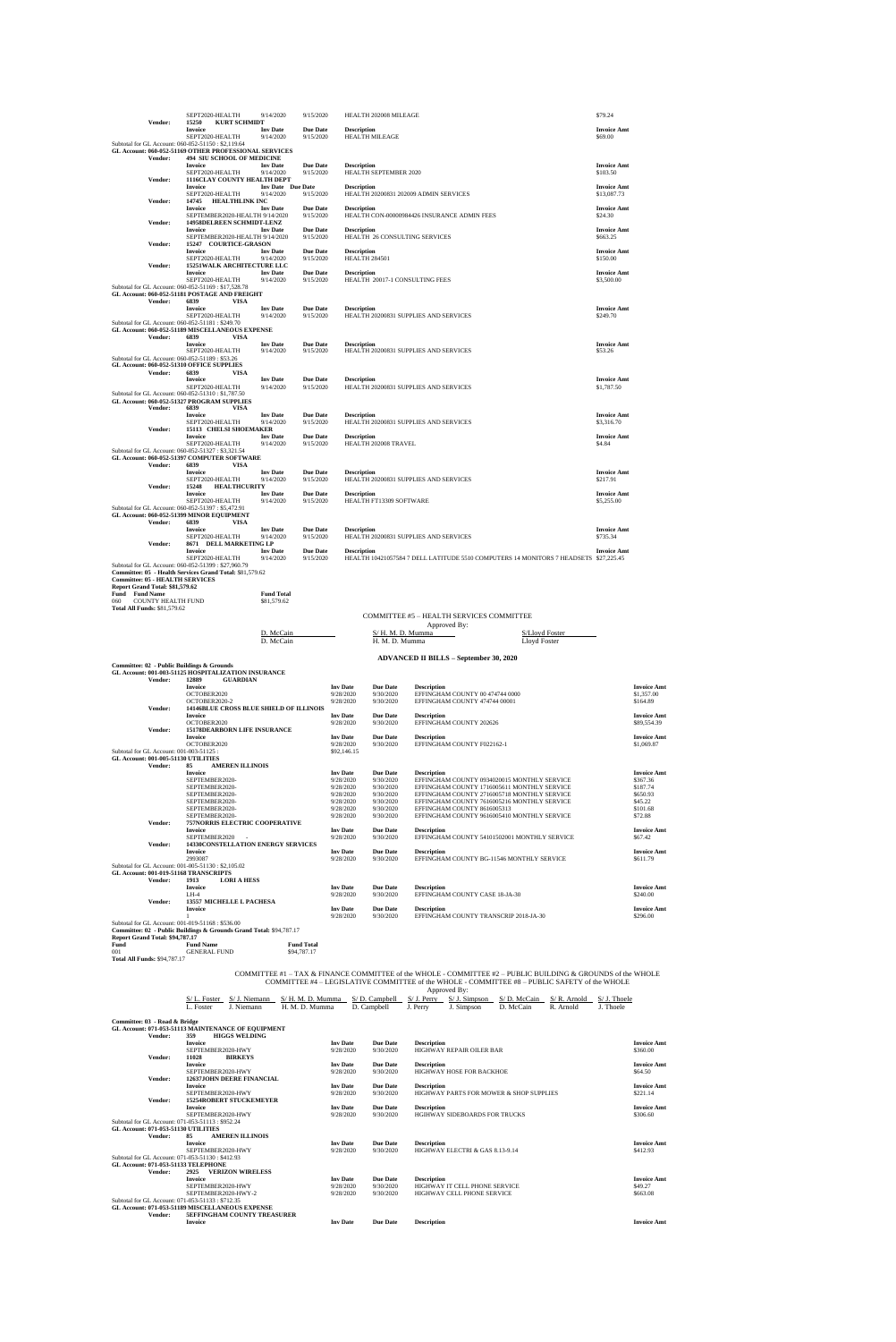| | | | | | |
|---|---|---|---|---|---|
| | SEPT2020-HEALTH | 9/14/2020 | 9/15/2020 | HEALTH 202008 MILEAGE | $79.24 |
| **Vendor:** | **15250 KURT SCHMIDT** | | | | |
| | **Invoice** | **Inv Date** | **Due Date** | **Description** | **Invoice Amt** |
| | SEPT2020-HEALTH | 9/14/2020 | 9/15/2020 | HEALTH MILEAGE | $69.00 |

Subtotal for GL Account: 060-052-51150 : $2,119.64

**GL Account: 060-052-51169 OTHER PROFESSIONAL SERVICES**

| | | | | | |
|---|---|---|---|---|---|
| **Vendor:** | **494 SIU SCHOOL OF MEDICINE** | | | | |
| | **Invoice** | **Inv Date** | **Due Date** | **Description** | **Invoice Amt** |
| | SEPT2020-HEALTH | 9/14/2020 | 9/15/2020 | HEALTH SEPTEMBER 2020 | $103.50 |
| **Vendor:** | **1116CLAY COUNTY HEALTH DEPT** | | | | |
| | **Invoice** | **Inv Date** | **Due Date** | **Description** | **Invoice Amt** |
| | SEPT2020-HEALTH | 9/14/2020 | 9/15/2020 | HEALTH 20200831 202009 ADMIN SERVICES | $13,087.73 |
| **Vendor:** | **14745 HEALTHLINK INC** | | | | |
| | **Invoice** | **Inv Date** | **Due Date** | **Description** | **Invoice Amt** |
| | SEPTEMBER2020-HEALTH | 9/14/2020 | 9/15/2020 | HEALTH CON-00000984426 INSURANCE ADMIN FEES | $24.30 |
| **Vendor:** | **14958DELREEN SCHMIDT-LENZ** | | | | |
| | **Invoice** | **Inv Date** | **Due Date** | **Description** | **Invoice Amt** |
| | SEPTEMBER2020-HEALTH | 9/14/2020 | 9/15/2020 | HEALTH 26 CONSULTING SERVICES | $663.25 |
| **Vendor:** | **15247 COURTICE-GRASON** | | | | |
| | **Invoice** | **Inv Date** | **Due Date** | **Description** | **Invoice Amt** |
| | SEPT2020-HEALTH | 9/14/2020 | 9/15/2020 | HEALTH 284501 | $150.00 |
| **Vendor:** | **15251WALK ARCHITECTURE LLC** | | | | |
| | **Invoice** | **Inv Date** | **Due Date** | **Description** | **Invoice Amt** |
| | SEPT2020-HEALTH | 9/14/2020 | 9/15/2020 | HEALTH 20017-1 CONSULTING FEES | $3,500.00 |

Subtotal for GL Account: 060-052-51169 : $17,528.78

**GL Account: 060-052-51181 POSTAGE AND FREIGHT**

| | | | | | |
|---|---|---|---|---|---|
| **Vendor:** | **6839 VISA** | | | | |
| | **Invoice** | **Inv Date** | **Due Date** | **Description** | **Invoice Amt** |
| | SEPT2020-HEALTH | 9/14/2020 | 9/15/2020 | HEALTH 20200831 SUPPLIES AND SERVICES | $249.70 |

Subtotal for GL Account: 060-052-51181 : $249.70

**GL Account: 060-052-51189 MISCELLANEOUS EXPENSE**

| | | | | | |
|---|---|---|---|---|---|
| **Vendor:** | **6839 VISA** | | | | |
| | **Invoice** | **Inv Date** | **Due Date** | **Description** | **Invoice Amt** |
| | SEPT2020-HEALTH | 9/14/2020 | 9/15/2020 | HEALTH 20200831 SUPPLIES AND SERVICES | $53.26 |

Subtotal for GL Account: 060-052-51189 : $53.26

**GL Account: 060-052-51310 OFFICE SUPPLIES**

| | | | | | |
|---|---|---|---|---|---|
| **Vendor:** | **6839 VISA** | | | | |
| | **Invoice** | **Inv Date** | **Due Date** | **Description** | **Invoice Amt** |
| | SEPT2020-HEALTH | 9/14/2020 | 9/15/2020 | HEALTH 20200831 SUPPLIES AND SERVICES | $1,787.50 |

Subtotal for GL Account: 060-052-51310 : $1,787.50

**GL Account: 060-052-51327 PROGRAM SUPPLIES**

| | | | | | |
|---|---|---|---|---|---|
| **Vendor:** | **6839 VISA** | | | | |
| | **Invoice** | **Inv Date** | **Due Date** | **Description** | **Invoice Amt** |
| | SEPT2020-HEALTH | 9/14/2020 | 9/15/2020 | HEALTH 20200831 SUPPLIES AND SERVICES | $3,316.70 |
| **Vendor:** | **15113 CHELSI SHOEMAKER** | | | | |
| | **Invoice** | **Inv Date** | **Due Date** | **Description** | **Invoice Amt** |
| | SEPT2020-HEALTH | 9/14/2020 | 9/15/2020 | HEALTH 202008 TRAVEL | $4.84 |

Subtotal for GL Account: 060-052-51327 : $3,321.54

**GL Account: 060-052-51397 COMPUTER SOFTWARE**

| | | | | | |
|---|---|---|---|---|---|
| **Vendor:** | **6839 VISA** | | | | |
| | **Invoice** | **Inv Date** | **Due Date** | **Description** | **Invoice Amt** |
| | SEPT2020-HEALTH | 9/14/2020 | 9/15/2020 | HEALTH 20200831 SUPPLIES AND SERVICES | $217.91 |
| **Vendor:** | **15248 HEALTHCURITY** | | | | |
| | **Invoice** | **Inv Date** | **Due Date** | **Description** | **Invoice Amt** |
| | SEPT2020-HEALTH | 9/14/2020 | 9/15/2020 | HEALTH FT13309 SOFTWARE | $5,255.00 |

Subtotal for GL Account: 060-052-51397 : $5,472.91

**GL Account: 060-052-51399 MINOR EQUIPMENT**

| | | | | | |
|---|---|---|---|---|---|
| **Vendor:** | **6839 VISA** | | | | |
| | **Invoice** | **Inv Date** | **Due Date** | **Description** | **Invoice Amt** |
| | SEPT2020-HEALTH | 9/14/2020 | 9/15/2020 | HEALTH 20200831 SUPPLIES AND SERVICES | $735.34 |
| **Vendor:** | **8671 DELL MARKETING LP** | | | | |
| | **Invoice** | **Inv Date** | **Due Date** | **Description** | **Invoice Amt** |
| | SEPT2020-HEALTH | 9/14/2020 | 9/15/2020 | HEALTH 10421057584 7 DELL LATITUDE 5510 COMPUTERS 14 MONITORS 7 HEADSETS | $27,225.45 |

Subtotal for GL Account: 060-052-51399 : $27,960.79

**Committee: 05 - Health Services Grand Total:** $81,579.62

**Committee: 05 - HEALTH SERVICES**

**Report Grand Total: $81,579.62**

| Fund | Fund Name | Fund Total |
|---|---|---|
| 060 | COUNTY HEALTH FUND | $81,579.62 |

**Total All Funds:** $81,579.62

COMMITTEE #5 – HEALTH SERVICES COMMITTEE

Approved By:

| | | |
|---|---|---|
| D. McCain | S/ H. M. D. Mumma | S/Lloyd Foster |
| D. McCain | H. M. D. Mumma | Lloyd Foster |

## ADVANCED II BILLS – September 30, 2020

**Committee: 02 - Public Buildings & Grounds**

**GL Account: 001-003-51125 HOSPITALIZATION INSURANCE**

| | | | | | |
|---|---|---|---|---|---|
| **Vendor:** | **12889 GUARDIAN** | | | | |
| | **Invoice** | **Inv Date** | **Due Date** | **Description** | **Invoice Amt** |
| | OCTOBER2020 | 9/28/2020 | 9/30/2020 | EFFINGHAM COUNTY 00 474744 0000 | $1,357.00 |
| | OCTOBER2020-2 | 9/28/2020 | 9/30/2020 | EFFINGHAM COUNTY 474744 00001 | $164.89 |
| **Vendor:** | **14146BLUE CROSS BLUE SHIELD OF ILLINOIS** | | | | |
| | **Invoice** | **Inv Date** | **Due Date** | **Description** | **Invoice Amt** |
| | OCTOBER2020 | 9/28/2020 | 9/30/2020 | EFFINGHAM COUNTY 202626 | $89,554.39 |
| **Vendor:** | **15178DEARBORN LIFE INSURANCE** | | | | |
| | **Invoice** | **Inv Date** | **Due Date** | **Description** | **Invoice Amt** |
| | OCTOBER2020 | 9/28/2020 | 9/30/2020 | EFFINGHAM COUNTY F022162-1 | $1,069.87 |

Subtotal for GL Account: 001-003-51125 : $92,146.15

**GL Account: 001-005-51130 UTILITIES**

| | | | | | |
|---|---|---|---|---|---|
| **Vendor:** | **85 AMEREN ILLINOIS** | | | | |
| | **Invoice** | **Inv Date** | **Due Date** | **Description** | **Invoice Amt** |
| | SEPTEMBER2020- | 9/28/2020 | 9/30/2020 | EFFINGHAM COUNTY 0934020015 MONTHLY SERVICE | $367.36 |
| | SEPTEMBER2020- | 9/28/2020 | 9/30/2020 | EFFINGHAM COUNTY 1716005611 MONTHLY SERVICE | $187.74 |
| | SEPTEMBER2020- | 9/28/2020 | 9/30/2020 | EFFINGHAM COUNTY 2716005718 MONTHLY SERVICE | $650.93 |
| | SEPTEMBER2020- | 9/28/2020 | 9/30/2020 | EFFINGHAM COUNTY 7616005216 MONTHLY SERVICE | $45.22 |
| | SEPTEMBER2020- | 9/28/2020 | 9/30/2020 | EFFINGHAM COUNTY 8616005313 | $101.68 |
| | SEPTEMBER2020- | 9/28/2020 | 9/30/2020 | EFFINGHAM COUNTY 9616005410 MONTHLY SERVICE | $72.88 |
| **Vendor:** | **757NORRIS ELECTRIC COOPERATIVE** | | | | |
| | **Invoice** | **Inv Date** | **Due Date** | **Description** | **Invoice Amt** |
| | SEPTEMBER2020 - | 9/28/2020 | 9/30/2020 | EFFINGHAM COUNTY 54101502001 MONTHLY SERVICE | $67.42 |
| **Vendor:** | **14330CONSTELLATION ENERGY SERVICES** | | | | |
| | **Invoice** | **Inv Date** | **Due Date** | **Description** | **Invoice Amt** |
| | 2993087 | 9/28/2020 | 9/30/2020 | EFFINGHAM COUNTY BG-11546 MONTHLY SERVICE | $611.79 |

Subtotal for GL Account: 001-005-51130 : $2,105.02

**GL Account: 001-019-51168 TRANSCRIPTS**

| | | | | | |
|---|---|---|---|---|---|
| **Vendor:** | **1913 LORI A HESS** | | | | |
| | **Invoice** | **Inv Date** | **Due Date** | **Description** | **Invoice Amt** |
| | LH-4 | 9/28/2020 | 9/30/2020 | EFFINGHAM COUNTY CASE 18-JA-30 | $240.00 |
| **Vendor:** | **13557 MICHELLE L PACHESA** | | | | |
| | **Invoice** | **Inv Date** | **Due Date** | **Description** | **Invoice Amt** |
| | 1 | 9/28/2020 | 9/30/2020 | EFFINGHAM COUNTY TRANSCRIPT 2018-JA-30 | $296.00 |

Subtotal for GL Account: 001-019-51168 : $536.00

**Committee: 02 - Public Buildings & Grounds Grand Total:** $94,787.17

**Report Grand Total: $94,787.17**

| Fund | Fund Name | Fund Total |
|---|---|---|
| 001 | GENERAL FUND | $94,787.17 |

**Total All Funds:** $94,787.17

COMMITTEE #1 – TAX & FINANCE COMMITTEE of the WHOLE - COMMITTEE #2 – PUBLIC BUILDING & GROUNDS of the WHOLE
COMMITTEE #4 – LEGISLATIVE COMMITTEE of the WHOLE - COMMITTEE #8 – PUBLIC SAFETY of the WHOLE

Approved By:

| | | | | | | | | |
|---|---|---|---|---|---|---|---|---|
| S/ L. Foster | S/ J. Niemann | S/ H. M. D. Mumma | S/ D. Campbell | S/ J. Perry | S/ J. Simpson | S/ D. McCain | S/ R. Arnold | S/ J. Thoele |
| L. Foster | J. Niemann | H. M. D. Mumma | D. Campbell | J. Perry | J. Simpson | D. McCain | R. Arnold | J. Thoele |

**Committee: 03 - Road & Bridge**

**GL Account: 071-053-51113 MAINTENANCE OF EQUIPMENT**

| | | | | | |
|---|---|---|---|---|---|
| **Vendor:** | **359 HIGGS WELDING** | | | | |
| | **Invoice** | **Inv Date** | **Due Date** | **Description** | **Invoice Amt** |
| | SEPTEMBER2020-HWY | 9/28/2020 | 9/30/2020 | HIGHWAY REPAIR OILER BAR | $360.00 |
| **Vendor:** | **11028 BIRKEYS** | | | | |
| | **Invoice** | **Inv Date** | **Due Date** | **Description** | **Invoice Amt** |
| | SEPTEMBER2020-HWY | 9/28/2020 | 9/30/2020 | HIGHWAY HOSE FOR BACKHOE | $64.50 |
| **Vendor:** | **12637JOHN DEERE FINANCIAL** | | | | |
| | **Invoice** | **Inv Date** | **Due Date** | **Description** | **Invoice Amt** |
| | SEPTEMBER2020-HWY | 9/28/2020 | 9/30/2020 | HIGHWAY PARTS FOR MOWER & SHOP SUPPLIES | $221.14 |
| **Vendor:** | **15254ROBERT STUCKEMEYER** | | | | |
| | **Invoice** | **Inv Date** | **Due Date** | **Description** | **Invoice Amt** |
| | SEPTEMBER2020-HWY | 9/28/2020 | 9/30/2020 | HGIHWAY SIDEBOARDS FOR TRUCKS | $306.60 |

Subtotal for GL Account: 071-053-51113 : $952.24

**GL Account: 071-053-51130 UTILITIES**

| | | | | | |
|---|---|---|---|---|---|
| **Vendor:** | **85 AMEREN ILLINOIS** | | | | |
| | **Invoice** | **Inv Date** | **Due Date** | **Description** | **Invoice Amt** |
| | SEPTEMBER2020-HWY | 9/28/2020 | 9/30/2020 | HIGHWAY ELECTRI & GAS 8.13-9.14 | $412.93 |

Subtotal for GL Account: 071-053-51130 : $412.93

**GL Account: 071-053-51133 TELEPHONE**

| | | | | | |
|---|---|---|---|---|---|
| **Vendor:** | **2925 VERIZON WIRELESS** | | | | |
| | **Invoice** | **Inv Date** | **Due Date** | **Description** | **Invoice Amt** |
| | SEPTEMBER2020-HWY | 9/28/2020 | 9/30/2020 | HIGHWAY IT CELL PHONE SERVICE | $49.27 |
| | SEPTEMBER2020-HWY-2 | 9/28/2020 | 9/30/2020 | HIGHWAY CELL PHONE SERVICE | $663.08 |

Subtotal for GL Account: 071-053-51133 : $712.35

**GL Account: 071-053-51189 MISCELLANEOUS EXPENSE**

| | | | | | |
|---|---|---|---|---|---|
| **Vendor:** | **5EFFINGHAM COUNTY TREASURER** | | | | |
| | **Invoice** | **Inv Date** | **Due Date** | **Description** | **Invoice Amt** |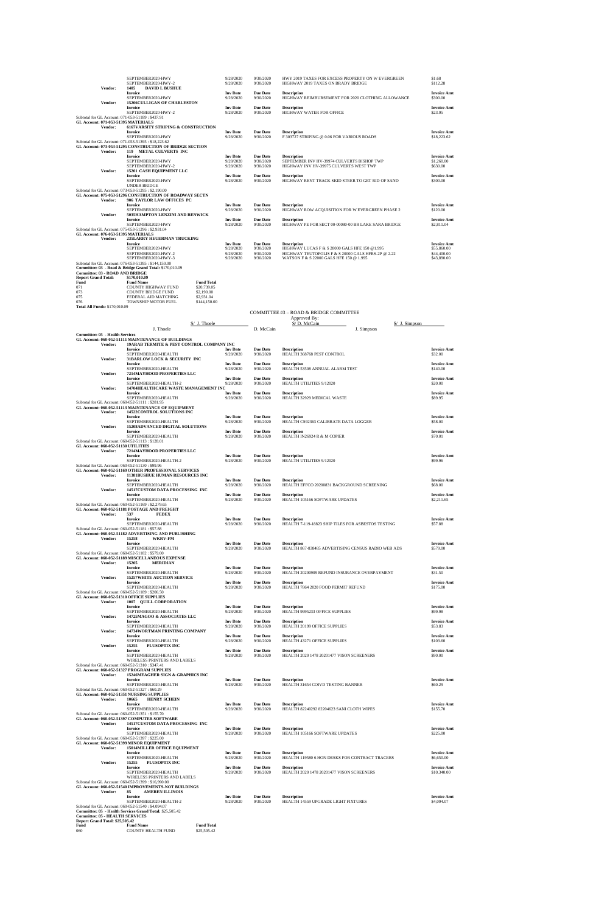| | | Inv Date | Due Date | Description | Invoice Amt |
|---|---|---|---|---|---|
| | SEPTEMBER2020-HWY | 9/28/2020 | 9/30/2020 | HWY 2019 TAXES FOR EXCESS PROPERTY ON W EVERGREEN | $1.68 |
| | SEPTEMBER2020-HWY-2 | 9/28/2020 | 9/30/2020 | HIGHWAY 2019 TAXES ON BRADY BRIDGE | $112.28 |

**Vendor: 1405 DAVID L BUSHUE**

| Invoice | Inv Date | Due Date | Description | Invoice Amt |
|---|---|---|---|---|
| SEPTEMBER2020-HWY | 9/28/2020 | 9/30/2020 | HIGHWAY REIMBURSEMENT FOR 2020 CLOTHING ALLOWANCE | $300.00 |

**Vendor: 15206CULLIGAN OF CHARLESTON**

| Invoice | Inv Date | Due Date | Description | Invoice Amt |
|---|---|---|---|---|
| SEPTEMBER2020-HWY-2 | 9/28/2020 | 9/30/2020 | HIGHWAY WATER FOR OFFICE | $23.95 |

Subtotal for GL Account: 071-053-51189 : $437.91

**GL Account: 071-053-51395 MATERIALS**

**Vendor: 6167VARSITY STRIPING & CONSTRUCTION**

| Invoice | Inv Date | Due Date | Description | Invoice Amt |
|---|---|---|---|---|
| SEPTEMBER2020-HWY | 9/28/2020 | 9/30/2020 | F 303727 STRIPING @ 0.06 FOR VARIOUS ROADS | $18,223.62 |

Subtotal for GL Account: 071-053-51395 : $18,223.62

**GL Account: 073-053-51295 CONSTRUCTION OF BRIDGE SECTION**

**Vendor: 119 METAL CULVERTS INC**

| Invoice | Inv Date | Due Date | Description | Invoice Amt |
|---|---|---|---|---|
| SEPTEMBER2020-HWY | 9/28/2020 | 9/30/2020 | SEPTEMBER INV HV-39974 CULVERTS BISHOP TWP | $1,260.00 |
| SEPTEMBER2020-HWY-2 | 9/28/2020 | 9/30/2020 | HIGHWAY INV HV-39975 CULVERTS WEST TWP | $630.00 |

**Vendor: 15201 CASH EQUIPMENT LLC**

| Invoice | Inv Date | Due Date | Description | Invoice Amt |
|---|---|---|---|---|
| SEPTEMBER2020-HWY<br>UNDER BRIDGE | 9/28/2020 | 9/30/2020 | HIGHWAY RENT TRACK SKID STEER TO GET RID OF SAND | $300.00 |

Subtotal for GL Account: 073-053-51295 : $2,190.00

**GL Account: 075-053-51296 CONSTRUCTION OF ROADWAY SECTN**

**Vendor: 906 TAYLOR LAW OFFICES PC**

| Invoice | Inv Date | Due Date | Description | Invoice Amt |
|---|---|---|---|---|
| SEPTEMBER2020-HWY | 9/28/2020 | 9/30/2020 | HIGHWAY ROW ACQUISITION FOR W EVERGREEN PHASE 2 | $120.00 |

**Vendor: 5035HAMPTON LENZINI AND RENWICK**

| Invoice | Inv Date | Due Date | Description | Invoice Amt |
|---|---|---|---|---|
| SEPTEMBER2020-HWY | 9/28/2020 | 9/30/2020 | HIGHWAY PE FOR SECT 00-00080-00 BR LAKE SARA BRIDGE | $2,811.04 |

Subtotal for GL Account: 075-053-51296 : $2,931.04

**GL Account: 076-053-51395 MATERIALS**

**Vendor: 235LARRY HEUERMAN TRUCKING**

| Invoice | Inv Date | Due Date | Description | Invoice Amt |
|---|---|---|---|---|
| SEPTEMBER2020-HWY | 9/28/2020 | 9/30/2020 | HIGHWAY LUCAS F & S 28000 GALS HFE 150 @1.995 | $55,860.00 |
| SEPTEMBER2020-HWY-2 | 9/28/2020 | 9/30/2020 | HIGHWAY TEUTOPOLIS F & S 20000 GALS HFRS-2P @ 2.22 | $44,400.00 |
| SEPTEMBER2020-HWY-3 | 9/28/2020 | 9/30/2020 | WATSON F & S 22000 GALS HFE 150 @ 1.995 | $43,890.00 |

Subtotal for GL Account: 076-053-51395 : $144,150.00

**Committee: 03 - Road & Bridge Grand Total: $170,010.09**

**Committee: 03 - ROAD AND BRIDGE**

**Report Grand Total: $170,010.09**

| Fund | Fund Name | Fund Total |
|---|---|---|
| 071 | COUNTY HIGHWAY FUND | $20,739.05 |
| 073 | COUNTY BRIDGE FUND | $2,190.00 |
| 075 | FEDERAL AID MATCHING | $2,931.04 |
| 076 | TOWNSHIP MOTOR FUEL | $144,150.00 |

**Total All Funds: $170,010.09**

COMMITTEE #3 – ROAD & BRIDGE COMMITTEE

Approved By:

S/ J. Thoele — J. Thoele
S/ D. McCain — D. McCain
S/ J. Simpson — J. Simpson

**Committee: 05 - Health Services**

**GL Account: 060-052-51111 MAINTENANCE OF BUILDINGS**

**Vendor: 19ARAB TERMITE & PEST CONTROL COMPANY INC**

| Invoice | Inv Date | Due Date | Description | Invoice Amt |
|---|---|---|---|---|
| SEPTEMBER2020-HEALTH | 9/28/2020 | 9/30/2020 | HEALTH 368768 PEST CONTROL | $32.00 |

**Vendor: 31BARLOW LOCK & SECURITY INC**

| Invoice | Inv Date | Due Date | Description | Invoice Amt |
|---|---|---|---|---|
| SEPTEMBER2020-HEALTH | 9/28/2020 | 9/30/2020 | HEALTH 53508 ANNUAL ALARM TEST | $140.00 |

**Vendor: 7214MAYHOOD PROPERTIES LLC**

| Invoice | Inv Date | Due Date | Description | Invoice Amt |
|---|---|---|---|---|
| SEPTEMBER2020-HEALTH-2 | 9/28/2020 | 9/30/2020 | HEALTH UTILITIES 9/12020 | $20.00 |

**Vendor: 14704HEALTHCARE WASTE MANAGEMENT INC**

| Invoice | Inv Date | Due Date | Description | Invoice Amt |
|---|---|---|---|---|
| SEPTEMBER2020-HEALTH | 9/28/2020 | 9/30/2020 | HEALTH 32929 MEDICAL WASTE | $89.95 |

Subtotal for GL Account: 060-052-51111 : $281.95

**GL Account: 060-052-51113 MAINTENANCE OF EQUIPMENT**

**Vendor: 14522CONTROL SOLUTIONS INC**

| Invoice | Inv Date | Due Date | Description | Invoice Amt |
|---|---|---|---|---|
| SEPTEMBER2020-HEALTH | 9/28/2020 | 9/30/2020 | HEALTH CS92363 CALIBRATE DATA LOGGER | $58.00 |

**Vendor: 15208ADVANCED DIGITAL SOLUTIONS**

| Invoice | Inv Date | Due Date | Description | Invoice Amt |
|---|---|---|---|---|
| SEPTEMBER2020-HEALTH | 9/28/2020 | 9/30/2020 | HEALTH IN26924 R & M COPIER | $70.01 |

Subtotal for GL Account: 060-052-51113 : $128.01

**GL Account: 060-052-51130 UTILITIES**

**Vendor: 7214MAYHOOD PROPERTIES LLC**

| Invoice | Inv Date | Due Date | Description | Invoice Amt |
|---|---|---|---|---|
| SEPTEMBER2020-HEALTH-2 | 9/28/2020 | 9/30/2020 | HEALTH UTILITIES 9/12020 | $99.96 |

Subtotal for GL Account: 060-052-51130 : $99.96

**GL Account: 060-052-51169 OTHER PROFESSIONAL SERVICES**

**Vendor: 11381BUSHUE HUMAN RESOURCES INC**

| Invoice | Inv Date | Due Date | Description | Invoice Amt |
|---|---|---|---|---|
| SEPTEMBER2020-HEALTH | 9/28/2020 | 9/30/2020 | HEALTH EFFCO 20200831 BACKGROUND SCREENING | $68.00 |

**Vendor: 14517CUSTOM DATA PROCESSING INC**

| Invoice | Inv Date | Due Date | Description | Invoice Amt |
|---|---|---|---|---|
| SEPTEMBER2020-HEALTH | 9/28/2020 | 9/30/2020 | HEALTH 105166 SOFTWARE UPDATES | $2,211.65 |

Subtotal for GL Account: 060-052-51169 : $2,279.65

**GL Account: 060-052-51181 POSTAGE AND FREIGHT**

**Vendor: 537 FEDEX**

| Invoice | Inv Date | Due Date | Description | Invoice Amt |
|---|---|---|---|---|
| SEPTEMBER2020-HEALTH | 9/28/2020 | 9/30/2020 | HEALTH 7-119-18823 SHIP TILES FOR ASBESTOS TESTING | $57.88 |

Subtotal for GL Account: 060-052-51181 : $57.88

**GL Account: 060-052-51182 ADVERTISING AND PUBLISHING**

**Vendor: 15258 WKRV-FM**

| Invoice | Inv Date | Due Date | Description | Invoice Amt |
|---|---|---|---|---|
| SEPTEMBER2020-HEALTH | 9/28/2020 | 9/30/2020 | HEALTH 867-838485 ADVERTISING CENSUS RADIO WEB ADS | $579.00 |

Subtotal for GL Account: 060-052-51182 : $579.00

**GL Account: 060-052-51189 MISCELLANEOUS EXPENSE**

**Vendor: 15205 MERIDIAN**

| Invoice | Inv Date | Due Date | Description | Invoice Amt |
|---|---|---|---|---|
| SEPTEMBER2020-HEALTH | 9/28/2020 | 9/30/2020 | HEALTH 20200909 REFUND INSURANCE OVERPAYMENT | $31.50 |

**Vendor: 15257WHITE AUCTION SERVICE**

| Invoice | Inv Date | Due Date | Description | Invoice Amt |
|---|---|---|---|---|
| SEPTEMBER2020-HEALTH | 9/28/2020 | 9/30/2020 | HEALTH 7864 2020 FOOD PERMIT REFUND | $175.00 |

Subtotal for GL Account: 060-052-51189 : $206.50

**GL Account: 060-052-51310 OFFICE SUPPLIES**

**Vendor: 1007 QUILL CORPORATION**

| Invoice | Inv Date | Due Date | Description | Invoice Amt |
|---|---|---|---|---|
| SEPTEMBER2020-HEALTH | 9/28/2020 | 9/30/2020 | HEALTH 9995233 OFFICE SUPPLIES | $99.98 |

**Vendor: 14725MAGOO & ASSOCIATES LLC**

| Invoice | Inv Date | Due Date | Description | Invoice Amt |
|---|---|---|---|---|
| SEPTEMBER2020-HEALTH | 9/28/2020 | 9/30/2020 | HEALTH 20199 OFFICE SUPPLIES | $53.83 |

**Vendor: 14734WORTMAN PRINTING COMPANY**

| Invoice | Inv Date | Due Date | Description | Invoice Amt |
|---|---|---|---|---|
| SEPTEMBER2020-HEALTH | 9/28/2020 | 9/30/2020 | HEALTH 43271 OFFICE SUPPLIES | $103.60 |

**Vendor: 15255 PLUSOPTIX INC**

| Invoice | Inv Date | Due Date | Description | Invoice Amt |
|---|---|---|---|---|
| SEPTEMBER2020-HEALTH<br>WIRELESS PRINTERS AND LABELS | 9/28/2020 | 9/30/2020 | HEALTH 2020 1478 20201477 VISON SCREENERS | $90.00 |

Subtotal for GL Account: 060-052-51310 : $347.41

**GL Account: 060-052-51327 PROGRAM SUPPLIES**

**Vendor: 15246MEAGHER SIGN & GRAPHICS INC**

| Invoice | Inv Date | Due Date | Description | Invoice Amt |
|---|---|---|---|---|
| SEPTEMBER2020-HEALTH | 9/28/2020 | 9/30/2020 | HEALTH 31654 COIVD TESTING BANNER | $60.29 |

Subtotal for GL Account: 060-052-51327 : $60.29

**GL Account: 060-052-51351 NURSING SUPPLIES**

**Vendor: 10665 HENRY SCHEIN**

| Invoice | Inv Date | Due Date | Description | Invoice Amt |
|---|---|---|---|---|
| SEPTEMBER2020-HEALTH | 9/28/2020 | 9/30/2020 | HEALTH 82240292 82204623 SANI CLOTH WIPES | $155.70 |

Subtotal for GL Account: 060-052-51351 : $155.70

**GL Account: 060-052-51397 COMPUTER SOFTWARE**

**Vendor: 14517CUSTOM DATA PROCESSING INC**

| Invoice | Inv Date | Due Date | Description | Invoice Amt |
|---|---|---|---|---|
| SEPTEMBER2020-HEALTH | 9/28/2020 | 9/30/2020 | HEALTH 105166 SOFTWARE UPDATES | $225.00 |

Subtotal for GL Account: 060-052-51397 : $225.00

**GL Account: 060-052-51399 MINOR EQUIPMENT**

**Vendor: 15014MILLER OFFICE EQUIPMENT**

| Invoice | Inv Date | Due Date | Description | Invoice Amt |
|---|---|---|---|---|
| SEPTEMBER2020-HEALTH | 9/28/2020 | 9/30/2020 | HEALTH 119580 6 HON DESKS FOR CONTRACT TRACERS | $6,650.00 |

**Vendor: 15255 PLUSOPTIX INC**

| Invoice | Inv Date | Due Date | Description | Invoice Amt |
|---|---|---|---|---|
| SEPTEMBER2020-HEALTH<br>WIRELESS PRINTERS AND LABELS | 9/28/2020 | 9/30/2020 | HEALTH 2020 1478 20201477 VISON SCREENERS | $10,340.00 |

Subtotal for GL Account: 060-052-51399 : $16,990.00

**GL Account: 060-052-51540 IMPROVEMENTS-NOT BUILDINGS**

**Vendor: 85 AMEREN ILLINOIS**

| Invoice | Inv Date | Due Date | Description | Invoice Amt |
|---|---|---|---|---|
| SEPTEMBER2020-HEALTH-2 | 9/28/2020 | 9/30/2020 | HEALTH 14559 UPGRADE LIGHT FIXTURES | $4,094.07 |

Subtotal for GL Account: 060-052-51540 : $4,094.07

**Committee: 05 - Health Services Grand Total: $25,505.42**

**Committee: 05 - HEALTH SERVICES**

**Report Grand Total: $25,505.42**

| Fund | Fund Name | Fund Total |
|---|---|---|
| 060 | COUNTY HEALTH FUND | $25,505.42 |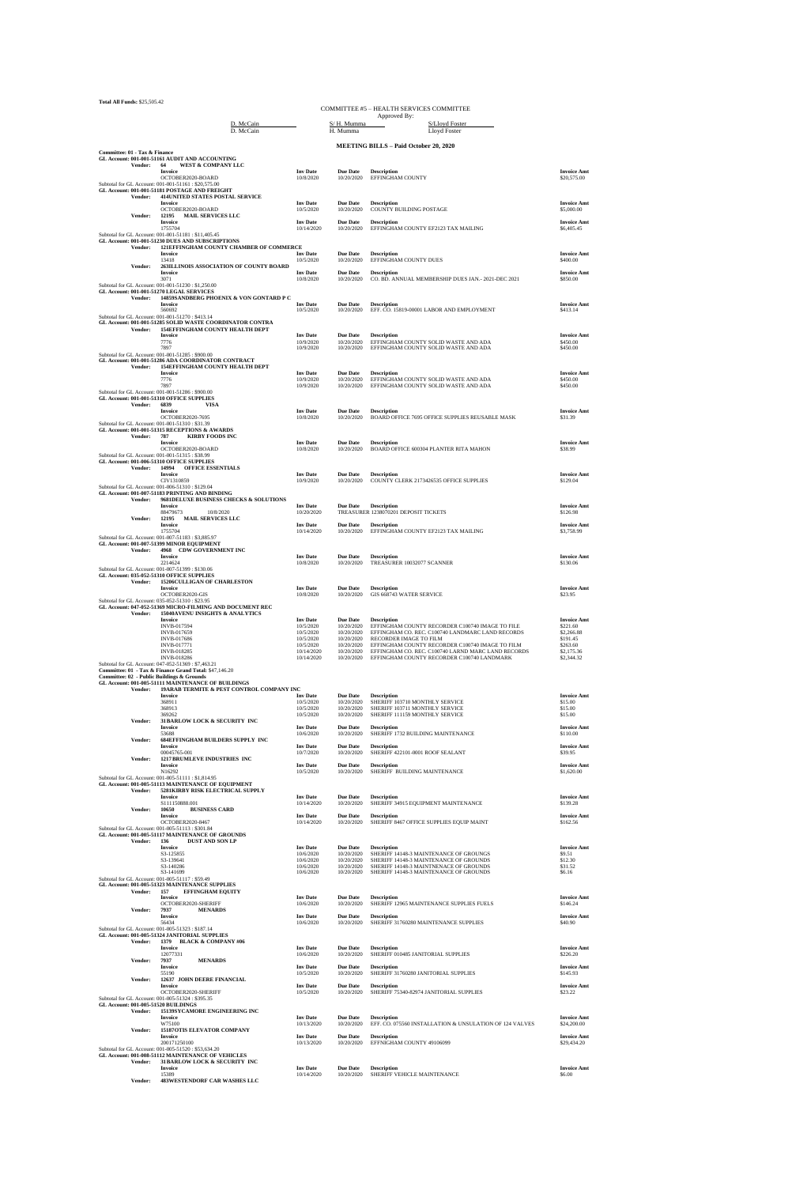**Total All Funds:** $25,505.42

COMMITTEE #5 – HEALTH SERVICES COMMITTEE

Approved By:

| D. McCain | S/ H. Mumma | S/Lloyd Foster |
|---|---|---|
| D. McCain | H. Mumma | Lloyd Foster |

## MEETING BILLS – Paid October 20, 2020

**Committee: 01 - Tax & Finance**

**GL Account: 001-001-51161 AUDIT AND ACCOUNTING**

**Vendor: 64 WEST & COMPANY LLC**

| Invoice | Inv Date | Due Date | Description | Invoice Amt |
|---|---|---|---|---|
| OCTOBER2020-BOARD | 10/8/2020 | 10/20/2020 | EFFINGHAM COUNTY | $20,575.00 |

Subtotal for GL Account: 001-001-51161 : $20,575.00

**GL Account: 001-001-51181 POSTAGE AND FREIGHT**

**Vendor: 414UNITED STATES POSTAL SERVICE**

| Invoice | Inv Date | Due Date | Description | Invoice Amt |
|---|---|---|---|---|
| OCTOBER2020-BOARD | 10/5/2020 | 10/20/2020 | COUNTY BUILDING POSTAGE | $5,000.00 |

**Vendor: 12195 MAIL SERVICES LLC**

| Invoice | Inv Date | Due Date | Description | Invoice Amt |
|---|---|---|---|---|
| 1755704 | 10/14/2020 | 10/20/2020 | EFFINGHAM COUNTY EF2123 TAX MAILING | $6,405.45 |

Subtotal for GL Account: 001-001-51181 : $11,405.45

**GL Account: 001-001-51230 DUES AND SUBSCRIPTIONS**

**Vendor: 121EFFINGHAM COUNTY CHAMBER OF COMMERCE**

| Invoice | Inv Date | Due Date | Description | Invoice Amt |
|---|---|---|---|---|
| 13418 | 10/5/2020 | 10/20/2020 | EFFINGHAM COUNTY DUES | $400.00 |

**Vendor: 263ILLINOIS ASSOCIATION OF COUNTY BOARD**

| Invoice | Inv Date | Due Date | Description | Invoice Amt |
|---|---|---|---|---|
| 3071 | 10/8/2020 | 10/20/2020 | CO. BD. ANNUAL MEMBERSHIP DUES JAN.- 2021-DEC 2021 | $850.00 |

Subtotal for GL Account: 001-001-51230 : $1,250.00

**GL Account: 001-001-51270 LEGAL SERVICES**

**Vendor: 14859SANDBERG PHOENIX & VON GONTARD P C**

| Invoice | Inv Date | Due Date | Description | Invoice Amt |
|---|---|---|---|---|
| 560692 | 10/5/2020 | 10/20/2020 | EFF. CO. 15819-00001 LABOR AND EMPLOYMENT | $413.14 |

Subtotal for GL Account: 001-001-51270 : $413.14

**GL Account: 001-001-51285 SOLID WASTE COORDINATOR CONTRA**

**Vendor: 154EFFINGHAM COUNTY HEALTH DEPT**

| Invoice | Inv Date | Due Date | Description | Invoice Amt |
|---|---|---|---|---|
| 7776 | 10/9/2020 | 10/20/2020 | EFFINGHAM COUNTY SOLID WASTE AND ADA | $450.00 |
| 7897 | 10/9/2020 | 10/20/2020 | EFFINGHAM COUNTY SOLID WASTE AND ADA | $450.00 |

Subtotal for GL Account: 001-001-51285 : $900.00

**GL Account: 001-001-51286 ADA COORDINATOR CONTRACT**

**Vendor: 154EFFINGHAM COUNTY HEALTH DEPT**

| Invoice | Inv Date | Due Date | Description | Invoice Amt |
|---|---|---|---|---|
| 7776 | 10/9/2020 | 10/20/2020 | EFFINGHAM COUNTY SOLID WASTE AND ADA | $450.00 |
| 7897 | 10/9/2020 | 10/20/2020 | EFFINGHAM COUNTY SOLID WASTE AND ADA | $450.00 |

Subtotal for GL Account: 001-001-51286 : $900.00

**GL Account: 001-001-51310 OFFICE SUPPLIES**

**Vendor: 6839 VISA**

| Invoice | Inv Date | Due Date | Description | Invoice Amt |
|---|---|---|---|---|
| OCTOBER2020-7695 | 10/8/2020 | 10/20/2020 | BOARD OFFICE 7695 OFFICE SUPPLIES REUSABLE MASK | $31.39 |

Subtotal for GL Account: 001-001-51310 : $31.39

**GL Account: 001-001-51315 RECEPTIONS & AWARDS**

**Vendor: 787 KIRBY FOODS INC**

| Invoice | Inv Date | Due Date | Description | Invoice Amt |
|---|---|---|---|---|
| OCTOBER2020-BOARD | 10/8/2020 | 10/20/2020 | BOARD OFFICE 600304 PLANTER RITA MAHON | $38.99 |

Subtotal for GL Account: 001-001-51315 : $38.99

**GL Account: 001-006-51310 OFFICE SUPPLIES**

**Vendor: 14994 OFFICE ESSENTIALS**

| Invoice | Inv Date | Due Date | Description | Invoice Amt |
|---|---|---|---|---|
| CIV1310850 | 10/9/2020 | 10/20/2020 | COUNTY CLERK 2173426535 OFFICE SUPPLIES | $129.04 |

Subtotal for GL Account: 001-006-51310 : $129.04

**GL Account: 001-007-51183 PRINTING AND BINDING**

**Vendor: 9681DELUXE BUSINESS CHECKS & SOLUTIONS**

| Invoice | Inv Date | Due Date | Description | Invoice Amt |
|---|---|---|---|---|
| 88479673 10/8/2020 | 10/20/2020 | | TREASURER 1238070201 DEPOSIT TICKETS | $126.98 |

**Vendor: 12195 MAIL SERVICES LLC**

| Invoice | Inv Date | Due Date | Description | Invoice Amt |
|---|---|---|---|---|
| 1755704 | 10/14/2020 | 10/20/2020 | EFFINGHAM COUNTY EF2123 TAX MAILING | $3,758.99 |

Subtotal for GL Account: 001-007-51183 : $3,885.97

**GL Account: 001-007-51399 MINOR EQUIPMENT**

**Vendor: 4968 CDW GOVERNMENT INC**

| Invoice | Inv Date | Due Date | Description | Invoice Amt |
|---|---|---|---|---|
| 2214624 | 10/8/2020 | 10/20/2020 | TREASURER 10032077 SCANNER | $130.06 |

Subtotal for GL Account: 001-007-51399 : $130.06

**GL Account: 035-052-51310 OFFICE SUPPLIES**

**Vendor: 15206CULLIGAN OF CHARLESTON**

| Invoice | Inv Date | Due Date | Description | Invoice Amt |
|---|---|---|---|---|
| OCTOBER2020-GIS | 10/8/2020 | 10/20/2020 | GIS 668743 WATER SERVICE | $23.95 |

Subtotal for GL Account: 035-052-51310 : $23.95

**GL Account: 047-052-51369 MICRO-FILMING AND DOCUMENT REC**

**Vendor: 15040AVENU INSIGHTS & ANALYTICS**

| Invoice | Inv Date | Due Date | Description | Invoice Amt |
|---|---|---|---|---|
| INVB-017594 | 10/5/2020 | 10/20/2020 | EFFINGHAM COUNTY RECORDER C100740 IMAGE TO FILE | $221.60 |
| INVB-017659 | 10/5/2020 | 10/20/2020 | EFFINGHAM CO. REC. C100740 LANDMARC LAND RECORDS | $2,266.88 |
| INVB-017686 | 10/5/2020 | 10/20/2020 | RECORDER IMAGE TO FILM | $191.45 |
| INVB-017771 | 10/5/2020 | 10/20/2020 | EFFINGHAM COUNTY RECORDER C100740 IMAGE TO FILM | $263.60 |
| INVB-018285 | 10/14/2020 | 10/20/2020 | EFFINGHAM CO. REC. C100740 LARND MARC LAND RECORDS | $2,175.36 |
| INVB-018286 | 10/14/2020 | 10/20/2020 | EFFINGHAM COUNTY RECORDER C100740 LANDMARK | $2,344.32 |

Subtotal for GL Account: 047-052-51369 : $7,463.21

**Committee: 01 - Tax & Finance Grand Total: $47,146.20**

**Committee: 02 - Public Buildings & Grounds**

**GL Account: 001-005-51111 MAINTENANCE OF BUILDINGS**

**Vendor: 19ARAB TERMITE & PEST CONTROL COMPANY INC**

| Invoice | Inv Date | Due Date | Description | Invoice Amt |
|---|---|---|---|---|
| 368911 | 10/5/2020 | 10/20/2020 | SHERIFF 103710 MONTHLY SERVICE | $15.00 |
| 368913 | 10/5/2020 | 10/20/2020 | SHERIFF 103711 MONTHLY SERVICE | $15.00 |
| 369262 | 10/5/2020 | 10/20/2020 | SHERIFF 111159 MONTHLY SERVICE | $15.00 |

**Vendor: 31BARLOW LOCK & SECURITY INC**

| Invoice | Inv Date | Due Date | Description | Invoice Amt |
|---|---|---|---|---|
| 53688 | 10/6/2020 | 10/20/2020 | SHERIFF 1732 BUILDING MAINTENANCE | $110.00 |

**Vendor: 684EFFINGHAM BUILDERS SUPPLY INC**

| Invoice | Inv Date | Due Date | Description | Invoice Amt |
|---|---|---|---|---|
| 00045765-001 | 10/7/2020 | 10/20/2020 | SHERIFF 422101-0001 ROOF SEALANT | $39.95 |

**Vendor: 1217BRUMLEVE INDUSTRIES INC**

| Invoice | Inv Date | Due Date | Description | Invoice Amt |
|---|---|---|---|---|
| N16292 | 10/5/2020 | 10/20/2020 | SHERIFF BUILDING MAINTENANCE | $1,620.00 |

Subtotal for GL Account: 001-005-51111 : $1,814.95

**GL Account: 001-005-51113 MAINTENANCE OF EQUIPMENT**

**Vendor: 5281KIRBY RISK ELECTRICAL SUPPLY**

| Invoice | Inv Date | Due Date | Description | Invoice Amt |
|---|---|---|---|---|
| S111150888.001 | 10/14/2020 | 10/20/2020 | SHERIFF 34915 EQUIPMENT MAINTENANCE | $139.28 |

**Vendor: 10650 BUSINESS CARD**

| Invoice | Inv Date | Due Date | Description | Invoice Amt |
|---|---|---|---|---|
| OCTOBER2020-8467 | 10/14/2020 | 10/20/2020 | SHERIFF 8467 OFFICE SUPPLIES EQUIP MAINT | $162.56 |

Subtotal for GL Account: 001-005-51113 : $301.84

**GL Account: 001-005-51117 MAINTENANCE OF GROUNDS**

**Vendor: 136 DUST AND SON LP**

| Invoice | Inv Date | Due Date | Description | Invoice Amt |
|---|---|---|---|---|
| S3-125855 | 10/6/2020 | 10/20/2020 | SHERIFF 14148-3 MAINTENANCE OF GROUNGS | $9.51 |
| S3-139641 | 10/6/2020 | 10/20/2020 | SHERIFF 14148-3 MAINTENANCE OF GROUNDS | $12.30 |
| S3-140286 | 10/6/2020 | 10/20/2020 | SHERIFF 14148-3 MAINTNENACE OF GROUNDS | $31.52 |
| S3-141699 | 10/6/2020 | 10/20/2020 | SHERIFF 14148-3 MAINTENANCE OF GROUNDS | $6.16 |

Subtotal for GL Account: 001-005-51117 : $59.49

**GL Account: 001-005-51323 MAINTENANCE SUPPLIES**

**Vendor: 157 EFFINGHAM EQUITY**

| Invoice | Inv Date | Due Date | Description | Invoice Amt |
|---|---|---|---|---|
| OCTOBER2020-SHERIFF | 10/6/2020 | 10/20/2020 | SHERIFF 12965 MAINTENANCE SUPPLIES FUELS | $146.24 |

**Vendor: 7937 MENARDS**

| Invoice | Inv Date | Due Date | Description | Invoice Amt |
|---|---|---|---|---|
| 56434 | 10/6/2020 | 10/20/2020 | SHERIFF 31760280 MAINTENANCE SUPPLIES | $40.90 |

Subtotal for GL Account: 001-005-51323 : $187.14

**GL Account: 001-005-51324 JANITORIAL SUPPLIES**

**Vendor: 1379 BLACK & COMPANY #06**

| Invoice | Inv Date | Due Date | Description | Invoice Amt |
|---|---|---|---|---|
| 12077331 | 10/6/2020 | 10/20/2020 | SHERIFF 010485 JANITORIAL SUPPLIES | $226.20 |

**Vendor: 7937 MENARDS**

| Invoice | Inv Date | Due Date | Description | Invoice Amt |
|---|---|---|---|---|
| 55190 | 10/5/2020 | 10/20/2020 | SHERIFF 31760280 JANITORIAL SUPPLIES | $145.93 |

**Vendor: 12637 JOHN DEERE FINANCIAL**

| Invoice | Inv Date | Due Date | Description | Invoice Amt |
|---|---|---|---|---|
| OCTOBER2020-SHERIFF | 10/5/2020 | 10/20/2020 | SHERIFF 75340-82974 JANITORIAL SUPPLIES | $23.22 |

Subtotal for GL Account: 001-005-51324 : $395.35

**GL Account: 001-005-51520 BUILDINGS**

**Vendor: 15139SYCAMORE ENGINEERING INC**

| Invoice | Inv Date | Due Date | Description | Invoice Amt |
|---|---|---|---|---|
| W75100 | 10/13/2020 | 10/20/2020 | EFF. CO. 075560 INSTALLATION & UNSULATION OF 124 VALVES | $24,200.00 |

**Vendor: 15187OTIS ELEVATOR COMPANY**

| Invoice | Inv Date | Due Date | Description | Invoice Amt |
|---|---|---|---|---|
| 200171250100 | 10/13/2020 | 10/20/2020 | EFFINGHAM COUNTY 49106099 | $29,434.20 |

Subtotal for GL Account: 001-005-51520 : $53,634.20

**GL Account: 001-008-51112 MAINTENANCE OF VEHICLES**

**Vendor: 31BARLOW LOCK & SECURITY INC**

| Invoice | Inv Date | Due Date | Description | Invoice Amt |
|---|---|---|---|---|
| 15389 | 10/14/2020 | 10/20/2020 | SHERIFF VEHICLE MAINTENANCE | $6.00 |

**Vendor: 483WESTENDORF CAR WASHES LLC**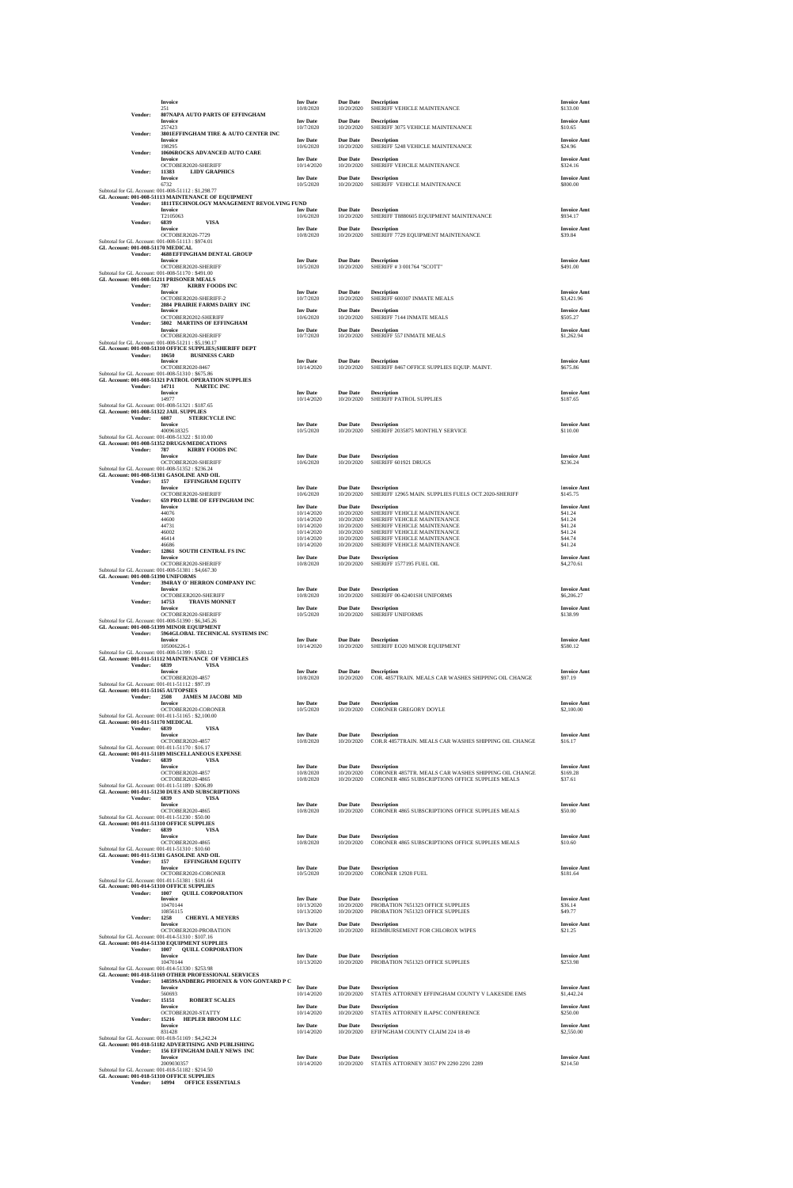| | Invoice | Inv Date | Due Date | Description | Invoice Amt |
|---|---|---|---|---|---|
| | 251 | 10/8/2020 | 10/20/2020 | SHERIFF VEHICLE MAINTENANCE | $133.00 |
| **Vendor:** | **807NAPA AUTO PARTS OF EFFINGHAM** | | | | |
| | **Invoice** | **Inv Date** | **Due Date** | **Description** | **Invoice Amt** |
| | 257423 | 10/7/2020 | 10/20/2020 | SHERIFF 3075 VEHICLE MAINTENANCE | $10.65 |
| **Vendor:** | **3801EFFINGHAM TIRE & AUTO CENTER INC** | | | | |
| | **Invoice** | **Inv Date** | **Due Date** | **Description** | **Invoice Amt** |
| | 198295 | 10/6/2020 | 10/20/2020 | SHERIFF 5248 VEHICLE MAINTENANCE | $24.96 |
| **Vendor:** | **10606ROCKS ADVANCED AUTO CARE** | | | | |
| | **Invoice** | **Inv Date** | **Due Date** | **Description** | **Invoice Amt** |
| | OCTOBER2020-SHERIFF | 10/14/2020 | 10/20/2020 | SHERIFF VEHCILE MAINTENANCE | $324.16 |
| **Vendor:** | **11383 LIDY GRAPHICS** | | | | |
| | **Invoice** | **Inv Date** | **Due Date** | **Description** | **Invoice Amt** |
| | 6732 | 10/5/2020 | 10/20/2020 | SHERIFF VEHICLE MAINTENANCE | $800.00 |

Subtotal for GL Account: 001-008-51112 : $1,298.77

**GL Account: 001-008-51113 MAINTENANCE OF EQUIPMENT**

| | Invoice | Inv Date | Due Date | Description | Invoice Amt |
|---|---|---|---|---|---|
| **Vendor:** | **1811TECHNOLOGY MANAGEMENT REVOLVING FUND** | | | | |
| | **Invoice** | **Inv Date** | **Due Date** | **Description** | **Invoice Amt** |
| | T2105063 | 10/6/2020 | 10/20/2020 | SHERIFF T8880605 EQUIPMENT MAINTENANCE | $934.17 |
| **Vendor:** | **6839 VISA** | | | | |
| | **Invoice** | **Inv Date** | **Due Date** | **Description** | **Invoice Amt** |
| | OCTOBER2020-7729 | 10/8/2020 | 10/20/2020 | SHERIFF 7729 EQUIPMENT MAINTENANCE | $39.84 |

Subtotal for GL Account: 001-008-51113 : $974.01

**GL Account: 001-008-51170 MEDICAL**

| | Invoice | Inv Date | Due Date | Description | Invoice Amt |
|---|---|---|---|---|---|
| **Vendor:** | **4688EFFINGHAM DENTAL GROUP** | | | | |
| | **Invoice** | **Inv Date** | **Due Date** | **Description** | **Invoice Amt** |
| | OCTOBER2020-SHERIFF | 10/5/2020 | 10/20/2020 | SHERIFF # 3 001764 "SCOTT" | $491.00 |

Subtotal for GL Account: 001-008-51170 : $491.00

**GL Account: 001-008-51211 PRISONER MEALS**

| | Invoice | Inv Date | Due Date | Description | Invoice Amt |
|---|---|---|---|---|---|
| **Vendor:** | **787 KIRBY FOODS INC** | | | | |
| | **Invoice** | **Inv Date** | **Due Date** | **Description** | **Invoice Amt** |
| | OCTOBER2020-SHERIFF-2 | 10/7/2020 | 10/20/2020 | SHERIFF 600307 INMATE MEALS | $3,421.96 |
| **Vendor:** | **2084 PRAIRIE FARMS DAIRY INC** | | | | |
| | **Invoice** | **Inv Date** | **Due Date** | **Description** | **Invoice Amt** |
| | OCTOBER20202-SHERIFF | 10/6/2020 | 10/20/2020 | SHERIFF 7144 INMATE MEALS | $505.27 |
| **Vendor:** | **5802 MARTINS OF EFFINGHAM** | | | | |
| | **Invoice** | **Inv Date** | **Due Date** | **Description** | **Invoice Amt** |
| | OCTOBER2020-SHERIFF | 10/7/2020 | 10/20/2020 | SHERIFF 557 INMATE MEALS | $1,262.94 |

Subtotal for GL Account: 001-008-51211 : $5,190.17

**GL Account: 001-008-51310 OFFICE SUPPLIES;SHERIFF DEPT**

| | Invoice | Inv Date | Due Date | Description | Invoice Amt |
|---|---|---|---|---|---|
| **Vendor:** | **10650 BUSINESS CARD** | | | | |
| | **Invoice** | **Inv Date** | **Due Date** | **Description** | **Invoice Amt** |
| | OCTOBER2020-8467 | 10/14/2020 | 10/20/2020 | SHERIFF 8467 OFFICE SUPPLIES EQUIP. MAINT. | $675.86 |

Subtotal for GL Account: 001-008-51310 : $675.86

**GL Account: 001-008-51321 PATROL OPERATION SUPPLIES**

| | Invoice | Inv Date | Due Date | Description | Invoice Amt |
|---|---|---|---|---|---|
| **Vendor:** | **14711 NARTEC INC** | | | | |
| | **Invoice** | **Inv Date** | **Due Date** | **Description** | **Invoice Amt** |
| | 14977 | 10/14/2020 | 10/20/2020 | SHERIFF PATROL SUPPLIES | $187.65 |

Subtotal for GL Account: 001-008-51321 : $187.65

**GL Account: 001-008-51322 JAIL SUPPLIES**

| | Invoice | Inv Date | Due Date | Description | Invoice Amt |
|---|---|---|---|---|---|
| **Vendor:** | **6087 STERICYCLE INC** | | | | |
| | **Invoice** | **Inv Date** | **Due Date** | **Description** | **Invoice Amt** |
| | 4009618325 | 10/5/2020 | 10/20/2020 | SHERIFF 2035875 MONTHLY SERVICE | $110.00 |

Subtotal for GL Account: 001-008-51322 : $110.00

**GL Account: 001-008-51352 DRUGS/MEDICATIONS**

| | Invoice | Inv Date | Due Date | Description | Invoice Amt |
|---|---|---|---|---|---|
| **Vendor:** | **787 KIRBY FOODS INC** | | | | |
| | **Invoice** | **Inv Date** | **Due Date** | **Description** | **Invoice Amt** |
| | OCTOBER2020-SHERIFF | 10/6/2020 | 10/20/2020 | SHERIFF 601921 DRUGS | $236.24 |

Subtotal for GL Account: 001-008-51352 : $236.24

**GL Account: 001-008-51381 GASOLINE AND OIL**

| | Invoice | Inv Date | Due Date | Description | Invoice Amt |
|---|---|---|---|---|---|
| **Vendor:** | **157 EFFINGHAM EQUITY** | | | | |
| | **Invoice** | **Inv Date** | **Due Date** | **Description** | **Invoice Amt** |
| | OCTOBER2020-SHERIFF | 10/6/2020 | 10/20/2020 | SHERIFF 12965 MAIN. SUPPLIES FUELS OCT.2020-SHERIFF | $145.75 |
| **Vendor:** | **659 PRO LUBE OF EFFINGHAM INC** | | | | |
| | **Invoice** | **Inv Date** | **Due Date** | **Description** | **Invoice Amt** |
| | 44076 | 10/14/2020 | 10/20/2020 | SHERIFF VEHICLE MAINTENANCE | $41.24 |
| | 44600 | 10/14/2020 | 10/20/2020 | SHERIFF VEHICLE MAINTENANCE | $41.24 |
| | 44731 | 10/14/2020 | 10/20/2020 | SHERIFF VEHICLE MAINTENANCE | $41.24 |
| | 46002 | 10/14/2020 | 10/20/2020 | SHERIFF VEHICLE MAINTENANCE | $41.24 |
| | 46414 | 10/14/2020 | 10/20/2020 | SHERIFF VEHICLE MAINTENANCE | $44.74 |
| | 46686 | 10/14/2020 | 10/20/2020 | SHERIFF VEHICLE MAINTENANCE | $41.24 |
| **Vendor:** | **12861 SOUTH CENTRAL FS INC** | | | | |
| | **Invoice** | **Inv Date** | **Due Date** | **Description** | **Invoice Amt** |
| | OCTOBER2020-SHERIFF | 10/8/2020 | 10/20/2020 | SHERIFF 1577195 FUEL OIL | $4,270.61 |

Subtotal for GL Account: 001-008-51381 : $4,667.30

**GL Account: 001-008-51390 UNIFORMS**

| | Invoice | Inv Date | Due Date | Description | Invoice Amt |
|---|---|---|---|---|---|
| **Vendor:** | **394RAY O' HERRON COMPANY INC** | | | | |
| | **Invoice** | **Inv Date** | **Due Date** | **Description** | **Invoice Amt** |
| | OCTOBEER2020-SHERIFF | 10/8/2020 | 10/20/2020 | SHERIFF 00-6240ISH UNIFORMS | $6,206.27 |
| **Vendor:** | **14753 TRAVIS MONNET** | | | | |
| | **Invoice** | **Inv Date** | **Due Date** | **Description** | **Invoice Amt** |
| | OCTOBER2020-SHERIFF | 10/5/2020 | 10/20/2020 | SHERIFF UNIFORMS | $138.99 |

Subtotal for GL Account: 001-008-51390 : $6,345.26

**GL Account: 001-008-51399 MINOR EQUIPMENT**

| | Invoice | Inv Date | Due Date | Description | Invoice Amt |
|---|---|---|---|---|---|
| **Vendor:** | **5964GLOBAL TECHNICAL SYSTEMS INC** | | | | |
| | **Invoice** | **Inv Date** | **Due Date** | **Description** | **Invoice Amt** |
| | 105006226-1 | 10/14/2020 | 10/20/2020 | SHERIFF EO20 MINOR EQUIPMENT | $580.12 |

Subtotal for GL Account: 001-008-51399 : $580.12

**GL Account: 001-011-51112 MAINTENANCE OF VEHICLES**

| | Invoice | Inv Date | Due Date | Description | Invoice Amt |
|---|---|---|---|---|---|
| **Vendor:** | **6839 VISA** | | | | |
| | **Invoice** | **Inv Date** | **Due Date** | **Description** | **Invoice Amt** |
| | OCTOBER2020-4857 | 10/8/2020 | 10/20/2020 | COR. 4857TRAIN. MEALS CAR WASHES SHIPPING OIL CHANGE | $97.19 |

Subtotal for GL Account: 001-011-51112 : $97.19

**GL Account: 001-011-51165 AUTOPSIES**

| | Invoice | Inv Date | Due Date | Description | Invoice Amt |
|---|---|---|---|---|---|
| **Vendor:** | **2508 JAMES M JACOBI MD** | | | | |
| | **Invoice** | **Inv Date** | **Due Date** | **Description** | **Invoice Amt** |
| | OCTOBER2020-CORONER | 10/5/2020 | 10/20/2020 | CORONER GREGORY DOYLE | $2,100.00 |

Subtotal for GL Account: 001-011-51165 : $2,100.00

**GL Account: 001-011-51170 MEDICAL**

| | Invoice | Inv Date | Due Date | Description | Invoice Amt |
|---|---|---|---|---|---|
| **Vendor:** | **6839 VISA** | | | | |
| | **Invoice** | **Inv Date** | **Due Date** | **Description** | **Invoice Amt** |
| | OCTOBER2020-4857 | 10/8/2020 | 10/20/2020 | COR.R 4857TRAIN. MEALS CAR WASHES SHIPPING OIL CHANGE | $16.17 |

Subtotal for GL Account: 001-011-51170 : $16.17

**GL Account: 001-011-51189 MISCELLANEOUS EXPENSE**

| | Invoice | Inv Date | Due Date | Description | Invoice Amt |
|---|---|---|---|---|---|
| **Vendor:** | **6839 VISA** | | | | |
| | **Invoice** | **Inv Date** | **Due Date** | **Description** | **Invoice Amt** |
| | OCTOBER2020-4857 | 10/8/2020 | 10/20/2020 | CORONER 4857TR. MEALS CAR WASHES SHIPPING OIL CHANGE | $169.28 |
| | OCTOBER2020-4865 | 10/8/2020 | 10/20/2020 | CORONER 4865 SUBSCRIPTIONS OFFICE SUPPLIES MEALS | $37.61 |

Subtotal for GL Account: 001-011-51189 : $206.89

**GL Account: 001-011-51230 DUES AND SUBSCRIPTIONS**

| | Invoice | Inv Date | Due Date | Description | Invoice Amt |
|---|---|---|---|---|---|
| **Vendor:** | **6839 VISA** | | | | |
| | **Invoice** | **Inv Date** | **Due Date** | **Description** | **Invoice Amt** |
| | OCTOBER2020-4865 | 10/8/2020 | 10/20/2020 | CORONER 4865 SUBSCRIPTIONS OFFICE SUPPLIES MEALS | $50.00 |

Subtotal for GL Account: 001-011-51230 : $50.00

**GL Account: 001-011-51310 OFFICE SUPPLIES**

| | Invoice | Inv Date | Due Date | Description | Invoice Amt |
|---|---|---|---|---|---|
| **Vendor:** | **6839 VISA** | | | | |
| | **Invoice** | **Inv Date** | **Due Date** | **Description** | **Invoice Amt** |
| | OCTOBER2020-4865 | 10/8/2020 | 10/20/2020 | CORONER 4865 SUBSCRIPTIONS OFFICE SUPPLIES MEALS | $10.60 |

Subtotal for GL Account: 001-011-51310 : $10.60

**GL Account: 001-011-51381 GASOLINE AND OIL**

| | Invoice | Inv Date | Due Date | Description | Invoice Amt |
|---|---|---|---|---|---|
| **Vendor:** | **157 EFFINGHAM EQUITY** | | | | |
| | **Invoice** | **Inv Date** | **Due Date** | **Description** | **Invoice Amt** |
| | OCTOBER2020-CORONER | 10/5/2020 | 10/20/2020 | CORONER 12928 FUEL | $181.64 |

Subtotal for GL Account: 001-011-51381 : $181.64

**GL Account: 001-014-51310 OFFICE SUPPLIES**

| | Invoice | Inv Date | Due Date | Description | Invoice Amt |
|---|---|---|---|---|---|
| **Vendor:** | **1007 QUILL CORPORATION** | | | | |
| | **Invoice** | **Inv Date** | **Due Date** | **Description** | **Invoice Amt** |
| | 10470144 | 10/13/2020 | 10/20/2020 | PROBATION 7651323 OFFICE SUPPLIES | $36.14 |
| | 10856115 | 10/13/2020 | 10/20/2020 | PROBATION 7651323 OFFICE SUPPLIES | $49.77 |
| **Vendor:** | **1258 CHERYL A MEYERS** | | | | |
| | **Invoice** | **Inv Date** | **Due Date** | **Description** | **Invoice Amt** |
| | OCTOBER2020-PROBATION | 10/13/2020 | 10/20/2020 | REIMBURSEMENT FOR CHLOROX WIPES | $21.25 |

Subtotal for GL Account: 001-014-51310 : $107.16

**GL Account: 001-014-51330 EQUIPMENT SUPPLIES**

| | Invoice | Inv Date | Due Date | Description | Invoice Amt |
|---|---|---|---|---|---|
| **Vendor:** | **1007 QUILL CORPORATION** | | | | |
| | **Invoice** | **Inv Date** | **Due Date** | **Description** | **Invoice Amt** |
| | 10470144 | 10/13/2020 | 10/20/2020 | PROBATION 7651323 OFFICE SUPPLIES | $253.98 |

Subtotal for GL Account: 001-014-51330 : $253.98

**GL Account: 001-018-51169 OTHER PROFESSIONAL SERVICES**

| | Invoice | Inv Date | Due Date | Description | Invoice Amt |
|---|---|---|---|---|---|
| **Vendor:** | **14859SANDBERG PHOENIX & VON GONTARD P C** | | | | |
| | **Invoice** | **Inv Date** | **Due Date** | **Description** | **Invoice Amt** |
| | 560693 | 10/14/2020 | 10/20/2020 | STATES ATTORNEY EFFINGHAM COUNTY V LAKESIDE EMS | $1,442.24 |
| **Vendor:** | **15151 ROBERT SCALES** | | | | |
| | **Invoice** | **Inv Date** | **Due Date** | **Description** | **Invoice Amt** |
| | OCTOBER2020-STATTY | 10/14/2020 | 10/20/2020 | STATES ATTORNEY ILAPSC CONFERENCE | $250.00 |
| **Vendor:** | **15216 HEPLER BROOM LLC** | | | | |
| | **Invoice** | **Inv Date** | **Due Date** | **Description** | **Invoice Amt** |
| | 831428 | 10/14/2020 | 10/20/2020 | EFIFNGHAM COUNTY CLAIM 224 18 49 | $2,550.00 |

Subtotal for GL Account: 001-018-51169 : $4,242.24

**GL Account: 001-018-51182 ADVERTISING AND PUBLISHING**

| | Invoice | Inv Date | Due Date | Description | Invoice Amt |
|---|---|---|---|---|---|
| **Vendor:** | **156 EFFINGHAM DAILY NEWS INC** | | | | |
| | **Invoice** | **Inv Date** | **Due Date** | **Description** | **Invoice Amt** |
| | 2009030357 | 10/14/2020 | 10/20/2020 | STATES ATTORNEY 30357 PN 2290 2291 2289 | $214.50 |

Subtotal for GL Account: 001-018-51182 : $214.50

**GL Account: 001-018-51310 OFFICE SUPPLIES**

**Vendor:** **14994 OFFICE ESSENTIALS**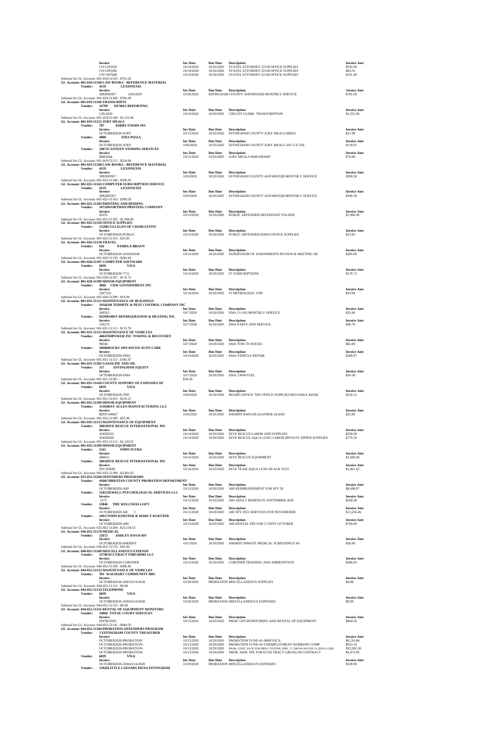| Invoice | Inv Date | Due Date | Description | Invoice Amt |
|---|---|---|---|---|
| CIV1291658 | 10/14/2020 | 10/20/2020 | STATES ATTORNEY 52158 OFFICE SUPPLIES | $556.00 |
| CIV1295382 | 10/14/2020 | 10/20/2020 | STATES ATTORNEY 52158 OFFICE SUPPLIES | $83.53 |
| CIV1307688 | 10/14/2020 | 10/20/2020 | STATES ATTORNEY 52158 OFFICE SUPPLIES | $101.49 |

Subtotal for GL Account: 001-018-51310 : $741.02

**GL Account: 001-018-51340 LAW BOOKS - REFERENCE MATERIAL**

**Vendor: 4159 LEXISNEXIS**

| Invoice | Inv Date | Due Date | Description | Invoice Amt |
|---|---|---|---|---|
| 3092895957 10/9/2020 | 10/20/2020 | | EFFINGHAM COUNTY 424YMWZQ9 MONTHLY SERVICE | $781.00 |

Subtotal for GL Account: 001-018-51340 : $781.00

**GL Account: 001-019-51168 TRANSCRIPTS**

**Vendor: 14799 HYMES REPORTING**

| Invoice | Inv Date | Due Date | Description | Invoice Amt |
|---|---|---|---|---|
| GJ9-2020 | 10/14/2020 | 10/20/2020 | CIRCUIT CLERK TRANSCRIPTION | $1,252.46 |

Subtotal for GL Account: 001-019-51168 : $1,252.46

**GL Account: 001-019-51212 JURY MEALS**

**Vendor: 787 KIRBY FOODS INC**

| Invoice | Inv Date | Due Date | Description | Invoice Amt |
|---|---|---|---|---|
| OCTOBER2020-JURY | 10/13/2020 | 10/20/2020 | EFFINGHAM COUNTY JURY MEALS 600651 | $21.99 |

**Vendor: 4980 JOES PIZZA**

| Invoice | Inv Date | Due Date | Description | Invoice Amt |
|---|---|---|---|---|
| OCTOBER2020-JURY | 10/8/2020 | 10/20/2020 | EFFINGHAM COUNTY JURY MEALS 2017-CF-359 | $118.01 |

**Vendor: 14072CANTEEN VENDING SERVICES**

| Invoice | Inv Date | Due Date | Description | Invoice Amt |
|---|---|---|---|---|
| BME3044 | 10/15/2020 | 10/20/2020 | JURY MEALS 9048/438/0687 | $76.06 |

Subtotal for GL Account: 001-019-51212 : $216.06

**GL Account: 001-019-51340 LAW BOOKS - REFERENCE MATERIAL**

**Vendor: 4159 LEXISNEXIS**

| Invoice | Inv Date | Due Date | Description | Invoice Amt |
|---|---|---|---|---|
| 3092895957 | 10/9/2020 | 10/20/2020 | EFFINGHAM COUNTY 424YMWZQ9 MONTHLY SERVICE | $390.50 |

Subtotal for GL Account: 001-019-51340 : $390.50

**GL Account: 001-022-51163 COMPUTER SUBSCRIPTION SERVICE**

**Vendor: 4159 LEXISNEXIS**

| Invoice | Inv Date | Due Date | Description | Invoice Amt |
|---|---|---|---|---|
| 3092895957 | 10/9/2020 | 10/20/2020 | EFFINGHAM COUNTY 424YMWZQ9 MONTHLY SERVICE | $390.50 |

Subtotal for GL Account: 001-022-51163 : $390.50

**GL Account: 001-022-51183 PRINTING AND BINDING**

**Vendor: 14734WORTMAN PRINTING COMPANY**

| Invoice | Inv Date | Due Date | Description | Invoice Amt |
|---|---|---|---|---|
| 43255 | 10/13/2020 | 10/20/2020 | PUBLIC DEFENDER DEFENDANT FOLDER | $1,906.90 |

Subtotal for GL Account: 001-022-51183 : $1,906.90

**GL Account: 001-022-51310 OFFICE SUPPLIES**

**Vendor: 15206CULLIGAN OF CHARLESTON**

| Invoice | Inv Date | Due Date | Description | Invoice Amt |
|---|---|---|---|---|
| OCTOBER2020-PUBLIC | 10/13/2020 | 10/20/2020 | PUBLIC DEFENDER 054932 OFFICE SUPPLIES | $23.95 |

Subtotal for GL Account: 001-022-51310 : $23.95

**GL Account: 001-026-51150 TRAVEL**

**Vendor: 626 PAMELA BRAUN**

| Invoice | Inv Date | Due Date | Description | Invoice Amt |
|---|---|---|---|---|
| OCTOBER2020-ASSESSOR | 10/14/2020 | 10/20/2020 | SUPERVISOR OF ASSESSMENTS REVIEW & MEETING MI | $285.00 |

Subtotal for GL Account: 001-026-51150 : $285.00

**GL Account: 001-028-51397 COMPUTER SOFTWARE**

**Vendor: 6839 VISA**

| Invoice | Inv Date | Due Date | Description | Invoice Amt |
|---|---|---|---|---|
| OCTOBER2020-7711 | 10/14/2020 | 10/20/2020 | IT SUBSCRIPTIONS | $176.72 |

Subtotal for GL Account: 001-028-51397 : $176.72

**GL Account: 001-028-51399 MINOR EQUIPMENT**

**Vendor: 4968 CDW GOVERNMENT INC**

| Invoice | Inv Date | Due Date | Description | Invoice Amt |
|---|---|---|---|---|
| 2367232 | 10/14/2020 | 10/20/2020 | IT METROLOGIC USB | $19.94 |

Subtotal for GL Account: 001-028-51399 : $19.94

**GL Account: 001-031-51111 MAINTENANCE OF BUILDINGS**

**Vendor: 19ARAB TERMITE & PEST CONTROL COMPANY INC**

| Invoice | Inv Date | Due Date | Description | Invoice Amt |
|---|---|---|---|---|
| 369263 | 10/7/2020 | 10/20/2020 | EMA 111163 MONTHLY SERVICE | $25.00 |

**Vendor: 932PROBST REFRIGERATION & HEATING INC**

| Invoice | Inv Date | Due Date | Description | Invoice Amt |
|---|---|---|---|---|
| 156270 | 10/7/2020 | 10/20/2020 | EMA PARTS AND SERVICE | $90.70 |

Subtotal for GL Account: 001-031-51111 : $115.70

**GL Account: 001-031-51112 MAINTENANCE OF VEHICLES**

**Vendor: 4484TRIPOWER INC TOWING & RECOVERY**

| Invoice | Inv Date | Due Date | Description | Invoice Amt |
|---|---|---|---|---|
| 98346 | 10/7/2020 | 10/20/2020 | EMA TOW TO ROCKS | $65.00 |

**Vendor: 10606ROCKS ADVANCED AUTO CARE**

| Invoice | Inv Date | Due Date | Description | Invoice Amt |
|---|---|---|---|---|
| OCTOBER2020-EMA | 10/14/2020 | 10/20/2020 | EMA VEHICLE REPAIR | $280.97 |

Subtotal for GL Account: 001-031-51112 : $345.97

**GL Account: 001-031-51381 GASOLINE AND OIL**

**Vendor: 157 EFFINGHAM EQUITY**

| Invoice | Inv Date | Due Date | Description | Invoice Amt |
|---|---|---|---|---|
| OCTOBER2020-EMA | 10/7/2020 | 10/20/2020 | EMA 13094 FUEL | $34.30 |

Subtotal for GL Account: 001-031-51381 : $34.30

**GL Account: 001-031-51410 COUNTY SUPPORT OF EXPENSES OF**

**Vendor: 6839 VISA**

| Invoice | Inv Date | Due Date | Description | Invoice Amt |
|---|---|---|---|---|
| OCTOBER2020-7695 | 10/8/2020 | 10/20/2020 | BOARD OFFICE 7695 OFFICE SUPPLIES REUSABLE MASK | $216.15 |

Subtotal for GL Account: 001-031-51410 : $216.15

**GL Account: 001-032-51399 MINOR EQUIPMENT**

**Vendor: 15164RAY ALLEN MANUFACTURING LLC**

| Invoice | Inv Date | Due Date | Description | Invoice Amt |
|---|---|---|---|---|
| RINV148667 | 10/6/2020 | 10/20/2020 | SHERIFF RA05106 LEATHER LEASH | $25.99 |

Subtotal for GL Account: 001-032-51399 : $25.99

**GL Account: 001-033-51113 MAINTENANCE OF EQUIPMENT**

**Vendor: 5801DIVE RESCUE INTERNATIONAL INC**

| Invoice | Inv Date | Due Date | Description | Invoice Amt |
|---|---|---|---|---|
| SO058232 | 10/14/2020 | 10/20/2020 | DIVE RESCUE LABOR AND SUPPLIES | $250.00 |
| SO058268 | 10/14/2020 | 10/20/2020 | DIVE RESCUE AQUA LUNG LABOR DRYSUIT ZIPPER SUPPLIES | $770.50 |

Subtotal for GL Account: 001-033-51113 : $1,143.55

**GL Account: 001-033-51399 MINOR EQUIPMENT**

**Vendor: 5241 OMNI SCUBA**

| Invoice | Inv Date | Due Date | Description | Invoice Amt |
|---|---|---|---|---|
| 409653 | 10/14/2020 | 10/20/2020 | DIVE RESCUE EQUIPMENT | $1,600.00 |

**Vendor: 5801DIVE RESCUE INTERNATIONAL INC**

| Invoice | Inv Date | Due Date | Description | Invoice Amt |
|---|---|---|---|---|
| INV183085 | 10/14/2020 | 10/20/2020 | DIVE TEAM AQUA LUNG BLACK SUIT | $1,861.62 |

Subtotal for GL Account: 001-033-51399 : $3,461.62

**GL Account: 025-052-51204 OFFENDERS PROGRAMS**

**Vendor: 4160CHRISTIAN COUNTY PROBATION DEPARTMENT**

| Invoice | Inv Date | Due Date | Description | Invoice Amt |
|---|---|---|---|---|
| OCTOBER2020-ARI | 10/13/2020 | 10/20/2020 | ARI REIMBURSEMENT FOR SFY 20 | $8,698.07 |

**Vendor: 11823JEWELL PSYCHOLOGICAL SERVICES LLC**

| Invoice | Inv Date | Due Date | Description | Invoice Amt |
|---|---|---|---|---|
| 1272 | 10/13/2020 | 10/20/2020 | ARI ADULT REDEPLOY SEPTEMBER 2020 | $500.00 |

**Vendor: 13848 THE WELLNESS LOFT**

| Invoice | Inv Date | Due Date | Description | Invoice Amt |
|---|---|---|---|---|
| OCTOBER2020-AR 1 | 10/13/2020 | 10/20/2020 | ARI SFY 2021 SERVICES FOR NOVEMEBER | $13,236.46 |

**Vendor: 14917JOHN KOESTER & MARCY KOESTER**

| Invoice | Inv Date | Due Date | Description | Invoice Amt |
|---|---|---|---|---|
| OCTOBER2020-ARI | 10/13/2020 | 10/20/2020 | ARI RENTAL FEE FOR 2 UNITS OCTOBER | $700.00 |

Subtotal for GL Account: 025-052-51204 : $23,134.53

**GL Account: 036-052-51170 MEDICAL**

**Vendor: 12672 ASHLEY DAVIS RN**

| Invoice | Inv Date | Due Date | Description | Invoice Amt |
|---|---|---|---|---|
| OCTOBER2020-SHERIFF | 10/5/2020 | 10/20/2020 | SHERIFF INMATE MEDICAL SCREENINGS X4 | $56.00 |

Subtotal for GL Account: 036-052-51170 : $56.00

**GL Account: 040-052-51189 MISCELLANEOUS EXPENSE**

**Vendor: 13790ACCURACY FIREARMS LLC**

| Invoice | Inv Date | Due Date | Description | Invoice Amt |
|---|---|---|---|---|
| OCTOBER2020-CORONER | 10/13/2020 | 10/20/2020 | CORONER TRAINING AND AMMUNITION | $386.83 |

Subtotal for GL Account: 040-052-51189 : $386.83

**GL Account: 044-052-51112 MAINTENANCE OF VEHICLES**

**Vendor: 393 WALMART COMMUNITY BRC**

| Invoice | Inv Date | Due Date | Description | Invoice Amt |
|---|---|---|---|---|
| OCTOBER2020-328510/14/2020 | 10/20/2020 | | PROBATION MISCELLANEOUS SUPPLIES | $0.88 |

Subtotal for GL Account: 044-052-51112 : $0.88

**GL Account: 044-052-51133 TELEPHONE**

**Vendor: 6839 VISA**

| Invoice | Inv Date | Due Date | Description | Invoice Amt |
|---|---|---|---|---|
| OCTOBER2020-359410/14/2020 | 10/20/2020 | | PROBATION MISCELLANEOUS EXPENSES | $0.99 |

Subtotal for GL Account: 044-052-51133 : $0.99

**GL Account: 044-052-51141 RENTAL OF EQUIPMENT MONITORS**

**Vendor: 14060 TOTAL COURT SERVICES**

| Invoice | Inv Date | Due Date | Description | Invoice Amt |
|---|---|---|---|---|
| EFFIIL0920 | 10/13/2020 | 10/20/2020 | PROB. GPS MONITORING AND RENTAL OF EQUIPMENT | $944.50 |

Subtotal for GL Account: 044-052-51141 : $944.50

**GL Account: 044-052-51204 PROBATION OFFENDERS PROGRAM**

**Vendor: 5 EFFINGHAM COUNTY TREASURER**

| Invoice | Inv Date | Due Date | Description | Invoice Amt |
|---|---|---|---|---|
| OCTOBER2020-PROBATION | 10/13/2020 | 10/20/2020 | PROBATION FUND 41-IMRF/FICA | $6,216.84 |
| OCTOBER2020-PROBATION- | 10/13/2020 | 10/20/2020 | PROBATION FUND 45-UNEMPLOYMENT WORKERS COMP | $953.16 |
| OCTOBER2020-PROBATION- | 10/13/2020 | 10/20/2020 | PROB. CONT. SVCE FOR DRUG TESTING SPEC. T. GRUNLOH FOR 12-2019-11-2020 | $35,302.30 |
| OCTOBER2020-PROBATION- | 10/13/2020 | 10/20/2020 | PROB. ADM. FEE FOR ECSD TRACY GRUNLOH CONTRACT | $2,473.83 |

**Vendor: 6839 VISA**

| Invoice | Inv Date | Due Date | Description | Invoice Amt |
|---|---|---|---|---|
| OCTOBER2020-359410/14/2020 | 10/20/2020 | | PROBATION MISCELLANEOUS EXPENSES | $149.90 |

**Vendor: 11026LITTLE CAESARS PIZZA EFFINGHAM**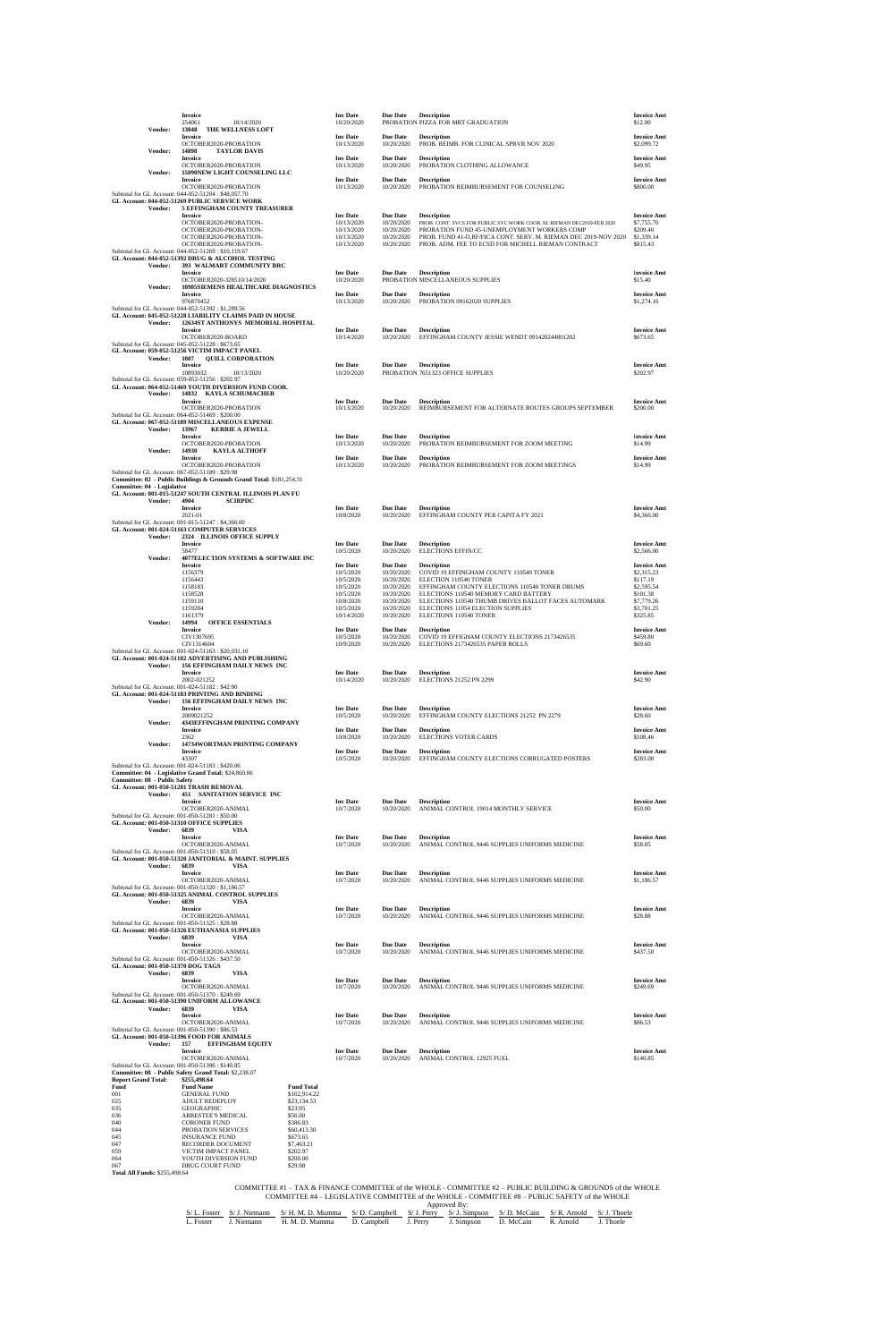| Invoice | | Inv Date | Due Date | Description | Invoice Amt |
|---|---|---|---|---|---|
| 254061 | 10/14/2020 | 10/20/2020 | | PROBATION PIZZA FOR MRT GRADUATION | $12.00 |

**Vendor: 13848 THE WELLNESS LOFT**

| Invoice | Inv Date | Due Date | Description | Invoice Amt |
|---|---|---|---|---|
| OCTOBER2020-PROBATION | 10/13/2020 | 10/20/2020 | PROB. REIMB. FOR CLINICAL SPRVR NOV 2020 | $2,099.72 |

**Vendor: 14898 TAYLOR DAVIS**

| Invoice | Inv Date | Due Date | Description | Invoice Amt |
|---|---|---|---|---|
| OCTOBER2020-PROBATION | 10/13/2020 | 10/20/2020 | PROBATION CLOTHING ALLOWANCE | $49.95 |

**Vendor: 15090NEW LIGHT COUNSELING LLC**

| Invoice | Inv Date | Due Date | Description | Invoice Amt |
|---|---|---|---|---|
| OCTOBER2020-PROBATION | 10/13/2020 | 10/20/2020 | PROBATION REIMBURSEMENT FOR COUNSELING | $800.00 |

Subtotal for GL Account: 044-052-51204 : $48,057.70

**GL Account: 044-052-51269 PUBLIC SERVICE WORK**

**Vendor: 5 EFFINGHAM COUNTY TREASURER**

| Invoice | Inv Date | Due Date | Description | Invoice Amt |
|---|---|---|---|---|
| OCTOBER2020-PROBATION- | 10/13/2020 | 10/20/2020 | PROB. CONT. SVCS FOR PUBLIC SVC WORK COOR. M. RIEMAN DEC2019-FEB 2020 | $7,755.70 |
| OCTOBER2020-PROBATION- | 10/13/2020 | 10/20/2020 | PROBATION FUND 45-UNEMPLOYMENT WORKERS COMP | $209.40 |
| OCTOBER2020-PROBATION- | 10/13/2020 | 10/20/2020 | PROB. FUND 41-O,RF/FICA CONT. SERV. M. RIEMAN DEC 2019-NOV 2020 | $1,339.14 |
| OCTOBER2020-PROBATION- | 10/13/2020 | 10/20/2020 | PROB. ADM. FEE TO ECSD FOR MICHELL RIEMAN CONTRACT | $815.43 |

Subtotal for GL Account: 044-052-51269 : $10,119.67

**GL Account: 044-052-51392 DRUG & ALCOHOL TESTING**

**Vendor: 393 WALMART COMMUNITY BRC**

| Invoice | Inv Date | Due Date | Description | Invoice Amt |
|---|---|---|---|---|
| OCTOBER2020-328510/14/2020 | 10/20/2020 | 10/20/2020 | PROBATION MISCELLANEOUS SUPPLIES | $15.40 |

**Vendor: 10985SIEMENS HEALTHCARE DIAGNOSTICS**

| Invoice | Inv Date | Due Date | Description | Invoice Amt |
|---|---|---|---|---|
| 976870452 | 10/13/2020 | 10/20/2020 | PROBATION 09162020 SUPPLIES | $1,274.16 |

Subtotal for GL Account: 044-052-51392 : $1,289.56

**GL Account: 045-052-51228 LIABILITY CLAIMS PAID IN HOUSE**

**Vendor: 12634ST ANTHONYS MEMORIAL HOSPITAL**

| Invoice | Inv Date | Due Date | Description | Invoice Amt |
|---|---|---|---|---|
| OCTOBER2020-BOARD | 10/14/2020 | 10/20/2020 | EFFINGHAM COUNTY JESSIE WENDT 091420244801202 | $673.65 |

Subtotal for GL Account: 045-052-51228 : $673.65

**GL Account: 059-052-51256 VICTIM IMPACT PANEL**

**Vendor: 1007 QUILL CORPORATION**

| Invoice | | Inv Date | Due Date | Description | Invoice Amt |
|---|---|---|---|---|---|
| 10893032 | 10/13/2020 | 10/20/2020 | | PROBATION 7651323 OFFICE SUPPLIES | $202.97 |

Subtotal for GL Account: 059-052-51256 : $202.97

**GL Account: 064-052-51469 YOUTH DIVERSION FUND COOR.**

**Vendor: 14832 KAYLA SCHUMACHER**

| Invoice | Inv Date | Due Date | Description | Invoice Amt |
|---|---|---|---|---|
| OCTOBER2020-PROBATION | 10/13/2020 | 10/20/2020 | REIMBURSEMENT FOR ALTERNATE ROUTES GROUPS SEPTEMBER | $200.00 |

Subtotal for GL Account: 064-052-51469 : $200.00

**GL Account: 067-052-51189 MISCELLANEOUS EXPENSE**

**Vendor: 13967 KERRIE A JEWELL**

| Invoice | Inv Date | Due Date | Description | Invoice Amt |
|---|---|---|---|---|
| OCTOBER2020-PROBATION | 10/13/2020 | 10/20/2020 | PROBATION REIMBURSEMENT FOR ZOOM MEETING | $14.99 |

**Vendor: 14930 KAYLA ALTHOFF**

| Invoice | Inv Date | Due Date | Description | Invoice Amt |
|---|---|---|---|---|
| OCTOBER2020-PROBATION | 10/13/2020 | 10/20/2020 | PROBATION REIMBURSEMENT FOR ZOOM MEETINGS | $14.99 |

Subtotal for GL Account: 067-052-51189 : $29.98

**Committee: 02 - Public Buildings & Grounds Grand Total: $181,254.31**

**Committee: 04 - Legislative**

**GL Account: 001-015-51247 SOUTH CENTRAL ILLINOIS PLAN FU**

**Vendor: 4904 SCIRPDC**

| Invoice | Inv Date | Due Date | Description | Invoice Amt |
|---|---|---|---|---|
| 2021-01 | 10/8/2020 | 10/20/2020 | EFFINGHAM COUNTY PER CAPITA FY 2021 | $4,366.00 |

Subtotal for GL Account: 001-015-51247 : $4,366.00

**GL Account: 001-024-51163 COMPUTER SERVICES**

**Vendor: 2324 ILLINOIS OFFICE SUPPLY**

| Invoice | Inv Date | Due Date | Description | Invoice Amt |
|---|---|---|---|---|
| 58477 | 10/5/2020 | 10/20/2020 | ELECTIONS EFFIN/CC | $2,566.00 |

**Vendor: 4077ELECTION SYSTEMS & SOFTWARE INC**

| Invoice | Inv Date | Due Date | Description | Invoice Amt |
|---|---|---|---|---|
| 1156379 | 10/5/2020 | 10/20/2020 | COVID 19 EFFINGHAM COUNTY 110540 TONER | $2,315.23 |
| 1156443 | 10/5/2020 | 10/20/2020 | ELECTION 110540 TONER | $117.19 |
| 1158183 | 10/5/2020 | 10/20/2020 | EFFINGHAM COUNTY ELECTIONS 110540 TONER DRUMS | $2,595.54 |
| 1158528 | 10/5/2020 | 10/20/2020 | ELECTIONS 110540 MEMORY CARD BATTERY | $101.38 |
| 1159110 | 10/8/2020 | 10/20/2020 | ELECTIONS 110540 THUMB DRIVES BALLOT FACES AUTOMARK | $7,779.26 |
| 1159284 | 10/5/2020 | 10/20/2020 | ELECTIONS 11054 ELECTION SUPPLIES | $3,701.25 |
| 1161379 | 10/14/2020 | 10/20/2020 | ELECTIONS 110540 TONER | $325.85 |

**Vendor: 14994 OFFICE ESSENTIALS**

| Invoice | Inv Date | Due Date | Description | Invoice Amt |
|---|---|---|---|---|
| CIV1307695 | 10/5/2020 | 10/20/2020 | COVID 19 EFFIGHAM COUNTY ELECTIONS 2173426535 | $459.80 |
| CIV1314604 | 10/9/2020 | 10/20/2020 | ELECTIONS 2173426535 PAPER ROLLS | $69.60 |

Subtotal for GL Account: 001-024-51163 : $20,031.10

**GL Account: 001-024-51182 ADVERTISING AND PUBLISHING**

**Vendor: 156 EFFINGHAM DAILY NEWS INC**

| Invoice | Inv Date | Due Date | Description | Invoice Amt |
|---|---|---|---|---|
| 2002-021252 | 10/14/2020 | 10/20/2020 | ELECTIONS 21252 PN 2299 | $42.90 |

Subtotal for GL Account: 001-024-51182 : $42.90

**GL Account: 001-024-51183 PRINTING AND BINDING**

**Vendor: 156 EFFINGHAM DAILY NEWS INC**

| Invoice | Inv Date | Due Date | Description | Invoice Amt |
|---|---|---|---|---|
| 2009021252 | 10/5/2020 | 10/20/2020 | EFFINGHAM COUNTY ELECTIONS 21252 PN 2279 | $28.60 |

**Vendor: 4343EFFINGHAM PRINTING COMPANY**

| Invoice | Inv Date | Due Date | Description | Invoice Amt |
|---|---|---|---|---|
| 2362 | 10/8/2020 | 10/20/2020 | ELECTIONS VOTER CARDS | $108.46 |

**Vendor: 14734WORTMAN PRINTING COMPANY**

| Invoice | Inv Date | Due Date | Description | Invoice Amt |
|---|---|---|---|---|
| 43307 | 10/5/2020 | 10/20/2020 | EFFINGHAM COUNTY ELECTIONS CORRUGATED POSTERS | $283.00 |

Subtotal for GL Account: 001-024-51183 : $420.06

**Committee: 04 - Legislative Grand Total: $24,860.06**

**Committee: 08 - Public Safety**

**GL Account: 001-050-51281 TRASH REMOVAL**

**Vendor: 451 SANITATION SERVICE INC**

| Invoice | Inv Date | Due Date | Description | Invoice Amt |
|---|---|---|---|---|
| OCTOBER2020-ANIMAL | 10/7/2020 | 10/20/2020 | ANIMAL CONTROL 19014 MONTHLY SERVICE | $50.00 |

Subtotal for GL Account: 001-050-51281 : $50.00

**GL Account: 001-050-51310 OFFICE SUPPLIES**

**Vendor: 6839 VISA**

| Invoice | Inv Date | Due Date | Description | Invoice Amt |
|---|---|---|---|---|
| OCTOBER2020-ANIMAL | 10/7/2020 | 10/20/2020 | ANIMAL CONTROL 9446 SUPPLIES UNIFORMS MEDICINE | $58.05 |

Subtotal for GL Account: 001-050-51310 : $58.05

**GL Account: 001-050-51320 JANITORIAL & MAINT. SUPPLIES**

**Vendor: 6839 VISA**

| Invoice | Inv Date | Due Date | Description | Invoice Amt |
|---|---|---|---|---|
| OCTOBER2020-ANIMAL | 10/7/2020 | 10/20/2020 | ANIMAL CONTROL 9446 SUPPLIES UNIFORMS MEDICINE | $1,186.57 |

Subtotal for GL Account: 001-050-51320 : $1,186.57

**GL Account: 001-050-51325 ANIMAL CONTROL SUPPLIES**

**Vendor: 6839 VISA**

| Invoice | Inv Date | Due Date | Description | Invoice Amt |
|---|---|---|---|---|
| OCTOBER2020-ANIMAL | 10/7/2020 | 10/20/2020 | ANIMAL CONTROL 9446 SUPPLIES UNIFORMS MEDICINE | $28.88 |

Subtotal for GL Account: 001-050-51325 : $28.88

**GL Account: 001-050-51326 EUTHANASIA SUPPLIES**

**Vendor: 6839 VISA**

| Invoice | Inv Date | Due Date | Description | Invoice Amt |
|---|---|---|---|---|
| OCTOBER2020-ANIMAL | 10/7/2020 | 10/20/2020 | ANIMAL CONTROL 9446 SUPPLIES UNIFORMS MEDICINE | $437.50 |

Subtotal for GL Account: 001-050-51326 : $437.50

**GL Account: 001-050-51370 DOG TAGS**

**Vendor: 6839 VISA**

| Invoice | Inv Date | Due Date | Description | Invoice Amt |
|---|---|---|---|---|
| OCTOBER2020-ANIMAL | 10/7/2020 | 10/20/2020 | ANIMAL CONTROL 9446 SUPPLIES UNIFORMS MEDICINE | $249.69 |

Subtotal for GL Account: 001-050-51370 : $249.69

**GL Account: 001-050-51390 UNIFORM ALLOWANCE**

**Vendor: 6839 VISA**

| Invoice | Inv Date | Due Date | Description | Invoice Amt |
|---|---|---|---|---|
| OCTOBER2020-ANIMAL | 10/7/2020 | 10/20/2020 | ANIMAL CONTROL 9446 SUPPLIES UNIFORMS MEDICINE | $86.53 |

Subtotal for GL Account: 001-050-51390 : $86.53

**GL Account: 001-050-51396 FOOD FOR ANIMALS**

**Vendor: 157 EFFINGHAM EQUITY**

| Invoice | Inv Date | Due Date | Description | Invoice Amt |
|---|---|---|---|---|
| OCTOBER2020-ANIMAL | 10/7/2020 | 10/20/2020 | ANIMAL CONTROL 12925 FUEL | $140.85 |

Subtotal for GL Account: 001-050-51396 : $140.85

**Committee: 08 - Public Safety Grand Total: $2,238.07**

**Report Grand Total: $255,498.64**

| Fund | Fund Name | Fund Total |
|---|---|---|
| 001 | GENERAL FUND | $162,914.22 |
| 025 | ADULT REDEPLOY | $23,134.53 |
| 035 | GEOGRAPHIC | $23.95 |
| 036 | ARRESTEE'S MEDICAL | $56.00 |
| 040 | CORONER FUND | $386.83 |
| 044 | PROBATION SERVICES | $60,413.30 |
| 045 | INSURANCE FUND | $673.65 |
| 047 | RECORDER DOCUMENT | $7,463.21 |
| 059 | VICTIM IMPACT PANEL | $202.97 |
| 064 | YOUTH DIVERSION FUND | $200.00 |
| 067 | DRUG COURT FUND | $29.98 |

**Total All Funds: $255,498.64**

COMMITTEE #1 – TAX & FINANCE COMMITTEE of the WHOLE - COMMITTEE #2 – PUBLIC BUILDING & GROUNDS of the WHOLE
COMMITTEE #4 – LEGISLATIVE COMMITTEE of the WHOLE - COMMITTEE #8 – PUBLIC SAFETY of the WHOLE

Approved By:

| S/ L. Foster | S/ J. Niemann | S/ H. M. D. Mumma | S/ D. Campbell | S/ J. Perry | S/ J. Simpson | S/ D. McCain | S/ R. Arnold | S/ J. Thoele |
|---|---|---|---|---|---|---|---|---|
| L. Foster | J. Niemann | H. M. D. Mumma | D. Campbell | J. Perry | J. Simpson | D. McCain | R. Arnold | J. Thoele |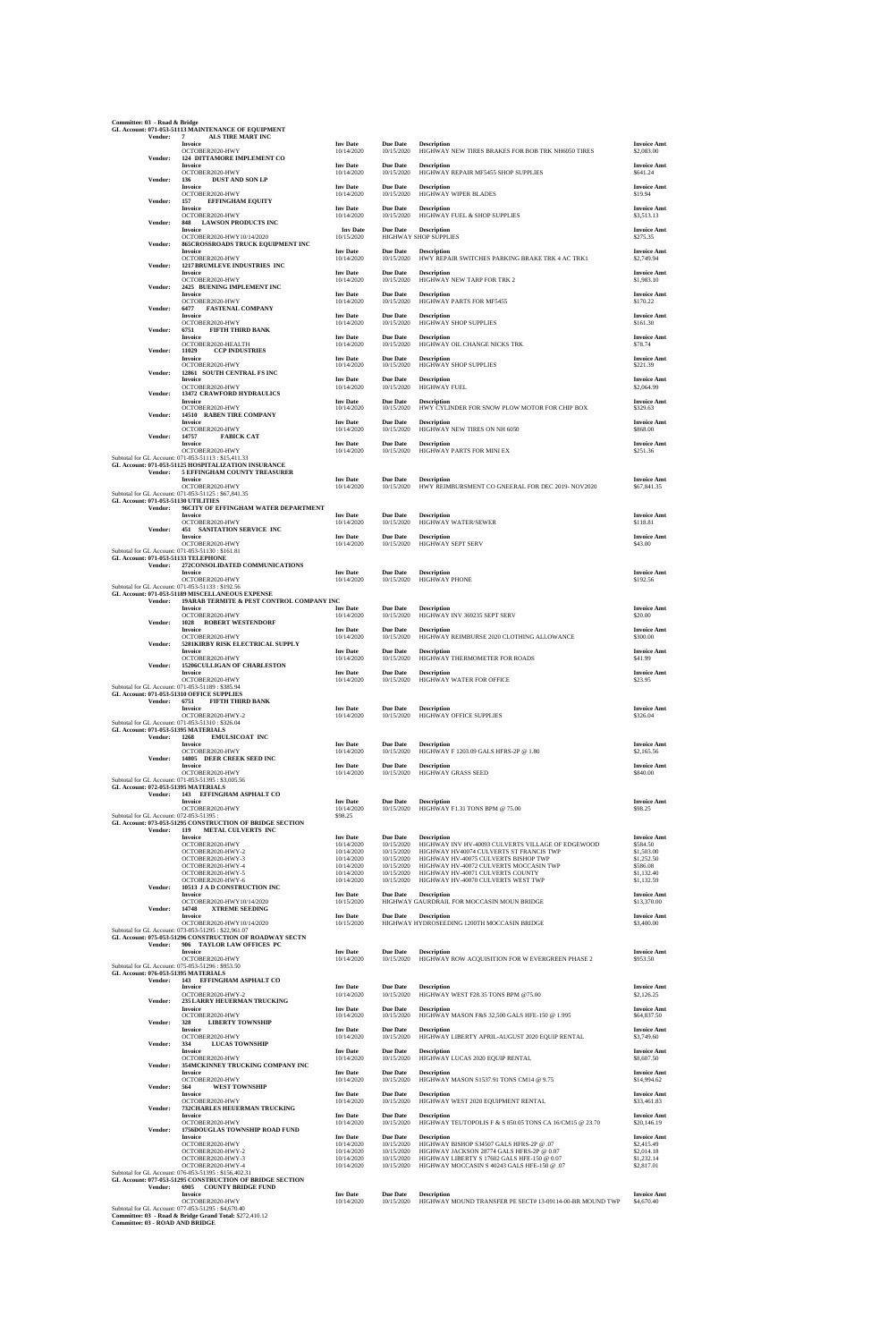**Committee: 03 - Road & Bridge**

**GL Account: 071-053-51113 MAINTENANCE OF EQUIPMENT**

**Vendor: 7 ALS TIRE MART INC**

| Invoice | Inv Date | Due Date | Description | Invoice Amt |
|---|---|---|---|---|
| OCTOBER2020-HWY | 10/14/2020 | 10/15/2020 | HIGHWAY NEW TIRES BRAKES FOR BOB TRK NH6050 TIRES | $2,083.00 |

**Vendor: 124 DITTAMORE IMPLEMENT CO**

| Invoice | Inv Date | Due Date | Description | Invoice Amt |
|---|---|---|---|---|
| OCTOBER2020-HWY | 10/14/2020 | 10/15/2020 | HIGHWAY REPAIR MF5455 SHOP SUPPLIES | $641.24 |

**Vendor: 136 DUST AND SON LP**

| Invoice | Inv Date | Due Date | Description | Invoice Amt |
|---|---|---|---|---|
| OCTOBER2020-HWY | 10/14/2020 | 10/15/2020 | HIGHWAY WIPER BLADES | $19.94 |

**Vendor: 157 EFFINGHAM EQUITY**

| Invoice | Inv Date | Due Date | Description | Invoice Amt |
|---|---|---|---|---|
| OCTOBER2020-HWY | 10/14/2020 | 10/15/2020 | HIGHWAY FUEL & SHOP SUPPLIES | $3,513.13 |

**Vendor: 848 LAWSON PRODUCTS INC**

| Invoice | Inv Date | Due Date | Description | Invoice Amt |
|---|---|---|---|---|
| OCTOBER2020-HWY10/14/2020 | 10/15/2020 | | HIGHWAY SHOP SUPPLIES | $275.35 |

**Vendor: 865CROSSROADS TRUCK EQUIPMENT INC**

| Invoice | Inv Date | Due Date | Description | Invoice Amt |
|---|---|---|---|---|
| OCTOBER2020-HWY | 10/14/2020 | 10/15/2020 | HWY REPAIR SWITCHES PARKING BRAKE TRK 4 AC TRK1 | $2,749.94 |

**Vendor: 1217BRUMLEVE INDUSTRIES INC**

| Invoice | Inv Date | Due Date | Description | Invoice Amt |
|---|---|---|---|---|
| OCTOBER2020-HWY | 10/14/2020 | 10/15/2020 | HIGHWAY NEW TARP FOR TRK 2 | $1,983.10 |

**Vendor: 2425 BUENING IMPLEMENT INC**

| Invoice | Inv Date | Due Date | Description | Invoice Amt |
|---|---|---|---|---|
| OCTOBER2020-HWY | 10/14/2020 | 10/15/2020 | HIGHWAY PARTS FOR MF5455 | $170.22 |

**Vendor: 6477 FASTENAL COMPANY**

| Invoice | Inv Date | Due Date | Description | Invoice Amt |
|---|---|---|---|---|
| OCTOBER2020-HWY | 10/14/2020 | 10/15/2020 | HIGHWAY SHOP SUPPLIES | $161.30 |

**Vendor: 6751 FIFTH THIRD BANK**

| Invoice | Inv Date | Due Date | Description | Invoice Amt |
|---|---|---|---|---|
| OCTOBER2020-HEALTH | 10/14/2020 | 10/15/2020 | HIGHWAY OIL CHANGE NICKS TRK | $78.74 |

**Vendor: 11029 CCP INDUSTRIES**

| Invoice | Inv Date | Due Date | Description | Invoice Amt |
|---|---|---|---|---|
| OCTOBER2020-HWY | 10/14/2020 | 10/15/2020 | HIGHWAY SHOP SUPPLIES | $221.39 |

**Vendor: 12861 SOUTH CENTRAL FS INC**

| Invoice | Inv Date | Due Date | Description | Invoice Amt |
|---|---|---|---|---|
| OCTOBER2020-HWY | 10/14/2020 | 10/15/2020 | HIGHWAY FUEL | $2,064.99 |

**Vendor: 13472 CRAWFORD HYDRAULICS**

| Invoice | Inv Date | Due Date | Description | Invoice Amt |
|---|---|---|---|---|
| OCTOBER2020-HWY | 10/14/2020 | 10/15/2020 | HWY CYLINDER FOR SNOW PLOW MOTOR FOR CHIP BOX | $329.63 |

**Vendor: 14510 RABEN TIRE COMPANY**

| Invoice | Inv Date | Due Date | Description | Invoice Amt |
|---|---|---|---|---|
| OCTOBER2020-HWY | 10/14/2020 | 10/15/2020 | HIGHWAY NEW TIRES ON NH 6050 | $868.00 |

**Vendor: 14757 FABICK CAT**

| Invoice | Inv Date | Due Date | Description | Invoice Amt |
|---|---|---|---|---|
| OCTOBER2020-HWY | 10/14/2020 | 10/15/2020 | HIGHWAY PARTS FOR MINI EX | $251.36 |

Subtotal for GL Account: 071-053-51113 : $15,411.33

**GL Account: 071-053-51125 HOSPITALIZATION INSURANCE**

**Vendor: 5 EFFINGHAM COUNTY TREASURER**

| Invoice | Inv Date | Due Date | Description | Invoice Amt |
|---|---|---|---|---|
| OCTOBER2020-HWY | 10/14/2020 | 10/15/2020 | HWY REIMBURSMENT CO GNEERAL FOR DEC 2019- NOV2020 | $67,841.35 |

Subtotal for GL Account: 071-053-51125 : $67,841.35

**GL Account: 071-053-51130 UTILITIES**

**Vendor: 96CITY OF EFFINGHAM WATER DEPARTMENT**

| Invoice | Inv Date | Due Date | Description | Invoice Amt |
|---|---|---|---|---|
| OCTOBER2020-HWY | 10/14/2020 | 10/15/2020 | HIGHWAY WATER/SEWER | $118.81 |

**Vendor: 451 SANITATION SERVICE INC**

| Invoice | Inv Date | Due Date | Description | Invoice Amt |
|---|---|---|---|---|
| OCTOBER2020-HWY | 10/14/2020 | 10/15/2020 | HIGHWAY SEPT SERV | $43.00 |

Subtotal for GL Account: 071-053-51130 : $161.81

**GL Account: 071-053-51133 TELEPHONE**

**Vendor: 272CONSOLIDATED COMMUNICATIONS**

| Invoice | Inv Date | Due Date | Description | Invoice Amt |
|---|---|---|---|---|
| OCTOBER2020-HWY | 10/14/2020 | 10/15/2020 | HIGHWAY PHONE | $192.56 |

Subtotal for GL Account: 071-053-51133 : $192.56

**GL Account: 071-053-51189 MISCELLANEOUS EXPENSE**

**Vendor: 19ARAB TERMITE & PEST CONTROL COMPANY INC**

| Invoice | Inv Date | Due Date | Description | Invoice Amt |
|---|---|---|---|---|
| OCTOBER2020-HWY | 10/14/2020 | 10/15/2020 | HIGHWAY INV 369235 SEPT SERV | $20.00 |

**Vendor: 1028 ROBERT WESTENDORF**

| Invoice | Inv Date | Due Date | Description | Invoice Amt |
|---|---|---|---|---|
| OCTOBER2020-HWY | 10/14/2020 | 10/15/2020 | HIGHWAY REIMBURSE 2020 CLOTHING ALLOWANCE | $300.00 |

**Vendor: 5281KIRBY RISK ELECTRICAL SUPPLY**

| Invoice | Inv Date | Due Date | Description | Invoice Amt |
|---|---|---|---|---|
| OCTOBER2020-HWY | 10/14/2020 | 10/15/2020 | HIGHWAY THERMOMETER FOR ROADS | $41.99 |

**Vendor: 15206CULLIGAN OF CHARLESTON**

| Invoice | Inv Date | Due Date | Description | Invoice Amt |
|---|---|---|---|---|
| OCTOBER2020-HWY | 10/14/2020 | 10/15/2020 | HIGHWAY WATER FOR OFFICE | $23.95 |

Subtotal for GL Account: 071-053-51189 : $385.94

**GL Account: 071-053-51310 OFFICE SUPPLIES**

**Vendor: 6751 FIFTH THIRD BANK**

| Invoice | Inv Date | Due Date | Description | Invoice Amt |
|---|---|---|---|---|
| OCTOBER2020-HWY-2 | 10/14/2020 | 10/15/2020 | HIGHWAY OFFICE SUPPLIES | $326.04 |

Subtotal for GL Account: 071-053-51310 : $326.04

**GL Account: 071-053-51395 MATERIALS**

**Vendor: 1268 EMULSICOAT INC**

| Invoice | Inv Date | Due Date | Description | Invoice Amt |
|---|---|---|---|---|
| OCTOBER2020-HWY | 10/14/2020 | 10/15/2020 | HIGHWAY F 1203.09 GALS HFRS-2P @ 1.80 | $2,165.56 |

**Vendor: 14805 DEER CREEK SEED INC**

| Invoice | Inv Date | Due Date | Description | Invoice Amt |
|---|---|---|---|---|
| OCTOBER2020-HWY | 10/14/2020 | 10/15/2020 | HIGHWAY GRASS SEED | $840.00 |

Subtotal for GL Account: 071-053-51395 : $3,005.56

**GL Account: 072-053-51395 MATERIALS**

**Vendor: 143 EFFINGHAM ASPHALT CO**

| Invoice | Inv Date | Due Date | Description | Invoice Amt |
|---|---|---|---|---|
| OCTOBER2020-HWY | 10/14/2020 | 10/15/2020 | HIGHWAY F1.31 TONS BPM @ 75.00 | $98.25 |

Subtotal for GL Account: 072-053-51395 : $98.25

**GL Account: 073-053-51295 CONSTRUCTION OF BRIDGE SECTION**

**Vendor: 119 METAL CULVERTS INC**

| Invoice | Inv Date | Due Date | Description | Invoice Amt |
|---|---|---|---|---|
| OCTOBER2020-HWY | 10/14/2020 | 10/15/2020 | HIGHWAY INV HV-40093 CULVERTS VILLAGE OF EDGEWOOD | $584.50 |
| OCTOBER2020-HWY-2 | 10/14/2020 | 10/15/2020 | HIGHWAY HV40074 CULVERTS ST FRANCIS TWP | $1,503.00 |
| OCTOBER2020-HWY-3 | 10/14/2020 | 10/15/2020 | HIGHWAY HV-40075 CULVERTS BISHOP TWP | $1,252.50 |
| OCTOBER2020-HWY-4 | 10/14/2020 | 10/15/2020 | HIGHWAY HV-40072 CULVERTS MOCCASIN TWP | $586.08 |
| OCTOBER2020-HWY-5 | 10/14/2020 | 10/15/2020 | HIGHWAY HV-40071 CULVERTS COUNTY | $1,132.40 |
| OCTOBER2020-HWY-6 | 10/14/2020 | 10/15/2020 | HIGHWAY HV-40070 CULVERTS WEST TWP | $1,132.59 |

**Vendor: 10513 J A D CONSTRUCTION INC**

| Invoice | Inv Date | Due Date | Description | Invoice Amt |
|---|---|---|---|---|
| OCTOBER2020-HWY10/14/2020 | 10/15/2020 | | HIGHWAY GAURDRAIL FOR MOCCASIN MOUN BRIDGE | $13,370.00 |

**Vendor: 14748 XTREME SEEDING**

| Invoice | Inv Date | Due Date | Description | Invoice Amt |
|---|---|---|---|---|
| OCTOBER2020-HWY10/14/2020 | 10/15/2020 | | HIGHWAY HYDROSEEDING 1200TH MOCCASIN BRIDGE | $3,400.00 |

Subtotal for GL Account: 073-053-51295 : $22,961.07

**GL Account: 075-053-51296 CONSTRUCTION OF ROADWAY SECTN**

**Vendor: 906 TAYLOR LAW OFFICES PC**

| Invoice | Inv Date | Due Date | Description | Invoice Amt |
|---|---|---|---|---|
| OCTOBER2020-HWY | 10/14/2020 | 10/15/2020 | HIGHWAY ROW ACQUISITION FOR W EVERGREEN PHASE 2 | $953.50 |

Subtotal for GL Account: 075-053-51296 : $953.50

**GL Account: 076-053-51395 MATERIALS**

**Vendor: 143 EFFINGHAM ASPHALT CO**

| Invoice | Inv Date | Due Date | Description | Invoice Amt |
|---|---|---|---|---|
| OCTOBER2020-HWY-2 | 10/14/2020 | 10/15/2020 | HIGHWAY WEST F28.35 TONS BPM @75.00 | $2,126.25 |

**Vendor: 235LARRY HEUERMAN TRUCKING**

| Invoice | Inv Date | Due Date | Description | Invoice Amt |
|---|---|---|---|---|
| OCTOBER2020-HWY | 10/14/2020 | 10/15/2020 | HIGHWAY MASON F&S 32,500 GALS HFE-150 @ 1.995 | $64,837.50 |

**Vendor: 328 LIBERTY TOWNSHIP**

| Invoice | Inv Date | Due Date | Description | Invoice Amt |
|---|---|---|---|---|
| OCTOBER2020-HWY | 10/14/2020 | 10/15/2020 | HIGHWAY LIBERTY APRIL-AUGUST 2020 EQUIP RENTAL | $3,749.60 |

**Vendor: 334 LUCAS TOWNSHIP**

| Invoice | Inv Date | Due Date | Description | Invoice Amt |
|---|---|---|---|---|
| OCTOBER2020-HWY | 10/14/2020 | 10/15/2020 | HIGHWAY LUCAS 2020 EQUIP RENTAL | $8,607.50 |

**Vendor: 354MCKINNEY TRUCKING COMPANY INC**

| Invoice | Inv Date | Due Date | Description | Invoice Amt |
|---|---|---|---|---|
| OCTOBER2020-HWY | 10/14/2020 | 10/15/2020 | HIGHWAY MASON S1537.91 TONS CM14 @ 9.75 | $14,994.62 |

**Vendor: 564 WEST TOWNSHIP**

| Invoice | Inv Date | Due Date | Description | Invoice Amt |
|---|---|---|---|---|
| OCTOBER2020-HWY | 10/14/2020 | 10/15/2020 | HIGHWAY WEST 2020 EQUIPMENT RENTAL | $33,461.83 |

**Vendor: 732CHARLES HEUERMAN TRUCKING**

| Invoice | Inv Date | Due Date | Description | Invoice Amt |
|---|---|---|---|---|
| OCTOBER2020-HWY | 10/14/2020 | 10/15/2020 | HIGHWAY TEUTOPOLIS F & S 850.05 TONS CA 16/CM15 @ 23.70 | $20,146.19 |

**Vendor: 1756DOUGLAS TOWNSHIP ROAD FUND**

| Invoice | Inv Date | Due Date | Description | Invoice Amt |
|---|---|---|---|---|
| OCTOBER2020-HWY | 10/14/2020 | 10/15/2020 | HIGHWAY BISHOP S34507 GALS HFRS-2P @ .07 | $2,415.49 |
| OCTOBER2020-HWY-2 | 10/14/2020 | 10/15/2020 | HIGHWAY JACKSON 28774 GALS HFRS-2P @ 0.07 | $2,014.18 |
| OCTOBER2020-HWY-3 | 10/14/2020 | 10/15/2020 | HIGHWAY LIBERTY S 17602 GALS HFE-150 @ 0.07 | $1,232.14 |
| OCTOBER2020-HWY-4 | 10/14/2020 | 10/15/2020 | HIGHWAY MOCCASIN S 40243 GALS HFE-150 @ .07 | $2,817.01 |

Subtotal for GL Account: 076-053-51395 : $156,402.31

**GL Account: 077-053-51295 CONSTRUCTION OF BRIDGE SECTION**

**Vendor: 6905 COUNTY BRIDGE FUND**

| Invoice | Inv Date | Due Date | Description | Invoice Amt |
|---|---|---|---|---|
| OCTOBER2020-HWY | 10/14/2020 | 10/15/2020 | HIGHWAY MOUND TRANSFER PE SECT# 13-09114-00-BR MOUND TWP | $4,670.40 |

Subtotal for GL Account: 077-053-51295 : $4,670.40

**Committee: 03 - Road & Bridge Grand Total:** $272,410.12

**Committee: 03 - ROAD AND BRIDGE**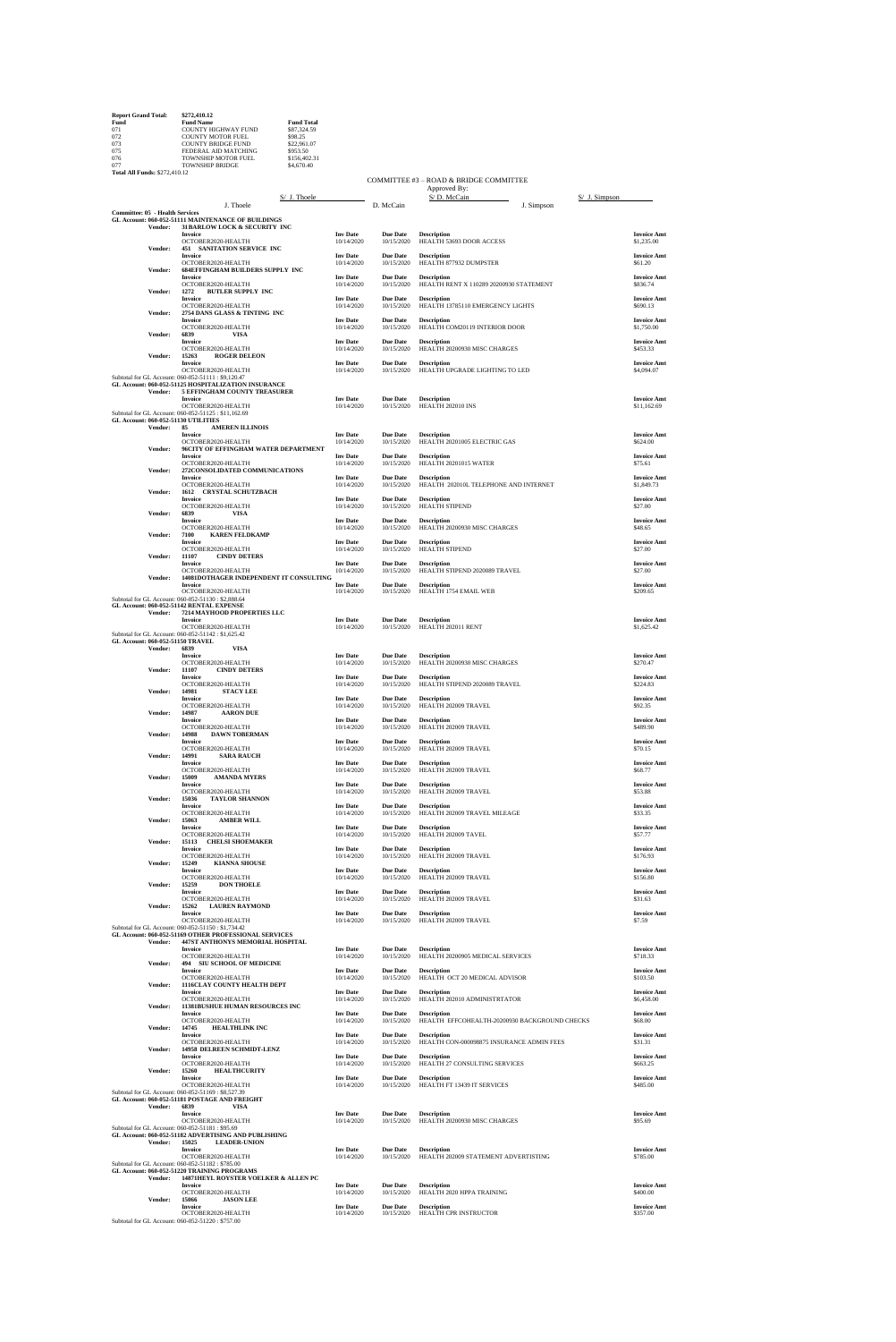**Report Grand Total:** $272,410.12

| Fund | Fund Name | Fund Total |
|---|---|---|
| 071 | COUNTY HIGHWAY FUND | $87,324.59 |
| 072 | COUNTY MOTOR FUEL | $98.25 |
| 073 | COUNTY BRIDGE FUND | $22,961.07 |
| 075 | FEDERAL AID MATCHING | $953.50 |
| 076 | TOWNSHIP MOTOR FUEL | $156,402.31 |
| 077 | TOWNSHIP BRIDGE | $4,670.40 |

**Total All Funds:** $272,410.12

COMMITTEE #3 – ROAD & BRIDGE COMMITTEE

Approved By:

S/ J. Thoele — J. Thoele　　D. McCain — S/ D. McCain　　J. Simpson — S/ J. Simpson

**Committee: 05 - Health Services**

**GL Account: 060-052-51111 MAINTENANCE OF BUILDINGS**

| Vendor | Invoice | Inv Date | Due Date | Description | Invoice Amt |
|---|---|---|---|---|---|
| 31 BARLOW LOCK & SECURITY INC | OCTOBER2020-HEALTH | 10/14/2020 | 10/15/2020 | HEALTH 53693 DOOR ACCESS | $1,235.00 |
| 451 SANITATION SERVICE INC | OCTOBER2020-HEALTH | 10/14/2020 | 10/15/2020 | HEALTH 877932 DUMPSTER | $61.20 |
| 684 EFFINGHAM BUILDERS SUPPLY INC | OCTOBER2020-HEALTH | 10/14/2020 | 10/15/2020 | HEALTH RENT X 110289 20200930 STATEMENT | $836.74 |
| 1272 BUTLER SUPPLY INC | OCTOBER2020-HEALTH | 10/14/2020 | 10/15/2020 | HEALTH 13785110 EMERGENCY LIGHTS | $690.13 |
| 2754 DANS GLASS & TINTING INC | OCTOBER2020-HEALTH | 10/14/2020 | 10/15/2020 | HEALTH COM20119 INTERIOR DOOR | $1,750.00 |
| 6839 VISA | OCTOBER2020-HEALTH | 10/14/2020 | 10/15/2020 | HEALTH 20200930 MISC CHARGES | $453.33 |
| 15263 ROGER DELEON | OCTOBER2020-HEALTH | 10/14/2020 | 10/15/2020 | HEALTH UPGRADE LIGHTING TO LED | $4,094.07 |

Subtotal for GL Account: 060-052-51111 : $9,120.47

**GL Account: 060-052-51125 HOSPITALIZATION INSURANCE**

| Vendor | Invoice | Inv Date | Due Date | Description | Invoice Amt |
|---|---|---|---|---|---|
| 5 EFFINGHAM COUNTY TREASURER | OCTOBER2020-HEALTH | 10/14/2020 | 10/15/2020 | HEALTH 202010 INS | $11,162.69 |

Subtotal for GL Account: 060-052-51125 : $11,162.69

**GL Account: 060-052-51130 UTILITIES**

| Vendor | Invoice | Inv Date | Due Date | Description | Invoice Amt |
|---|---|---|---|---|---|
| 85 AMEREN ILLINOIS | OCTOBER2020-HEALTH | 10/14/2020 | 10/15/2020 | HEALTH 20201005 ELECTRIC GAS | $624.00 |
| 96 CITY OF EFFINGHAM WATER DEPARTMENT | OCTOBER2020-HEALTH | 10/14/2020 | 10/15/2020 | HEALTH 20201015 WATER | $75.61 |
| 272 CONSOLIDATED COMMUNICATIONS | OCTOBER2020-HEALTH | 10/14/2020 | 10/15/2020 | HEALTH 202010L TELEPHONE AND INTERNET | $1,849.73 |
| 1612 CRYSTAL SCHUTZBACH | OCTOBER2020-HEALTH | 10/14/2020 | 10/15/2020 | HEALTH STIPEND | $27.00 |
| 6839 VISA | OCTOBER2020-HEALTH | 10/14/2020 | 10/15/2020 | HEALTH 20200930 MISC CHARGES | $48.65 |
| 7100 KAREN FELDKAMP | OCTOBER2020-HEALTH | 10/14/2020 | 10/15/2020 | HEALTH STIPEND | $27.00 |
| 11107 CINDY DETERS | OCTOBER2020-HEALTH | 10/14/2020 | 10/15/2020 | HEALTH STIPEND 2020089 TRAVEL | $27.00 |
| 14081 DOTHAGER INDEPENDENT IT CONSULTING | OCTOBER2020-HEALTH | 10/14/2020 | 10/15/2020 | HEALTH 1754 EMAIL WEB | $209.65 |

Subtotal for GL Account: 060-052-51130 : $2,888.64

**GL Account: 060-052-51142 RENTAL EXPENSE**

| Vendor | Invoice | Inv Date | Due Date | Description | Invoice Amt |
|---|---|---|---|---|---|
| 7214 MAYHOOD PROPERTIES LLC | OCTOBER2020-HEALTH | 10/14/2020 | 10/15/2020 | HEALTH 202011 RENT | $1,625.42 |

Subtotal for GL Account: 060-052-51142 : $1,625.42

**GL Account: 060-052-51150 TRAVEL**

| Vendor | Invoice | Inv Date | Due Date | Description | Invoice Amt |
|---|---|---|---|---|---|
| 6839 VISA | OCTOBER2020-HEALTH | 10/14/2020 | 10/15/2020 | HEALTH 20200930 MISC CHARGES | $270.47 |
| 11107 CINDY DETERS | OCTOBER2020-HEALTH | 10/14/2020 | 10/15/2020 | HEALTH STIPEND 2020089 TRAVEL | $224.83 |
| 14981 STACY LEE | OCTOBER2020-HEALTH | 10/14/2020 | 10/15/2020 | HEALTH 202009 TRAVEL | $92.35 |
| 14987 AARON DUE | OCTOBER2020-HEALTH | 10/14/2020 | 10/15/2020 | HEALTH 202009 TRAVEL | $489.90 |
| 14988 DAWN TOBERMAN | OCTOBER2020-HEALTH | 10/14/2020 | 10/15/2020 | HEALTH 202009 TRAVEL | $70.15 |
| 14991 SARA RAUCH | OCTOBER2020-HEALTH | 10/14/2020 | 10/15/2020 | HEALTH 202009 TRAVEL | $68.77 |
| 15009 AMANDA MYERS | OCTOBER2020-HEALTH | 10/14/2020 | 10/15/2020 | HEALTH 202009 TRAVEL | $53.88 |
| 15036 TAYLOR SHANNON | OCTOBER2020-HEALTH | 10/14/2020 | 10/15/2020 | HEALTH 202009 TRAVEL MILEAGE | $33.35 |
| 15063 AMBER WILL | OCTOBER2020-HEALTH | 10/14/2020 | 10/15/2020 | HEALTH 202009 TAVEL | $57.77 |
| 15113 CHELSI SHOEMAKER | OCTOBER2020-HEALTH | 10/14/2020 | 10/15/2020 | HEALTH 202009 TRAVEL | $176.93 |
| 15249 KIANNA SHOUSE | OCTOBER2020-HEALTH | 10/14/2020 | 10/15/2020 | HEALTH 202009 TRAVEL | $156.80 |
| 15259 DON THOELE | OCTOBER2020-HEALTH | 10/14/2020 | 10/15/2020 | HEALTH 202009 TRAVEL | $31.63 |
| 15262 LAUREN RAYMOND | OCTOBER2020-HEALTH | 10/14/2020 | 10/15/2020 | HEALTH 202009 TRAVEL | $7.59 |

Subtotal for GL Account: 060-052-51150 : $1,734.42

**GL Account: 060-052-51169 OTHER PROFESSIONAL SERVICES**

| Vendor | Invoice | Inv Date | Due Date | Description | Invoice Amt |
|---|---|---|---|---|---|
| 447 ST ANTHONYS MEMORIAL HOSPITAL | OCTOBER2020-HEALTH | 10/14/2020 | 10/15/2020 | HEALTH 20200905 MEDICAL SERVICES | $718.33 |
| 494 SIU SCHOOL OF MEDICINE | OCTOBER2020-HEALTH | 10/14/2020 | 10/15/2020 | HEALTH OCT 20 MEDICAL ADVISOR | $103.50 |
| 1116 CLAY COUNTY HEALTH DEPT | OCTOBER2020-HEALTH | 10/14/2020 | 10/15/2020 | HEALTH 202010 ADMINISTRTATOR | $6,458.00 |
| 11381 BUSHUE HUMAN RESOURCES INC | OCTOBER2020-HEALTH | 10/14/2020 | 10/15/2020 | HEALTH EFFCOHEALTH-20200930 BACKGROUND CHECKS | $68.00 |
| 14745 HEALTHLINK INC | OCTOBER2020-HEALTH | 10/14/2020 | 10/15/2020 | HEALTH CON-000098875 INSURANCE ADMIN FEES | $31.31 |
| 14958 DELREEN SCHMIDT-LENZ | OCTOBER2020-HEALTH | 10/14/2020 | 10/15/2020 | HEALTH 27 CONSULTING SERVICES | $663.25 |
| 15260 HEALTHCURITY | OCTOBER2020-HEALTH | 10/14/2020 | 10/15/2020 | HEALTH FT 13439 IT SERVICES | $485.00 |

Subtotal for GL Account: 060-052-51169 : $8,527.39

**GL Account: 060-052-51181 POSTAGE AND FREIGHT**

| Vendor | Invoice | Inv Date | Due Date | Description | Invoice Amt |
|---|---|---|---|---|---|
| 6839 VISA | OCTOBER2020-HEALTH | 10/14/2020 | 10/15/2020 | HEALTH 20200930 MISC CHARGES | $95.69 |

Subtotal for GL Account: 060-052-51181 : $95.69

**GL Account: 060-052-51182 ADVERTISING AND PUBLISHING**

| Vendor | Invoice | Inv Date | Due Date | Description | Invoice Amt |
|---|---|---|---|---|---|
| 15025 LEADER-UNION | OCTOBER2020-HEALTH | 10/14/2020 | 10/15/2020 | HEALTH 202009 STATEMENT ADVERTISTING | $785.00 |

Subtotal for GL Account: 060-052-51182 : $785.00

**GL Account: 060-052-51220 TRAINING PROGRAMS**

| Vendor | Invoice | Inv Date | Due Date | Description | Invoice Amt |
|---|---|---|---|---|---|
| 14871 HEYL ROYSTER VOELKER & ALLEN PC | OCTOBER2020-HEALTH | 10/14/2020 | 10/15/2020 | HEALTH 2020 HIPPA TRAINING | $400.00 |
| 15066 JASON LEE | OCTOBER2020-HEALTH | 10/14/2020 | 10/15/2020 | HEALTH CPR INSTRUCTOR | $357.00 |

Subtotal for GL Account: 060-052-51220 : $757.00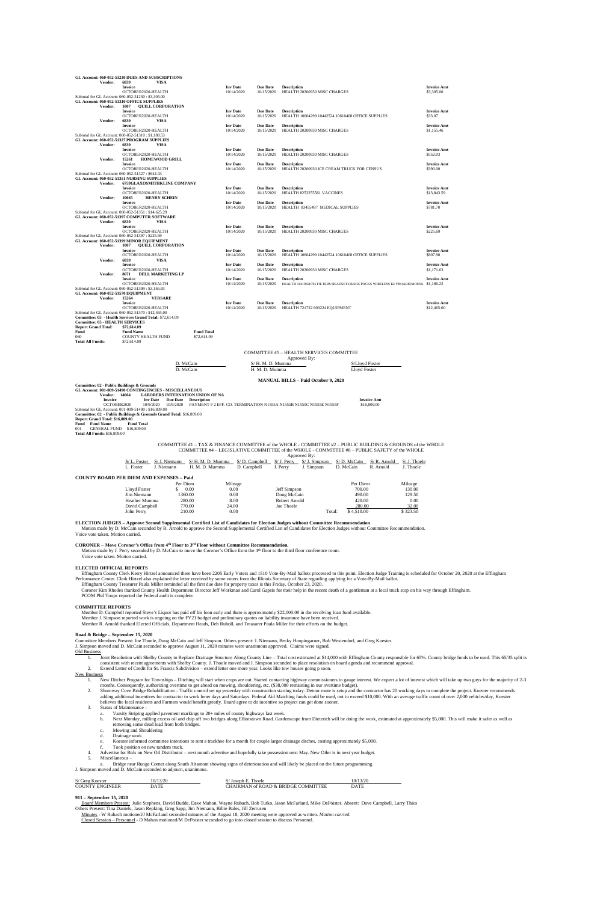**GL Account: 060-052-51230 DUES AND SUBSCRIPTIONS**

| Vendor: 6839 VISA | Inv Date | Due Date | Description | Invoice Amt |
|---|---|---|---|---|
| Invoice OCTOBER2020-HEALTH | 10/14/2020 | 10/15/2020 | HEALTH 20200930 MISC CHARGES | $3,305.00 |

Subtotal for GL Account: 060-052-51230 : $3,305.00

**GL Account: 060-052-51310 OFFICE SUPPLIES**

| Vendor | Invoice | Inv Date | Due Date | Description | Invoice Amt |
|---|---|---|---|---|---|
| 1007 QUILL CORPORATION | OCTOBER2020-HEALTH | 10/14/2020 | 10/15/2020 | HEALTH 10604299 10442524 10610408 OFFICE SUPPLIES | $33.07 |
| 6839 VISA | OCTOBER2020-HEALTH | 10/14/2020 | 10/15/2020 | HEALTH 20200930 MISC CHARGES | $1,155.46 |

Subtotal for GL Account: 060-052-51310 : $1,188.53

**GL Account: 060-052-51327 PROGRAM SUPPLIES**

| Vendor | Invoice | Inv Date | Due Date | Description | Invoice Amt |
|---|---|---|---|---|---|
| 6839 VISA | OCTOBER2020-HEALTH | 10/14/2020 | 10/15/2020 | HEALTH 20200930 MISC CHARGES | $552.03 |
| 15261 HOMEWOOD GRILL | OCTOBER2020-HEALTH | 10/14/2020 | 10/15/2020 | HEALTH 20200930 ICE CREAM TRUCK FOR CENSUS | $390.00 |

Subtotal for GL Account: 060-052-51327 : $942.03

**GL Account: 060-052-51351 NURSING SUPPLIES**

| Vendor | Invoice | Inv Date | Due Date | Description | Invoice Amt |
|---|---|---|---|---|---|
| 6759GLAXOSMITHKLINE COMPANY | OCTOBER2020-HEALTH | 10/14/2020 | 10/15/2020 | HEALTH 8253255561 VACCINES | $13,843.59 |
| 10665 HENRY SCHEIN | OCTOBER2020-HEALTH | 10/14/2020 | 10/15/2020 | HEALTH 83455497 MEDICAL SUPPLIES | $781.70 |

Subtotal for GL Account: 060-052-51351 : $14,625.29

**GL Account: 060-052-51397 COMPUTER SOFTWARE**

| Vendor: 6839 VISA | Inv Date | Due Date | Description | Invoice Amt |
|---|---|---|---|---|
| Invoice OCTOBER2020-HEALTH | 10/14/2020 | 10/15/2020 | HEALTH 20200930 MISC CHARGES | $225.69 |

Subtotal for GL Account: 060-052-51397 : $225.69

**GL Account: 060-052-51399 MINOR EQUIPMENT**

| Vendor | Invoice | Inv Date | Due Date | Description | Invoice Amt |
|---|---|---|---|---|---|
| 1007 QUILL CORPORATION | OCTOBER2020-HEALTH | 10/14/2020 | 10/15/2020 | HEALTH 10604299 10442524 10610408 OFFICE SUPPLIES | $807.98 |
| 6839 VISA | OCTOBER2020-HEALTH | 10/14/2020 | 10/15/2020 | HEALTH 20200930 MISC CHARGES | $1,171.63 |
| 8671 DELL MARKETING LP | OCTOBER2020-HEALTH | 10/14/2020 | 10/15/2020 | HEALTH 10419426705 FILTERS HEADSETS BACK PACKS WIRELESS KEYBOARD/MOUSE | $1,186.22 |

Subtotal for GL Account: 060-052-51399 : $3,165.83

**GL Account: 060-052-51570 EQUIPMENT**

| Vendor: 15264 VERSARE | Inv Date | Due Date | Description | Invoice Amt |
|---|---|---|---|---|
| Invoice OCTOBER2020-HEALTH | 10/14/2020 | 10/15/2020 | HEALTH 721722 603224 EQUIPMENT | $12,465.00 |

Subtotal for GL Account: 060-052-51570 : $12,465.00

**Committee: 05 - Health Services Grand Total:** $72,614.09

**Committee: 05 - HEALTH SERVICES**

**Report Grand Total:** $72,614.09

| Fund | Fund Name | Fund Total |
|---|---|---|
| 060 | COUNTY HEALTH FUND | $72,614.09 |

**Total All Funds:** $72,614.09

COMMITTEE #5 – HEALTH SERVICES COMMITTEE

Approved By:

| D. McCain | S/ H. M. D. Mumma | S/Lloyd Foster |
|---|---|---|
| D. McCain | H. M. D. Mumma | Lloyd Foster |

**MANUAL BILLS – Paid October 9, 2020**

**Committee: 02 - Public Buildings & Grounds**

**GL Account: 001-009-51490 CONTINGENCIES - MISCELLANEOUS**

| Vendor: 14664 LABORERS INTERNATION UNION OF NA | Inv Date | Due Date | Description | Invoice Amt |
|---|---|---|---|---|
| Invoice OCTOBER2020 | 10/9/2020 | 10/9/2020 | PAYMENT # 2 EFF. CO. TERMINATION N1555A N1555B N1555C N1555E N1555F | $16,809.00 |

Subtotal for GL Account: 001-009-51490 : $16,809.00

**Committee: 02 - Public Buildings & Grounds Total:** $16,809.00

**Report Grand Total: $16,809.00**

| Fund | Fund Name | Fund Total |
|---|---|---|
| 001 | GENERAL FUND | $16,809.00 |

**Total All Funds:** $16,809.00

COMMITTEE #1 – TAX & FINANCE COMMITTEE of the WHOLE - COMMITTEE #2 – PUBLIC BUILDING & GROUNDS of the WHOLE
COMMITTEE #4 – LEGISLATIVE COMMITTEE of the WHOLE - COMMITTEE #8 – PUBLIC SAFETY of the WHOLE

Approved By:

| S/ L. Foster | S/ J. Niemann | S/ H. M. D. Mumma | S/ D. Campbell | S/ J. Perry | S/ J. Simpson | S/ D. McCain | S/ R. Arnold | S/ J. Thoele |
|---|---|---|---|---|---|---|---|---|
| L. Foster | J. Niemann | H. M. D. Mumma | D. Campbell | J. Perry | J. Simpson | D. McCain | R. Arnold | J. Thoele |

**COUNTY BOARD PER DIEM AND EXPENSES – Paid**

| | Per Diem | Mileage | | Per Diem | Mileage |
|---|---|---|---|---|---|
| Lloyd Foster | $ 0.00 | 0.00 | Jeff Simpson | 700.00 | 130.00 |
| Jim Niemann | 1360.00 | 0.00 | Doug McCain | 490.00 | 129.50 |
| Heather Mumma | 280.00 | 8.00 | Robert Arnold | 420.00 | 0.00 |
| David Campbell | 770.00 | 24.00 | Joe Thoele | 280.00 | 32.00 |
| John Perry | 210.00 | 0.00 | Total: | $ 4,510.00 | $ 323.50 |

**ELECTION JUDGES – Approve Second Supplemental Certified List of Candidates for Election Judges without Committee Recommendation**

Motion made by D. McCain seconded by R. Arnold to approve the Second Supplemental Certified List of Candidates for Election Judges without Committee Recommendation.
Voice vote taken. Motion carried.

**CORONER – Move Coroner's Office from 4th Floor to 3rd Floor without Committee Recommendation.**

Motion made by J. Perry seconded by D. McCain to move the Coroner's Office from the 4th floor to the third floor conference room.
Voice vote taken. Motion carried.

**ELECTED OFFICIAL REPORTS**

Effingham County Clerk Kerry Hirtzel announced there have been 2205 Early Voters and 1510 Vote-By-Mail ballots processed to this point. Election Judge Training is scheduled for October 20, 2020 at the Effingham Performance Center. Clerk Hirtzel also explained the letter received by some voters from the Illinois Secretary of State regarding applying for a Vote-By-Mail ballot.

Effingham County Treasurer Paula Miller reminded all the first due date for property taxes is this Friday, October 23, 2020.

Coroner Kim Rhodes thanked County Health Department Director Jeff Workman and Carol Gapsis for their help in the recent death of a gentleman at a local truck stop on his way through Effingham.

PCOM Phil Toops reported the Federal audit is complete.

**COMMITTEE REPORTS**

Member D. Campbell reported Steve's Liquor has paid off his loan early and there is approximately $22,000.00 in the revolving loan fund available.

Member J. Simpson reported work is ongoing on the FY21 budget and preliminary quotes on liability insurance have been received.

Member R. Arnold thanked Elected Officials, Department Heads, Deb Ruholl, and Treasurer Paula Miller for their efforts on the budget.

**Road & Bridge – September 15, 2020**

Committee Members Present: Joe Thoele, Doug McCain and Jeff Simpson. Others present: J. Niemann, Becky Hoopingarner, Bob Westendorf, and Greg Koester.
J. Simpson moved and D. McCain seconded to approve August 11, 2020 minutes were unanimous approved. Claims were signed.

Old Business

1. Joint Resolution with Shelby County to Replace Drainage Structure Along County Line – Total cost estimated at $14,000 with Effingham County responsible for 65%. County bridge funds to be used. This 65/35 split is consistent with recent agreements with Shelby County. J. Thoele moved and J. Simpson seconded to place resolution on board agenda and recommend approval.
2. Extend Letter of Credit for St. Francis Subdivision – extend letter one more year. Looks like tow houses going p soon.

New Business

1. New Ditcher Program for Townships – Ditching will start when crops are out. Started contacting highway commissioners to gauge interest. We expect a lot of interest which will take up two guys for the majority of 2-3 months. Consequently, authorizing overtime to get ahead on mowing, shouldering, etc. ($38,000 remaining in our overtime budget).
2. Shumway Cove Bridge Rehabilitation – Traffic control set up yesterday with construction starting today. Detour route is setup and the contractor has 20 working days to complete the project. Koester recommends adding additional incentives for contractor to work loner days and Saturdays. Federal Aid Matching funds could be used, not to exceed $10,000. With an average traffic count of over 2,000 vehicles/day, Koester believes the local residents and Farmers would benefit greatly. Board agree to do incentive so project can get done sooner.
3. Status of Maintenance –
   a. Varsity Striping applied pavement markings to 20+ miles of county highways last week.
   b. Next Monday, milling excess oil and chip off two bridges along Elliotstown Road. Gardenscape from Dieterich will be doing the work, estimated at approximately $5,000. This will make it safer as well as removing some dead load from both bridges.
   c. Mowing and Shouldering
   d. Drainage work
   e. Koester informed committee intentions to rent a trackhoe for a month for couple larger drainage ditches, costing approximately $5,000.
   f. Took position on new tandem truck.
4. Advertise for Bids on New Oil Distributor – next month advertise and hopefully take possession next May. New Oiler is in next year budget.
5. Miscellaneous –
   a. Bridge near Runge Corner along South Altamont showing signs of deterioration and will likely be placed on the future programming.

J. Simpson moved and D. McCain seconded to adjourn, unanimous.

| S/ Greg Koester | 10/13/20 | S/ Joseph E. Thoele | 10/13/20 |
|---|---|---|---|
| COUNTY ENGINEER | DATE | CHAIRMAN of ROAD & BRIDGE COMMITTEE | DATE |

**911 – September 15, 2020**

Board Members Present: Julie Stephens, David Budde, Dave Mahon, Wayne Rubach, Bob Tutko, Jason McFarland, Mike DePoister. Absent: Dave Campbell, Larry Thies
Others Present: Tina Daniels, Jason Repking, Greg Sapp, Jim Niemann, Billie Bales, Jill Zerrusen

Minutes - W Rubach motioned/J McFarland seconded minutes of the August 18, 2020 meeting were approved as written. *Motion carried.*

Closed Session – Personnel - D Mahon motioned/M DePoister seconded to go into closed session to discuss Personnel.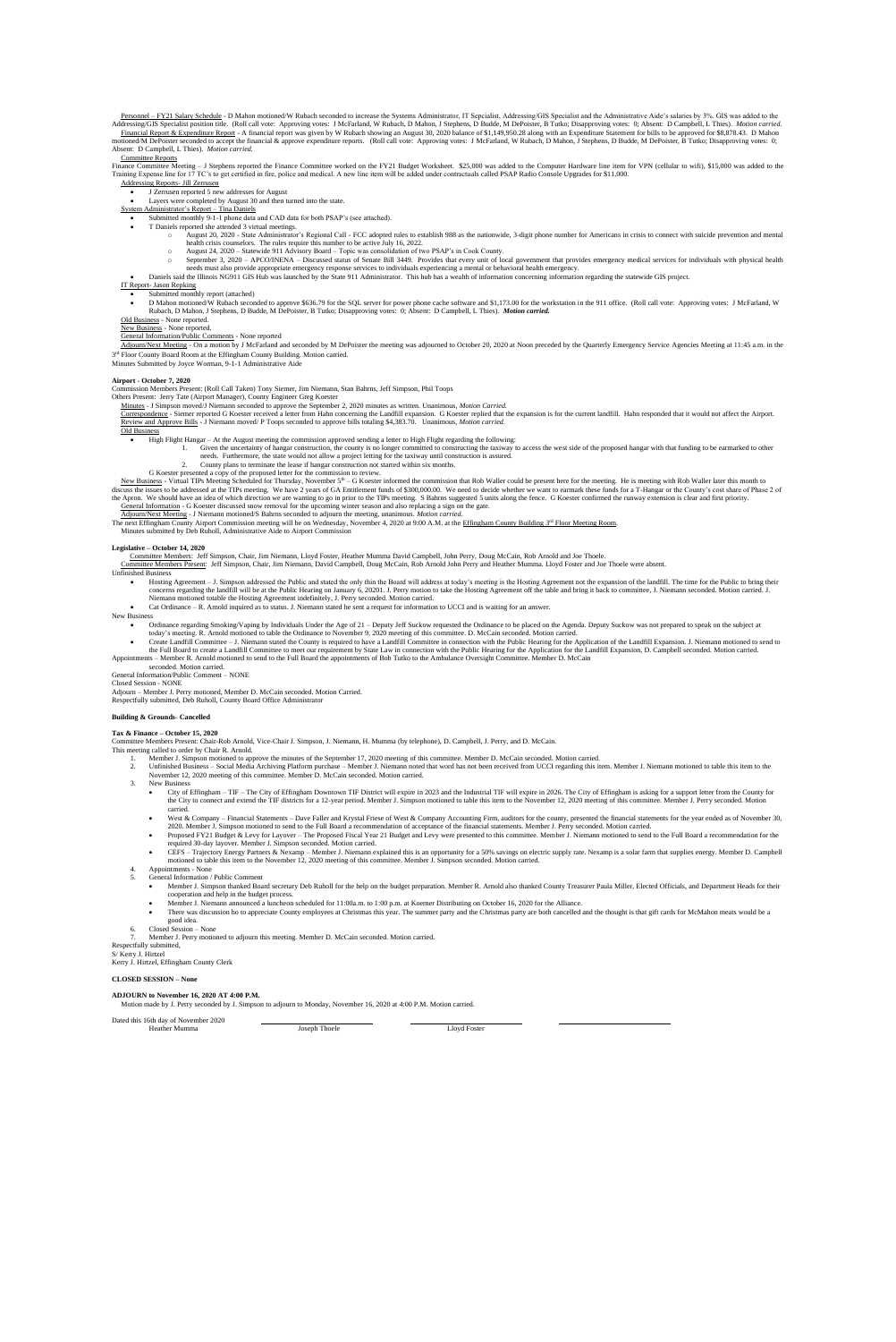Personnel – FY21 Salary Schedule - D Mahon motioned/W Rubach seconded to increase the Systems Administrator, IT Sepcialist, Addressing/GIS Specialist and the Administrative Aide's salaries by 3%. GIS was added to the Addressing/GIS Specialist position title. (Roll call vote: Approving votes: J McFarland, W Rubach, D Mahon, J Stephens, D Budde, M DePoister, B Tutko; Disapproving votes: 0; Absent: D Campbell, L Thies). *Motion carried.*

Financial Report & Expenditure Report - A financial report was given by W Rubach showing an August 30, 2020 balance of $1,149,950.28 along with an Expenditure Statement for bills to be approved for $8,878.43. D Mahon motioned/M DePoister seconded to accept the financial & approve expenditure reports. (Roll call vote: Approving votes: J McFarland, W Rubach, D Mahon, J Stephens, D Budde, M DePoister, B Tutko; Disapproving votes: 0; Absent: D Campbell, L Thies). *Motion carried.*

Committee Reports

Finance Committee Meeting – J Stephens reported the Finance Committee worked on the FY21 Budget Worksheet. $25,000 was added to the Computer Hardware line item for VPN (cellular to wifi), $15,000 was added to the Training Expense line for 17 TC's to get certified in fire, police and medical. A new line item will be added under contractuals called PSAP Radio Console Upgrades for $11,000.

Addressing Reports- Jill Zerrusen

- J Zerrusen reported 5 new addresses for August
- Layers were completed by August 30 and then turned into the state.

System Administrator's Report – Tina Daniels

- Submitted monthly 9-1-1 phone data and CAD data for both PSAP's (see attached).
- T Daniels reported she attended 3 virtual meetings.
  - August 20, 2020 - State Administrator's Regional Call - FCC adopted rules to establish 988 as the nationwide, 3-digit phone number for Americans in crisis to connect with suicide prevention and mental health crisis counselors. The rules require this number to be active July 16, 2022.
  - August 24, 2020 – Statewide 911 Advisory Board – Topic was consolidation of two PSAP's in Cook County.
  - September 3, 2020 – APCO/INENA – Discussed status of Senate Bill 3449. Provides that every unit of local government that provides emergency medical services for individuals with physical health needs must also provide appropriate emergency response services to individuals experiencing a mental or behavioral health emergency.
- Daniels said the Illinois NG911 GIS Hub was launched by the State 911 Administrator. This hub has a wealth of information concerning information regarding the statewide GIS project.

IT Report- Jason Repking

- Submitted monthly report (attached)
- D Mahon motioned/W Rubach seconded to approve $636.79 for the SQL server for power phone cache software and $1,173.00 for the workstation in the 911 office. (Roll call vote: Approving votes: J McFarland, W Rubach, D Mahon, J Stephens, D Budde, M DePoister, B Tutko; Disapproving votes: 0; Absent: D Campbell, L Thies). ***Motion carried.***

Old Business - None reported.

New Business - None reported.

General Information/Public Comments - None reported

Adjourn/Next Meeting - On a motion by J McFarland and seconded by M DePoister the meeting was adjourned to October 20, 2020 at Noon preceded by the Quarterly Emergency Service Agencies Meeting at 11:45 a.m. in the 3rd Floor County Board Room at the Effingham County Building. Motion carried.

Minutes Submitted by Joyce Worman, 9-1-1 Administrative Aide

**Airport - October 7, 2020**

Commission Members Present: (Roll Call Taken) Tony Siemer, Jim Niemann, Stan Bahrns, Jeff Simpson, Phil Toops

Others Present: Jerry Tate (Airport Manager), County Engineer Greg Koester

Minutes - J Simpson moved/J Niemann seconded to approve the September 2, 2020 minutes as written. Unanimous, *Motion Carried.*

Correspondence - Siemer reported G Koester received a letter from Hahn concerning the Landfill expansion. G Koester replied that the expansion is for the current landfill. Hahn responded that it would not affect the Airport.

Review and Approve Bills - J Niemann moved/ P Toops seconded to approve bills totaling $4,383.70. Unanimous, *Motion carried.*

Old Business

- High Flight Hangar – At the August meeting the commission approved sending a letter to High Flight regarding the following:
  1. Given the uncertainty of hangar construction, the county is no longer committed to constructing the taxiway to access the west side of the proposed hangar with that funding to be earmarked to other needs. Furthermore, the state would not allow a project letting for the taxiway until construction is assured.
  2. County plans to terminate the lease if hangar construction not started within six months.

G Koester presented a copy of the proposed letter for the commission to review.

New Business - Virtual TIPs Meeting Scheduled for Thursday, November 5th – G Koester informed the commission that Rob Waller could be present here for the meeting. He is meeting with Rob Waller later this month to discuss the issues to be addressed at the TIPs meeting. We have 2 years of GA Entitlement funds of $300,000.00. We need to decide whether we want to earmark these funds for a T-Hangar or the County's cost share of Phase 2 of the Apron. We should have an idea of which direction we are wanting to go in prior to the TIPs meeting. S Bahrns suggested 5 units along the fence. G Koester confirmed the runway extension is clear and first priority.

General Information - G Koester discussed snow removal for the upcoming winter season and also replacing a sign on the gate.

Adjourn/Next Meeting - J Niemann motioned/S Bahrns seconded to adjourn the meeting, unanimous. *Motion carried.*

The next Effingham County Airport Commission meeting will be on Wednesday, November 4, 2020 at 9:00 A.M. at the Effingham County Building 3rd Floor Meeting Room.

Minutes submitted by Deb Ruholl, Administrative Aide to Airport Commission

**Legislative – October 14, 2020**

Committee Members: Jeff Simpson, Chair, Jim Niemann, Lloyd Foster, Heather Mumma David Campbell, John Perry, Doug McCain, Rob Arnold and Joe Thoele.

Committee Members Present: Jeff Simpson, Chair, Jim Niemann, David Campbell, Doug McCain, Rob Arnold John Perry and Heather Mumma. Lloyd Foster and Joe Thoele were absent.

Unfinished Business

- Hosting Agreement – J. Simpson addressed the Public and stated the only thin the Board will address at today's meeting is the Hosting Agreement not the expansion of the landfill. The time for the Public to bring their concerns regarding the landfill will be at the Public Hearing on January 6, 20201. J. Perry motion to take the Hosting Agreement off the table and bring it back to committee, J. Niemann seconded. Motion carried. J. Niemann motioned totable the Hosting Agreement indefinitely, J. Perry seconded. Motion carried.
- Cat Ordinance – R. Arnold inquired as to status. J. Niemann stated he sent a request for information to UCCI and is waiting for an answer.

New Business

- Ordinance regarding Smoking/Vaping by Individuals Under the Age of 21 – Deputy Jeff Suckow requested the Ordinance to be placed on the Agenda. Deputy Suckow was not prepared to speak on the subject at today's meeting. R. Arnold motioned to table the Ordinance to November 9, 2020 meeting of this committee. D. McCain seconded. Motion carried.
- Create Landfill Committee – J. Niemann stated the County is required to have a Landfill Committee in connection with the Public Hearing for the Application of the Landfill Expansion. J. Niemann motioned to send to the Full Board to create a Landfill Committee to meet our requirement by State Law in connection with the Public Hearing for the Application for the Landfill Expansion, D. Campbell seconded. Motion carried.

Appointments – Member R. Arnold motioned to send to the Full Board the appointments of Bob Tutko to the Ambulance Oversight Committee. Member D. McCain seconded. Motion carried.

General Information/Public Comment – NONE

Closed Session - NONE

Adjourn – Member J. Perry motioned, Member D. McCain seconded. Motion Carried.

Respectfully submitted, Deb Ruholl, County Board Office Administrator

**Building & Grounds- Cancelled**

**Tax & Finance – October 15, 2020**

Committee Members Present: Chair-Rob Arnold, Vice-Chair J. Simpson, J. Niemann, H. Mumma (by telephone), D. Campbell, J. Perry, and D. McCain.

This meeting called to order by Chair R. Arnold.

1. Member J. Simpson motioned to approve the minutes of the September 17, 2020 meeting of this committee. Member D. McCain seconded. Motion carried.
2. Unfinished Business – Social Media Archiving Platform purchase – Member J. Niemann noted that word has not been received from UCCI regarding this item. Member J. Niemann motioned to table this item to the November 12, 2020 meeting of this committee. Member D. McCain seconded. Motion carried.
3. New Business
   - City of Effingham – TIF – The City of Effingham Downtown TIF District will expire in 2023 and the Industrial TIF will expire in 2026. The City of Effingham is asking for a support letter from the County for the City to connect and extend the TIF districts for a 12-year period. Member J. Simpson motioned to table this item to the November 12, 2020 meeting of this committee. Member J. Perry seconded. Motion carried.
   - West & Company – Financial Statements – Dave Faller and Krystal Friese of West & Company Accounting Firm, auditors for the county, presented the financial statements for the year ended as of November 30, 2020. Member J. Simpson motioned to send to the Full Board a recommendation of acceptance of the financial statements. Member J. Perry seconded. Motion carried.
   - Proposed FY21 Budget & Levy for Layover – The Proposed Fiscal Year 21 Budget and Levy were presented to this committee. Member J. Niemann motioned to send to the Full Board a recommendation for the required 30-day layover. Member J. Simpson seconded. Motion carried.
   - CEFS – Trajectory Energy Partners & Nexamp – Member J. Niemann explained this is an opportunity for a 50% savings on electric supply rate. Nexamp is a solar farm that supplies energy. Member D. Campbell motioned to table this item to the November 12, 2020 meeting of this committee. Member J. Simpson seconded. Motion carried.
4. Appointments - None
5. General Information / Public Comment
   - Member J. Simpson thanked Board secretary Deb Ruholl for the help on the budget preparation. Member R. Arnold also thanked County Treasurer Paula Miller, Elected Officials, and Department Heads for their cooperation and help in the budget process.
   - Member J. Niemann announced a luncheon scheduled for 11:00a.m. to 1:00 p.m. at Koerner Distributing on October 16, 2020 for the Alliance.
   - There was discussion ho to appreciate County employees at Christmas this year. The summer party and the Christmas party are both cancelled and the thought is that gift cards for McMahon meats would be a good idea.
6. Closed Session – None
7. Member J. Perry motioned to adjourn this meeting. Member D. McCain seconded. Motion carried.

Respectfully submitted,

S/ Kerry J. Hirtzel

Kerry J. Hirtzel, Effingham County Clerk

**CLOSED SESSION – None**

**ADJOURN to November 16, 2020 AT 4:00 P.M.**

Motion made by J. Perry seconded by J. Simpson to adjourn to Monday, November 16, 2020 at 4:00 P.M. Motion carried.

Dated this 16th day of November 2020

Heather Mumma ______________________ Joseph Thoele ______________________ Lloyd Foster ______________________